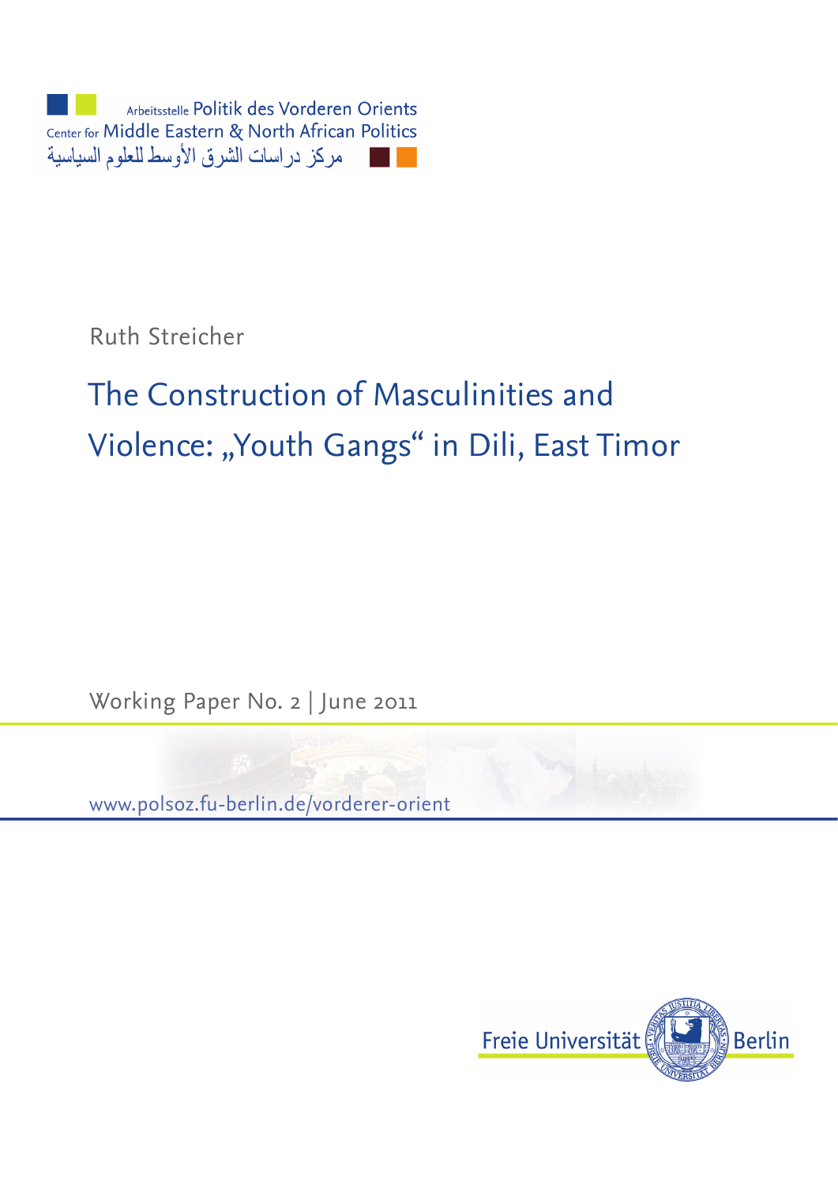Arbeitsstelle Politik des Vorderen Orients
Center for Middle Eastern & North African Politics
مركز دراسات الشرق الأوسط للعلوم السياسية

Ruth Streicher

# The Construction of Masculinities and Violence: „Youth Gangs" in Dili, East Timor

Working Paper No. 2 | June 2011

www.polsoz.fu-berlin.de/vorderer-orient

Freie Universität Berlin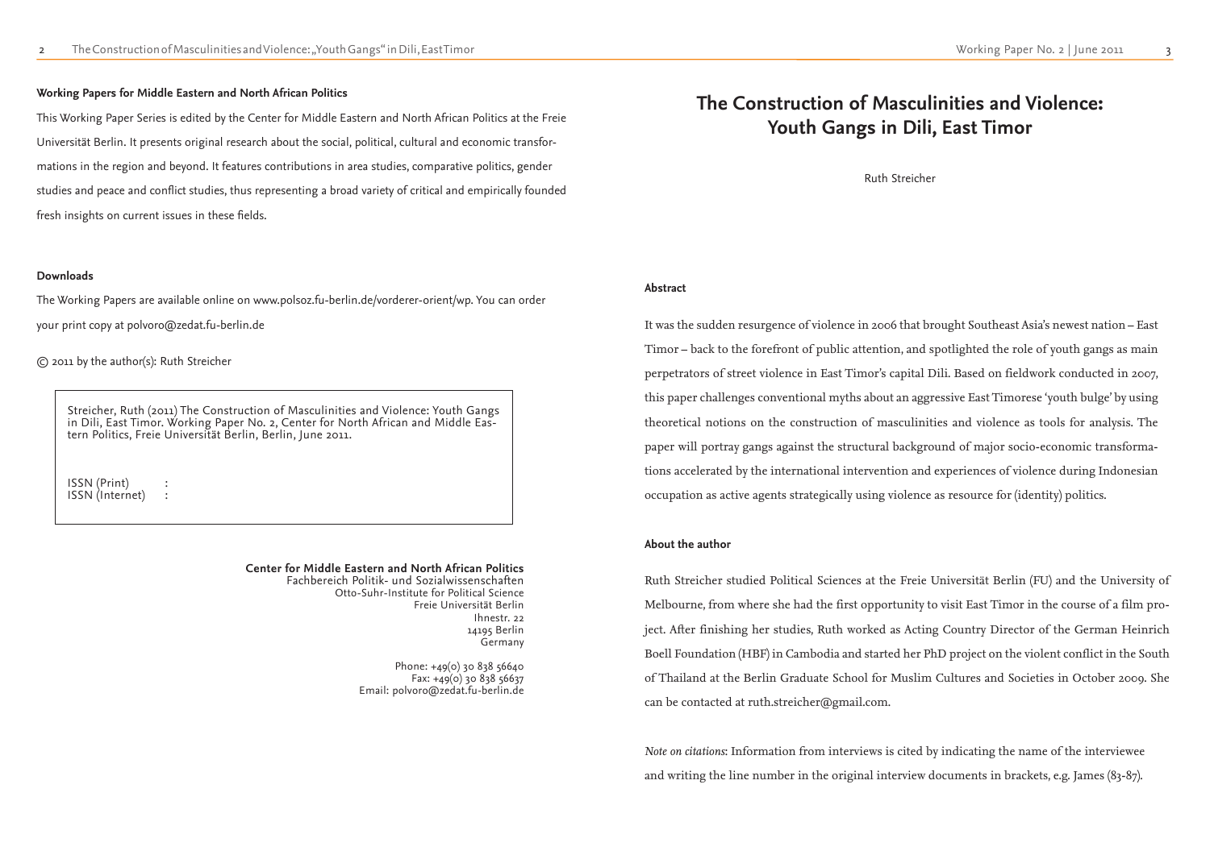**Working Papers for Middle Eastern and North African Politics**

This Working Paper Series is edited by the Center for Middle Eastern and North African Politics at the Freie Universität Berlin. It presents original research about the social, political, cultural and economic transformations in the region and beyond. It features contributions in area studies, comparative politics, gender studies and peace and conflict studies, thus representing a broad variety of critical and empirically founded fresh insights on current issues in these fields.

**Downloads**

The Working Papers are available online on www.polsoz.fu-berlin.de/vorderer-orient/wp. You can order your print copy at polvoro@zedat.fu-berlin.de

© 2011 by the author(s): Ruth Streicher

Streicher, Ruth (2011) The Construction of Masculinities and Violence: Youth Gangs in Dili, East Timor. Working Paper No. 2, Center for North African and Middle Eastern Politics, Freie Universität Berlin, Berlin, June 2011.

ISSN (Print) :
ISSN (Internet) :

**Center for Middle Eastern and North African Politics**
Fachbereich Politik- und Sozialwissenschaften
Otto-Suhr-Institute for Political Science
Freie Universität Berlin
Ihnestr. 22
14195 Berlin
Germany

Phone: +49(0) 30 838 56640
Fax: +49(0) 30 838 56637
Email: polvoro@zedat.fu-berlin.de

# The Construction of Masculinities and Violence: Youth Gangs in Dili, East Timor

Ruth Streicher

**Abstract**

It was the sudden resurgence of violence in 2006 that brought Southeast Asia's newest nation – East Timor – back to the forefront of public attention, and spotlighted the role of youth gangs as main perpetrators of street violence in East Timor's capital Dili. Based on fieldwork conducted in 2007, this paper challenges conventional myths about an aggressive East Timorese 'youth bulge' by using theoretical notions on the construction of masculinities and violence as tools for analysis. The paper will portray gangs against the structural background of major socio-economic transformations accelerated by the international intervention and experiences of violence during Indonesian occupation as active agents strategically using violence as resource for (identity) politics.

**About the author**

Ruth Streicher studied Political Sciences at the Freie Universität Berlin (FU) and the University of Melbourne, from where she had the first opportunity to visit East Timor in the course of a film project. After finishing her studies, Ruth worked as Acting Country Director of the German Heinrich Boell Foundation (HBF) in Cambodia and started her PhD project on the violent conflict in the South of Thailand at the Berlin Graduate School for Muslim Cultures and Societies in October 2009. She can be contacted at ruth.streicher@gmail.com.

*Note on citations*: Information from interviews is cited by indicating the name of the interviewee and writing the line number in the original interview documents in brackets, e.g. James (83-87).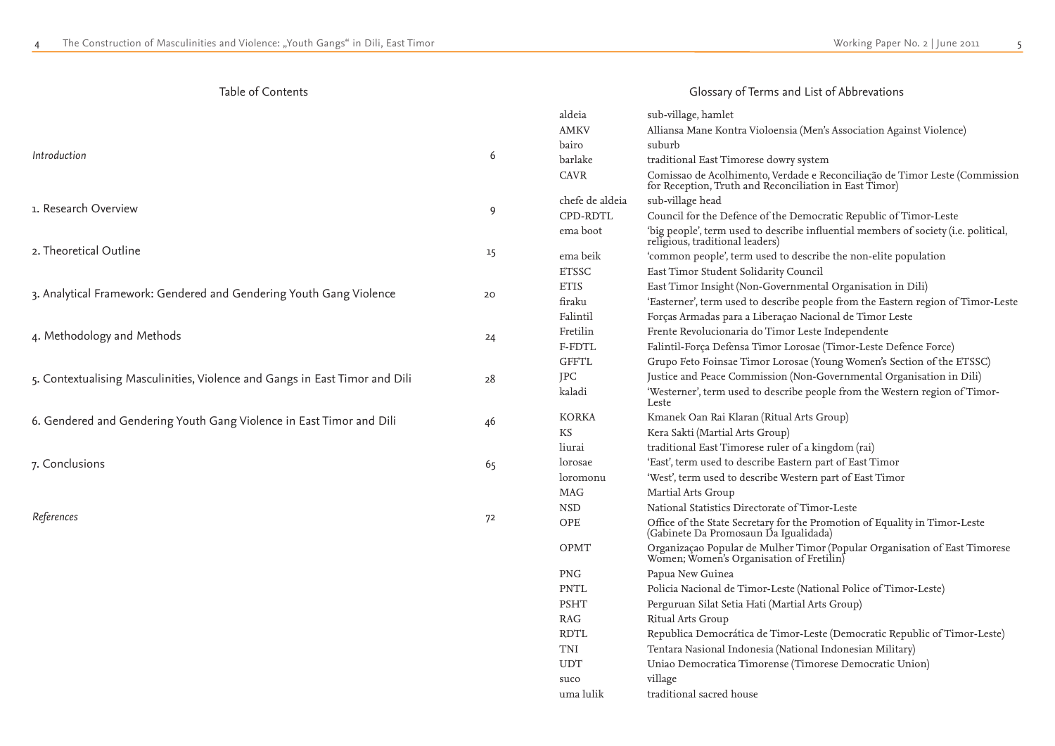## Table of Contents

| | |
|---|---|
| *Introduction* | 6 |
| 1. Research Overview | 9 |
| 2. Theoretical Outline | 15 |
| 3. Analytical Framework: Gendered and Gendering Youth Gang Violence | 20 |
| 4. Methodology and Methods | 24 |
| 5. Contextualising Masculinities, Violence and Gangs in East Timor and Dili | 28 |
| 6. Gendered and Gendering Youth Gang Violence in East Timor and Dili | 46 |
| 7. Conclusions | 65 |
| *References* | 72 |

## Glossary of Terms and List of Abbrevations

| | |
|---|---|
| aldeia | sub-village, hamlet |
| AMKV | Alliansa Mane Kontra Violoensia (Men's Association Against Violence) |
| bairo | suburb |
| barlake | traditional East Timorese dowry system |
| CAVR | Comissao de Acolhimento, Verdade e Reconciliação de Timor Leste (Commission for Reception, Truth and Reconciliation in East Timor) |
| chefe de aldeia | sub-village head |
| CPD-RDTL | Council for the Defence of the Democratic Republic of Timor-Leste |
| ema boot | 'big people', term used to describe influential members of society (i.e. political, religious, traditional leaders) |
| ema beik | 'common people', term used to describe the non-elite population |
| ETSSC | East Timor Student Solidarity Council |
| ETIS | East Timor Insight (Non-Governmental Organisation in Dili) |
| firaku | 'Easterner', term used to describe people from the Eastern region of Timor-Leste |
| Falintil | Forças Armadas para a Liberaçao Nacional de Timor Leste |
| Fretilin | Frente Revolucionaria do Timor Leste Independente |
| F-FDTL | Falintil-Força Defensa Timor Lorosae (Timor-Leste Defence Force) |
| GFFTL | Grupo Feto Foinsae Timor Lorosae (Young Women's Section of the ETSSC) |
| JPC | Justice and Peace Commission (Non-Governmental Organisation in Dili) |
| kaladi | 'Westerner', term used to describe people from the Western region of Timor-Leste |
| KORKA | Kmanek Oan Rai Klaran (Ritual Arts Group) |
| KS | Kera Sakti (Martial Arts Group) |
| liurai | traditional East Timorese ruler of a kingdom (rai) |
| lorosae | 'East', term used to describe Eastern part of East Timor |
| loromonu | 'West', term used to describe Western part of East Timor |
| MAG | Martial Arts Group |
| NSD | National Statistics Directorate of Timor-Leste |
| OPE | Office of the State Secretary for the Promotion of Equality in Timor-Leste (Gabinete Da Promosaun Da Igualidada) |
| OPMT | Organizaçao Popular de Mulher Timor (Popular Organisation of East Timorese Women; Women's Organisation of Fretilin) |
| PNG | Papua New Guinea |
| PNTL | Policia Nacional de Timor-Leste (National Police of Timor-Leste) |
| PSHT | Perguruan Silat Setia Hati (Martial Arts Group) |
| RAG | Ritual Arts Group |
| RDTL | Republica Democrática de Timor-Leste (Democratic Republic of Timor-Leste) |
| TNI | Tentara Nasional Indonesia (National Indonesian Military) |
| UDT | Uniao Democratica Timorense (Timorese Democratic Union) |
| suco | village |
| uma lulik | traditional sacred house |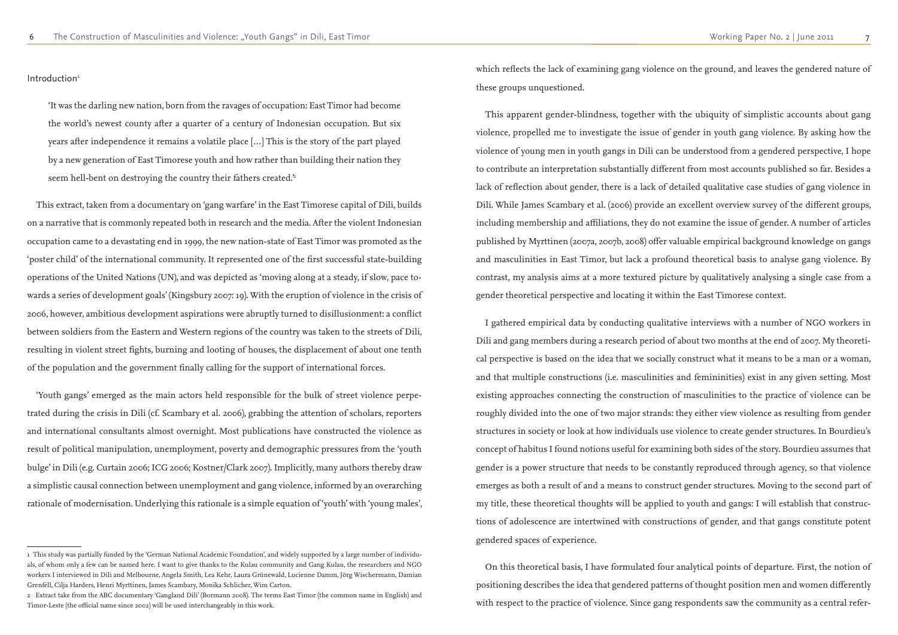## Introduction[1]

> 'It was the darling new nation, born from the ravages of occupation: East Timor had become the world's newest county after a quarter of a century of Indonesian occupation. But six years after independence it remains a volatile place […] This is the story of the part played by a new generation of East Timorese youth and how rather than building their nation they seem hell-bent on destroying the country their fathers created.'[2]

This extract, taken from a documentary on 'gang warfare' in the East Timorese capital of Dili, builds on a narrative that is commonly repeated both in research and the media. After the violent Indonesian occupation came to a devastating end in 1999, the new nation-state of East Timor was promoted as the 'poster child' of the international community. It represented one of the first successful state-building operations of the United Nations (UN), and was depicted as 'moving along at a steady, if slow, pace towards a series of development goals' (Kingsbury 2007: 19). With the eruption of violence in the crisis of 2006, however, ambitious development aspirations were abruptly turned to disillusionment: a conflict between soldiers from the Eastern and Western regions of the country was taken to the streets of Dili, resulting in violent street fights, burning and looting of houses, the displacement of about one tenth of the population and the government finally calling for the support of international forces.

'Youth gangs' emerged as the main actors held responsible for the bulk of street violence perpetrated during the crisis in Dili (cf. Scambary et al. 2006), grabbing the attention of scholars, reporters and international consultants almost overnight. Most publications have constructed the violence as result of political manipulation, unemployment, poverty and demographic pressures from the 'youth bulge' in Dili (e.g. Curtain 2006; ICG 2006; Kostner/Clark 2007). Implicitly, many authors thereby draw a simplistic causal connection between unemployment and gang violence, informed by an overarching rationale of modernisation. Underlying this rationale is a simple equation of 'youth' with 'young males', which reflects the lack of examining gang violence on the ground, and leaves the gendered nature of these groups unquestioned.

This apparent gender-blindness, together with the ubiquity of simplistic accounts about gang violence, propelled me to investigate the issue of gender in youth gang violence. By asking how the violence of young men in youth gangs in Dili can be understood from a gendered perspective, I hope to contribute an interpretation substantially different from most accounts published so far. Besides a lack of reflection about gender, there is a lack of detailed qualitative case studies of gang violence in Dili. While James Scambary et al. (2006) provide an excellent overview survey of the different groups, including membership and affiliations, they do not examine the issue of gender. A number of articles published by Myrttinen (2007a, 2007b, 2008) offer valuable empirical background knowledge on gangs and masculinities in East Timor, but lack a profound theoretical basis to analyse gang violence. By contrast, my analysis aims at a more textured picture by qualitatively analysing a single case from a gender theoretical perspective and locating it within the East Timorese context.

I gathered empirical data by conducting qualitative interviews with a number of NGO workers in Dili and gang members during a research period of about two months at the end of 2007. My theoretical perspective is based on the idea that we socially construct what it means to be a man or a woman, and that multiple constructions (i.e. masculinities and femininities) exist in any given setting. Most existing approaches connecting the construction of masculinities to the practice of violence can be roughly divided into the one of two major strands: they either view violence as resulting from gender structures in society or look at how individuals use violence to create gender structures. In Bourdieu's concept of habitus I found notions useful for examining both sides of the story. Bourdieu assumes that gender is a power structure that needs to be constantly reproduced through agency, so that violence emerges as both a result of and a means to construct gender structures. Moving to the second part of my title, these theoretical thoughts will be applied to youth and gangs: I will establish that constructions of adolescence are intertwined with constructions of gender, and that gangs constitute potent gendered spaces of experience.

On this theoretical basis, I have formulated four analytical points of departure. First, the notion of positioning describes the idea that gendered patterns of thought position men and women differently with respect to the practice of violence. Since gang respondents saw the community as a central refer-

---

[1] This study was partially funded by the 'German National Academic Foundation', and widely supported by a large number of individuals, of whom only a few can be named here. I want to give thanks to the Kulau community and Gang Kulau, the researchers and NGO workers I interviewed in Dili and Melbourne, Angela Smith, Lea Kehr, Laura Grünewald, Lucienne Damm, Jörg Wischermann, Damian Grenfell, Cilja Harders, Henri Myrttinen, James Scambary, Monika Schlicher, Wim Carton.

[2] Extract take from the ABC documentary 'Gangland Dili' (Bormann 2008). The terms East Timor (the common name in English) and Timor-Leste (the official name since 2002) will be used interchangeably in this work.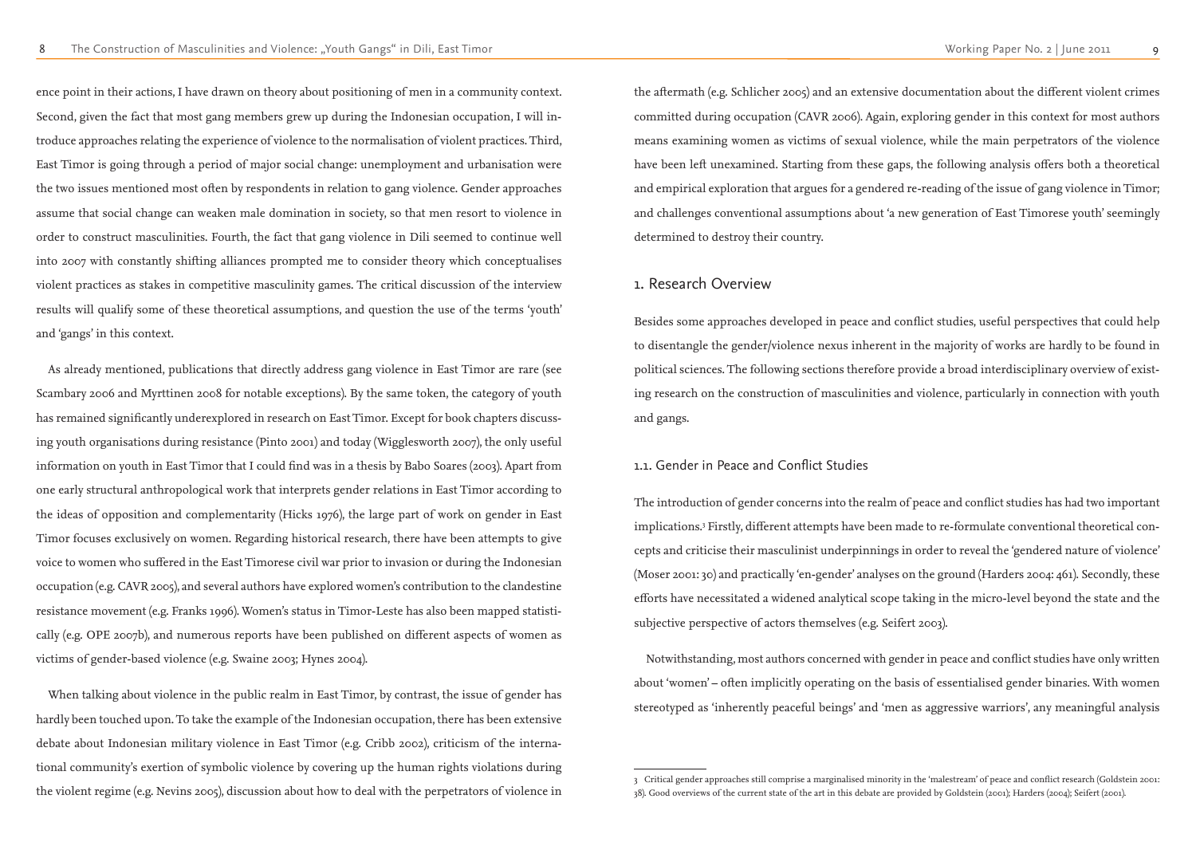ence point in their actions, I have drawn on theory about positioning of men in a community context. Second, given the fact that most gang members grew up during the Indonesian occupation, I will introduce approaches relating the experience of violence to the normalisation of violent practices. Third, East Timor is going through a period of major social change: unemployment and urbanisation were the two issues mentioned most often by respondents in relation to gang violence. Gender approaches assume that social change can weaken male domination in society, so that men resort to violence in order to construct masculinities. Fourth, the fact that gang violence in Dili seemed to continue well into 2007 with constantly shifting alliances prompted me to consider theory which conceptualises violent practices as stakes in competitive masculinity games. The critical discussion of the interview results will qualify some of these theoretical assumptions, and question the use of the terms 'youth' and 'gangs' in this context.

As already mentioned, publications that directly address gang violence in East Timor are rare (see Scambary 2006 and Myrttinen 2008 for notable exceptions). By the same token, the category of youth has remained significantly underexplored in research on East Timor. Except for book chapters discussing youth organisations during resistance (Pinto 2001) and today (Wigglesworth 2007), the only useful information on youth in East Timor that I could find was in a thesis by Babo Soares (2003). Apart from one early structural anthropological work that interprets gender relations in East Timor according to the ideas of opposition and complementarity (Hicks 1976), the large part of work on gender in East Timor focuses exclusively on women. Regarding historical research, there have been attempts to give voice to women who suffered in the East Timorese civil war prior to invasion or during the Indonesian occupation (e.g. CAVR 2005), and several authors have explored women's contribution to the clandestine resistance movement (e.g. Franks 1996). Women's status in Timor-Leste has also been mapped statistically (e.g. OPE 2007b), and numerous reports have been published on different aspects of women as victims of gender-based violence (e.g. Swaine 2003; Hynes 2004).

When talking about violence in the public realm in East Timor, by contrast, the issue of gender has hardly been touched upon. To take the example of the Indonesian occupation, there has been extensive debate about Indonesian military violence in East Timor (e.g. Cribb 2002), criticism of the international community's exertion of symbolic violence by covering up the human rights violations during the violent regime (e.g. Nevins 2005), discussion about how to deal with the perpetrators of violence in the aftermath (e.g. Schlicher 2005) and an extensive documentation about the different violent crimes committed during occupation (CAVR 2006). Again, exploring gender in this context for most authors means examining women as victims of sexual violence, while the main perpetrators of the violence have been left unexamined. Starting from these gaps, the following analysis offers both a theoretical and empirical exploration that argues for a gendered re-reading of the issue of gang violence in Timor; and challenges conventional assumptions about 'a new generation of East Timorese youth' seemingly determined to destroy their country.

## 1. Research Overview

Besides some approaches developed in peace and conflict studies, useful perspectives that could help to disentangle the gender/violence nexus inherent in the majority of works are hardly to be found in political sciences. The following sections therefore provide a broad interdisciplinary overview of existing research on the construction of masculinities and violence, particularly in connection with youth and gangs.

### 1.1. Gender in Peace and Conflict Studies

The introduction of gender concerns into the realm of peace and conflict studies has had two important implications.[3] Firstly, different attempts have been made to re-formulate conventional theoretical concepts and criticise their masculinist underpinnings in order to reveal the 'gendered nature of violence' (Moser 2001: 30) and practically 'en-gender' analyses on the ground (Harders 2004: 461). Secondly, these efforts have necessitated a widened analytical scope taking in the micro-level beyond the state and the subjective perspective of actors themselves (e.g. Seifert 2003).

Notwithstanding, most authors concerned with gender in peace and conflict studies have only written about 'women' – often implicitly operating on the basis of essentialised gender binaries. With women stereotyped as 'inherently peaceful beings' and 'men as aggressive warriors', any meaningful analysis

3 Critical gender approaches still comprise a marginalised minority in the 'malestream' of peace and conflict research (Goldstein 2001: 38). Good overviews of the current state of the art in this debate are provided by Goldstein (2001); Harders (2004); Seifert (2001).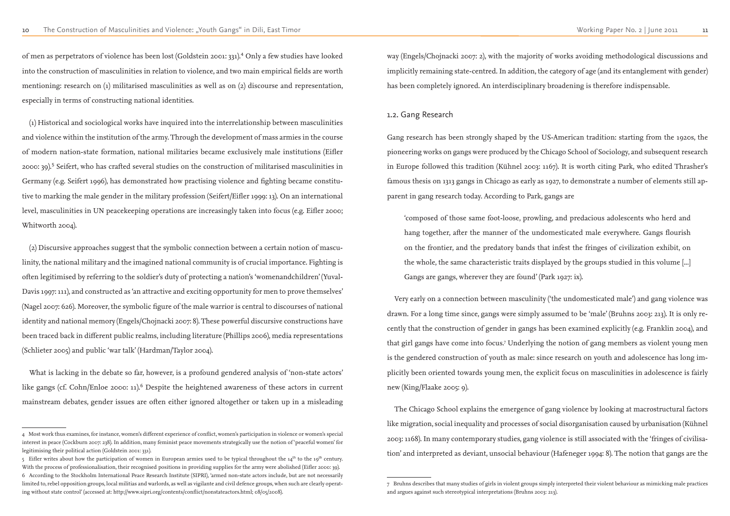of men as perpetrators of violence has been lost (Goldstein 2001: 331).[4] Only a few studies have looked into the construction of masculinities in relation to violence, and two main empirical fields are worth mentioning: research on (1) militarised masculinities as well as on (2) discourse and representation, especially in terms of constructing national identities.

(1) Historical and sociological works have inquired into the interrelationship between masculinities and violence within the institution of the army. Through the development of mass armies in the course of modern nation-state formation, national militaries became exclusively male institutions (Eifler 2000: 39).[5] Seifert, who has crafted several studies on the construction of militarised masculinities in Germany (e.g. Seifert 1996), has demonstrated how practising violence and fighting became constitutive to marking the male gender in the military profession (Seifert/Eifler 1999: 13). On an international level, masculinities in UN peacekeeping operations are increasingly taken into focus (e.g. Eifler 2000; Whitworth 2004).

(2) Discursive approaches suggest that the symbolic connection between a certain notion of masculinity, the national military and the imagined national community is of crucial importance. Fighting is often legitimised by referring to the soldier's duty of protecting a nation's 'womenandchildren' (Yuval-Davis 1997: 111), and constructed as 'an attractive and exciting opportunity for men to prove themselves' (Nagel 2007: 626). Moreover, the symbolic figure of the male warrior is central to discourses of national identity and national memory (Engels/Chojnacki 2007: 8). These powerful discursive constructions have been traced back in different public realms, including literature (Phillips 2006), media representations (Schlieter 2005) and public 'war talk' (Hardman/Taylor 2004).

What is lacking in the debate so far, however, is a profound gendered analysis of 'non-state actors' like gangs (cf. Cohn/Enloe 2000: 11).[6] Despite the heightened awareness of these actors in current mainstream debates, gender issues are often either ignored altogether or taken up in a misleading way (Engels/Chojnacki 2007: 2), with the majority of works avoiding methodological discussions and implicitly remaining state-centred. In addition, the category of age (and its entanglement with gender) has been completely ignored. An interdisciplinary broadening is therefore indispensable.

## 1.2. Gang Research

Gang research has been strongly shaped by the US-American tradition: starting from the 1920s, the pioneering works on gangs were produced by the Chicago School of Sociology, and subsequent research in Europe followed this tradition (Kühnel 2003: 1167). It is worth citing Park, who edited Thrasher's famous thesis on 1313 gangs in Chicago as early as 1927, to demonstrate a number of elements still apparent in gang research today. According to Park, gangs are

> 'composed of those same foot-loose, prowling, and predacious adolescents who herd and hang together, after the manner of the undomesticated male everywhere. Gangs flourish on the frontier, and the predatory bands that infest the fringes of civilization exhibit, on the whole, the same characteristic traits displayed by the groups studied in this volume [...] Gangs are gangs, wherever they are found' (Park 1927: ix).

Very early on a connection between masculinity ('the undomesticated male') and gang violence was drawn. For a long time since, gangs were simply assumed to be 'male' (Bruhns 2003: 213). It is only recently that the construction of gender in gangs has been examined explicitly (e.g. Franklin 2004), and that girl gangs have come into focus.[7] Underlying the notion of gang members as violent young men is the gendered construction of youth as male: since research on youth and adolescence has long implicitly been oriented towards young men, the explicit focus on masculinities in adolescence is fairly new (King/Flaake 2005: 9).

The Chicago School explains the emergence of gang violence by looking at macrostructural factors like migration, social inequality and processes of social disorganisation caused by urbanisation (Kühnel 2003: 1168). In many contemporary studies, gang violence is still associated with the 'fringes of civilisation' and interpreted as deviant, unsocial behaviour (Hafeneger 1994: 8). The notion that gangs are the

---

4 Most work thus examines, for instance, women's different experience of conflict, women's participation in violence or women's special interest in peace (Cockburn 2007: 238). In addition, many feminist peace movements strategically use the notion of 'peaceful women' for legitimising their political action (Goldstein 2001: 331).

5 Eifler writes about how the participation of women in European armies used to be typical throughout the 14th to the 19th century. With the process of professionalisation, their recognised positions in providing supplies for the army were abolished (Eifler 2000: 39).

6 According to the Stockholm International Peace Research Institute (SIPRI), 'armed non-state actors include, but are not necessarily limited to, rebel opposition groups, local militias and warlords, as well as vigilante and civil defence groups, when such are clearly operating without state control' (accessed at: http://www.sipri.org/contents/conflict/nonstateactors.html; 08/05/2008).

7 Bruhns describes that many studies of girls in violent groups simply interpreted their violent behaviour as mimicking male practices and argues against such stereotypical interpretations (Bruhns 2003: 213).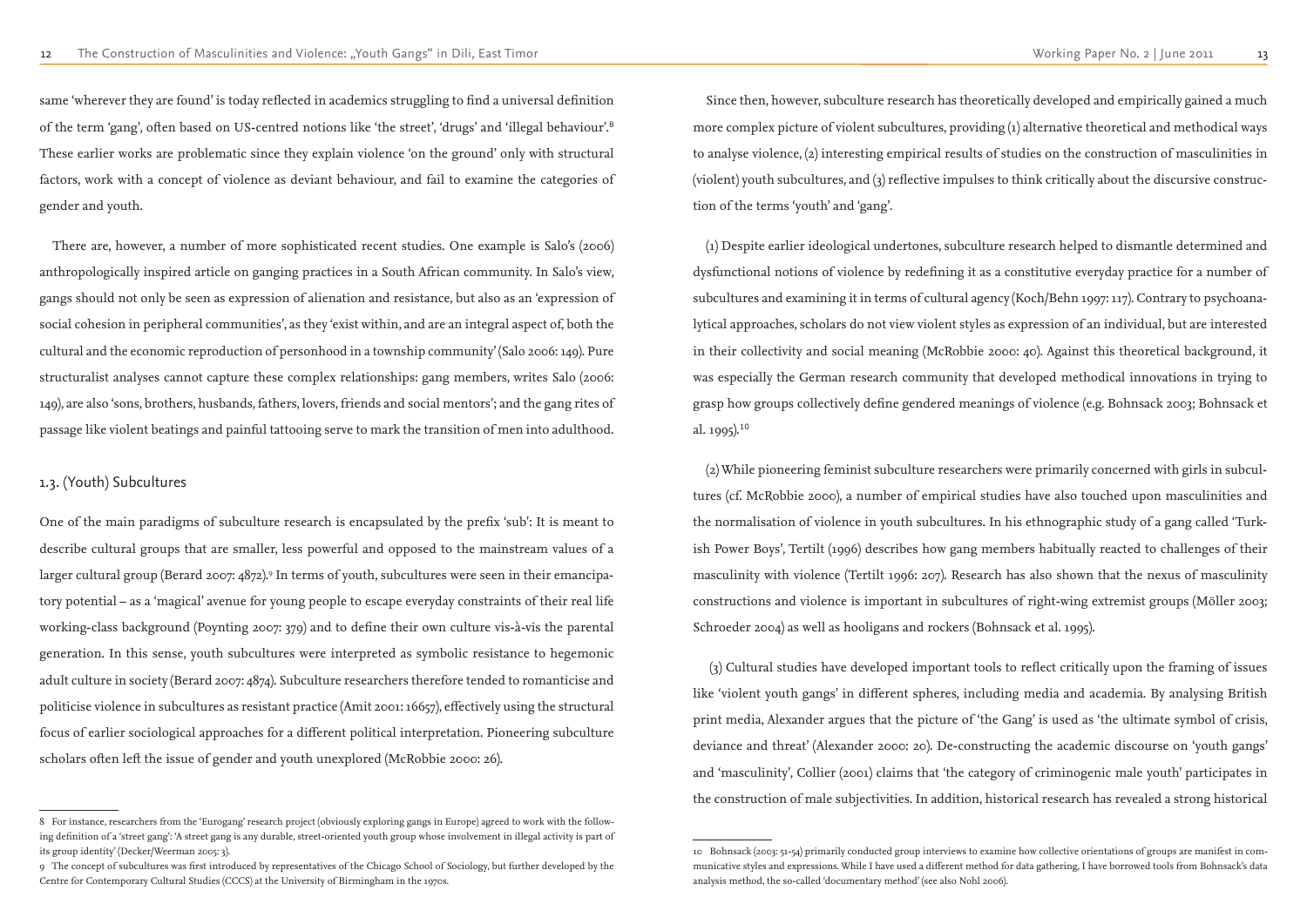same 'wherever they are found' is today reflected in academics struggling to find a universal definition of the term 'gang', often based on US-centred notions like 'the street', 'drugs' and 'illegal behaviour'.[8] These earlier works are problematic since they explain violence 'on the ground' only with structural factors, work with a concept of violence as deviant behaviour, and fail to examine the categories of gender and youth.

There are, however, a number of more sophisticated recent studies. One example is Salo's (2006) anthropologically inspired article on ganging practices in a South African community. In Salo's view, gangs should not only be seen as expression of alienation and resistance, but also as an 'expression of social cohesion in peripheral communities', as they 'exist within, and are an integral aspect of, both the cultural and the economic reproduction of personhood in a township community' (Salo 2006: 149). Pure structuralist analyses cannot capture these complex relationships: gang members, writes Salo (2006: 149), are also 'sons, brothers, husbands, fathers, lovers, friends and social mentors'; and the gang rites of passage like violent beatings and painful tattooing serve to mark the transition of men into adulthood.

### 1.3. (Youth) Subcultures

One of the main paradigms of subculture research is encapsulated by the prefix 'sub': It is meant to describe cultural groups that are smaller, less powerful and opposed to the mainstream values of a larger cultural group (Berard 2007: 4872).[9] In terms of youth, subcultures were seen in their emancipatory potential – as a 'magical' avenue for young people to escape everyday constraints of their real life working-class background (Poynting 2007: 379) and to define their own culture vis-à-vis the parental generation. In this sense, youth subcultures were interpreted as symbolic resistance to hegemonic adult culture in society (Berard 2007: 4874). Subculture researchers therefore tended to romanticise and politicise violence in subcultures as resistant practice (Amit 2001: 16657), effectively using the structural focus of earlier sociological approaches for a different political interpretation. Pioneering subculture scholars often left the issue of gender and youth unexplored (McRobbie 2000: 26).

Since then, however, subculture research has theoretically developed and empirically gained a much more complex picture of violent subcultures, providing (1) alternative theoretical and methodical ways to analyse violence, (2) interesting empirical results of studies on the construction of masculinities in (violent) youth subcultures, and (3) reflective impulses to think critically about the discursive construction of the terms 'youth' and 'gang'.

(1) Despite earlier ideological undertones, subculture research helped to dismantle determined and dysfunctional notions of violence by redefining it as a constitutive everyday practice for a number of subcultures and examining it in terms of cultural agency (Koch/Behn 1997: 117). Contrary to psychoanalytical approaches, scholars do not view violent styles as expression of an individual, but are interested in their collectivity and social meaning (McRobbie 2000: 40). Against this theoretical background, it was especially the German research community that developed methodical innovations in trying to grasp how groups collectively define gendered meanings of violence (e.g. Bohnsack 2003; Bohnsack et al. 1995).[10]

(2) While pioneering feminist subculture researchers were primarily concerned with girls in subcultures (cf. McRobbie 2000), a number of empirical studies have also touched upon masculinities and the normalisation of violence in youth subcultures. In his ethnographic study of a gang called 'Turkish Power Boys', Tertilt (1996) describes how gang members habitually reacted to challenges of their masculinity with violence (Tertilt 1996: 207). Research has also shown that the nexus of masculinity constructions and violence is important in subcultures of right-wing extremist groups (Möller 2003; Schroeder 2004) as well as hooligans and rockers (Bohnsack et al. 1995).

(3) Cultural studies have developed important tools to reflect critically upon the framing of issues like 'violent youth gangs' in different spheres, including media and academia. By analysing British print media, Alexander argues that the picture of 'the Gang' is used as 'the ultimate symbol of crisis, deviance and threat' (Alexander 2000: 20). De-constructing the academic discourse on 'youth gangs' and 'masculinity', Collier (2001) claims that 'the category of criminogenic male youth' participates in the construction of male subjectivities. In addition, historical research has revealed a strong historical

---

8 For instance, researchers from the 'Eurogang' research project (obviously exploring gangs in Europe) agreed to work with the following definition of a 'street gang': 'A street gang is any durable, street-oriented youth group whose involvement in illegal activity is part of its group identity' (Decker/Weerman 2005: 3).

9 The concept of subcultures was first introduced by representatives of the Chicago School of Sociology, but further developed by the Centre for Contemporary Cultural Studies (CCCS) at the University of Birmingham in the 1970s.

10 Bohnsack (2003: 51-54) primarily conducted group interviews to examine how collective orientations of groups are manifest in communicative styles and expressions. While I have used a different method for data gathering, I have borrowed tools from Bohnsack's data analysis method, the so-called 'documentary method' (see also Nohl 2006).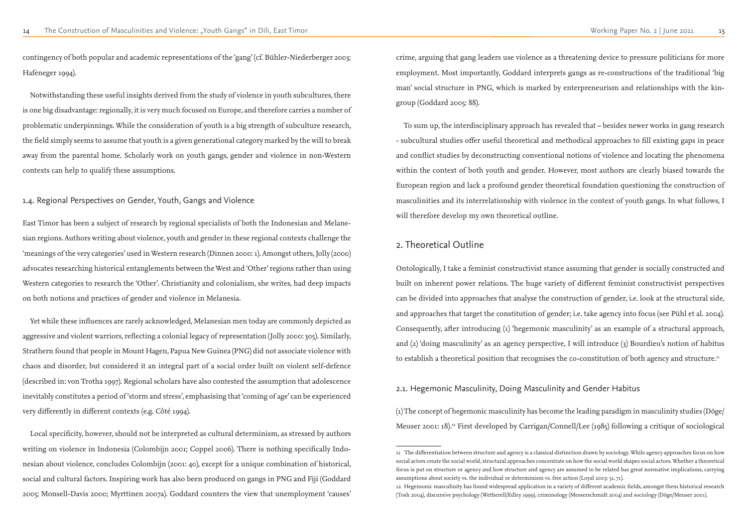contingency of both popular and academic representations of the 'gang' (cf. Bühler-Niederberger 2003; Hafeneger 1994).

Notwithstanding these useful insights derived from the study of violence in youth subcultures, there is one big disadvantage: regionally, it is very much focused on Europe, and therefore carries a number of problematic underpinnings. While the consideration of youth is a big strength of subculture research, the field simply seems to assume that youth is a given generational category marked by the will to break away from the parental home. Scholarly work on youth gangs, gender and violence in non-Western contexts can help to qualify these assumptions.

### 1.4. Regional Perspectives on Gender, Youth, Gangs and Violence

East Timor has been a subject of research by regional specialists of both the Indonesian and Melanesian regions. Authors writing about violence, youth and gender in these regional contexts challenge the 'meanings of the very categories' used in Western research (Dinnen 2000: 1). Amongst others, Jolly (2000) advocates researching historical entanglements between the West and 'Other' regions rather than using Western categories to research the 'Other'. Christianity and colonialism, she writes, had deep impacts on both notions and practices of gender and violence in Melanesia.

Yet while these influences are rarely acknowledged, Melanesian men today are commonly depicted as aggressive and violent warriors, reflecting a colonial legacy of representation (Jolly 2000: 305). Similarly, Strathern found that people in Mount Hagen, Papua New Guinea (PNG) did not associate violence with chaos and disorder, but considered it an integral part of a social order built on violent self-defence (described in: von Trotha 1997). Regional scholars have also contested the assumption that adolescence inevitably constitutes a period of 'storm and stress', emphasising that 'coming of age' can be experienced very differently in different contexts (e.g. Côté 1994).

Local specificity, however, should not be interpreted as cultural determinism, as stressed by authors writing on violence in Indonesia (Colombijn 2001; Coppel 2006). There is nothing specifically Indonesian about violence, concludes Colombijn (2001: 40), except for a unique combination of historical, social and cultural factors. Inspiring work has also been produced on gangs in PNG and Fiji (Goddard 2005; Monsell-Davis 2000; Myrttinen 2007a). Goddard counters the view that unemployment 'causes' crime, arguing that gang leaders use violence as a threatening device to pressure politicians for more employment. Most importantly, Goddard interprets gangs as re-constructions of the traditional 'big man' social structure in PNG, which is marked by enterpreneurism and relationships with the kin-group (Goddard 2005: 88).

To sum up, the interdisciplinary approach has revealed that – besides newer works in gang research - subcultural studies offer useful theoretical and methodical approaches to fill existing gaps in peace and conflict studies by deconstructing conventional notions of violence and locating the phenomena within the context of both youth and gender. However, most authors are clearly biased towards the European region and lack a profound gender theoretical foundation questioning the construction of masculinities and its interrelationship with violence in the context of youth gangs. In what follows, I will therefore develop my own theoretical outline.

## 2. Theoretical Outline

Ontologically, I take a feminist constructivist stance assuming that gender is socially constructed and built on inherent power relations. The huge variety of different feminist constructivist perspectives can be divided into approaches that analyse the construction of gender, i.e. look at the structural side, and approaches that target the constitution of gender; i.e. take agency into focus (see Pühl et al. 2004). Consequently, after introducing (1) 'hegemonic masculinity' as an example of a structural approach, and (2) 'doing masculinity' as an agency perspective, I will introduce (3) Bourdieu's notion of habitus to establish a theoretical position that recognises the co-constitution of both agency and structure.[11]

### 2.1. Hegemonic Masculinity, Doing Masculinity and Gender Habitus

(1) The concept of hegemonic masculinity has become the leading paradigm in masculinity studies (Döge/Meuser 2001: 18).[12] First developed by Carrigan/Connell/Lee (1985) following a critique of sociological

---

11 The differentiation between structure and agency is a classical distinction drawn by sociology. While agency approaches focus on how social actors create the social world, structural approaches concentrate on how the social world shapes social actors. Whether a theoretical focus is put on structure or agency and how structure and agency are assumed to be related has great normative implications, carrying assumptions about society vs. the individual or determinism vs. free action (Loyal 2003: 51, 71).

12 Hegemonic masculinity has found widespread application in a variety of different academic fields, amongst them historical research (Tosh 2004), discursive psychology (Wetherell/Edley 1999), criminology (Messerschmidt 2004) and sociology (Döge/Meuser 2001).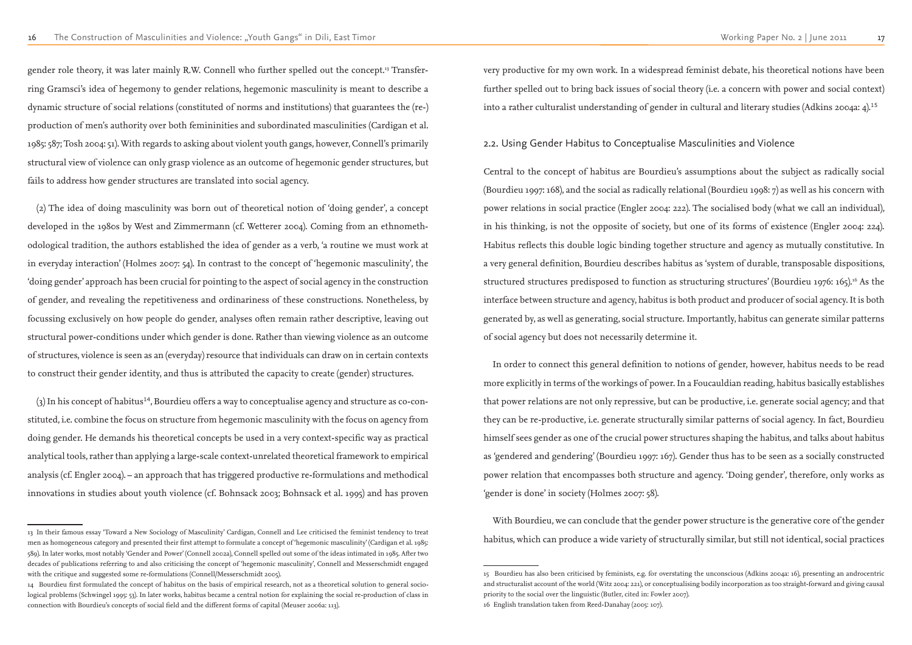gender role theory, it was later mainly R.W. Connell who further spelled out the concept.[13] Transferring Gramsci's idea of hegemony to gender relations, hegemonic masculinity is meant to describe a dynamic structure of social relations (constituted of norms and institutions) that guarantees the (re-) production of men's authority over both femininities and subordinated masculinities (Cardigan et al. 1985: 587; Tosh 2004: 51). With regards to asking about violent youth gangs, however, Connell's primarily structural view of violence can only grasp violence as an outcome of hegemonic gender structures, but fails to address how gender structures are translated into social agency.

(2) The idea of doing masculinity was born out of theoretical notion of 'doing gender', a concept developed in the 1980s by West and Zimmermann (cf. Wetterer 2004). Coming from an ethnomethodological tradition, the authors established the idea of gender as a verb, 'a routine we must work at in everyday interaction' (Holmes 2007: 54). In contrast to the concept of 'hegemonic masculinity', the 'doing gender' approach has been crucial for pointing to the aspect of social agency in the construction of gender, and revealing the repetitiveness and ordinariness of these constructions. Nonetheless, by focussing exclusively on how people do gender, analyses often remain rather descriptive, leaving out structural power-conditions under which gender is done. Rather than viewing violence as an outcome of structures, violence is seen as an (everyday) resource that individuals can draw on in certain contexts to construct their gender identity, and thus is attributed the capacity to create (gender) structures.

(3) In his concept of habitus[14], Bourdieu offers a way to conceptualise agency and structure as co-constituted, i.e. combine the focus on structure from hegemonic masculinity with the focus on agency from doing gender. He demands his theoretical concepts be used in a very context-specific way as practical analytical tools, rather than applying a large-scale context-unrelated theoretical framework to empirical analysis (cf. Engler 2004). – an approach that has triggered productive re-formulations and methodical innovations in studies about youth violence (cf. Bohnsack 2003; Bohnsack et al. 1995) and has proven very productive for my own work. In a widespread feminist debate, his theoretical notions have been further spelled out to bring back issues of social theory (i.e. a concern with power and social context) into a rather culturalist understanding of gender in cultural and literary studies (Adkins 2004a: 4).[15]

## 2.2. Using Gender Habitus to Conceptualise Masculinities and Violence

Central to the concept of habitus are Bourdieu's assumptions about the subject as radically social (Bourdieu 1997: 168), and the social as radically relational (Bourdieu 1998: 7) as well as his concern with power relations in social practice (Engler 2004: 222). The socialised body (what we call an individual), in his thinking, is not the opposite of society, but one of its forms of existence (Engler 2004: 224). Habitus reflects this double logic binding together structure and agency as mutually constitutive. In a very general definition, Bourdieu describes habitus as 'system of durable, transposable dispositions, structured structures predisposed to function as structuring structures' (Bourdieu 1976: 165).[16] As the interface between structure and agency, habitus is both product and producer of social agency. It is both generated by, as well as generating, social structure. Importantly, habitus can generate similar patterns of social agency but does not necessarily determine it.

In order to connect this general definition to notions of gender, however, habitus needs to be read more explicitly in terms of the workings of power. In a Foucauldian reading, habitus basically establishes that power relations are not only repressive, but can be productive, i.e. generate social agency; and that they can be re-productive, i.e. generate structurally similar patterns of social agency. In fact, Bourdieu himself sees gender as one of the crucial power structures shaping the habitus, and talks about habitus as 'gendered and gendering' (Bourdieu 1997: 167). Gender thus has to be seen as a socially constructed power relation that encompasses both structure and agency. 'Doing gender', therefore, only works as 'gender is done' in society (Holmes 2007: 58).

With Bourdieu, we can conclude that the gender power structure is the generative core of the gender habitus, which can produce a wide variety of structurally similar, but still not identical, social practices

---

13 In their famous essay 'Toward a New Sociology of Masculinity' Cardigan, Connell and Lee criticised the feminist tendency to treat men as homogeneous category and presented their first attempt to formulate a concept of 'hegemonic masculinity' (Cardigan et al. 1985: 589). In later works, most notably 'Gender and Power' (Connell 2002a), Connell spelled out some of the ideas intimated in 1985. After two decades of publications referring to and also criticising the concept of 'hegemonic masculinity', Connell and Messerschmidt engaged with the critique and suggested some re-formulations (Connell/Messerschmidt 2005).

14 Bourdieu first formulated the concept of habitus on the basis of empirical research, not as a theoretical solution to general sociological problems (Schwingel 1995: 53). In later works, habitus became a central notion for explaining the social re-production of class in connection with Bourdieu's concepts of social field and the different forms of capital (Meuser 2006a: 113).

15 Bourdieu has also been criticised by feminists, e.g. for overstating the unconscious (Adkins 2004a: 16), presenting an androcentric and structuralist account of the world (Witz 2004: 221), or conceptualising bodily incorporation as too straight-forward and giving causal priority to the social over the linguistic (Butler, cited in: Fowler 2007).

16 English translation taken from Reed-Danahay (2005: 107).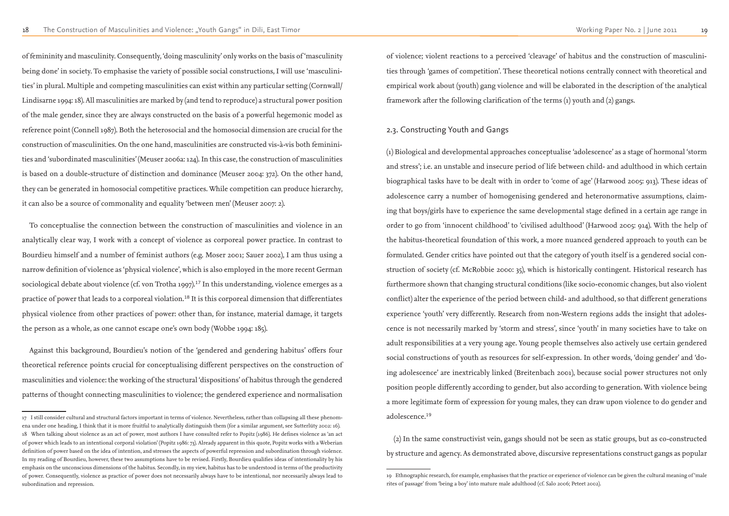of femininity and masculinity. Consequently, 'doing masculinity' only works on the basis of 'masculinity being done' in society. To emphasise the variety of possible social constructions, I will use 'masculinities' in plural. Multiple and competing masculinities can exist within any particular setting (Cornwall/ Lindisarne 1994: 18). All masculinities are marked by (and tend to reproduce) a structural power position of the male gender, since they are always constructed on the basis of a powerful hegemonic model as reference point (Connell 1987). Both the heterosocial and the homosocial dimension are crucial for the construction of masculinities. On the one hand, masculinities are constructed vis-à-vis both femininities and 'subordinated masculinities' (Meuser 2006a: 124). In this case, the construction of masculinities is based on a double-structure of distinction and dominance (Meuser 2004: 372). On the other hand, they can be generated in homosocial competitive practices. While competition can produce hierarchy, it can also be a source of commonality and equality 'between men' (Meuser 2007: 2).

To conceptualise the connection between the construction of masculinities and violence in an analytically clear way, I work with a concept of violence as corporeal power practice. In contrast to Bourdieu himself and a number of feminist authors (e.g. Moser 2001; Sauer 2002), I am thus using a narrow definition of violence as 'physical violence', which is also employed in the more recent German sociological debate about violence (cf. von Trotha 1997).[17] In this understanding, violence emerges as a practice of power that leads to a corporeal violation.[18] It is this corporeal dimension that differentiates physical violence from other practices of power: other than, for instance, material damage, it targets the person as a whole, as one cannot escape one's own body (Wobbe 1994: 185).

Against this background, Bourdieu's notion of the 'gendered and gendering habitus' offers four theoretical reference points crucial for conceptualising different perspectives on the construction of masculinities and violence: the working of the structural 'dispositions' of habitus through the gendered patterns of thought connecting masculinities to violence; the gendered experience and normalisation of violence; violent reactions to a perceived 'cleavage' of habitus and the construction of masculinities through 'games of competition'. These theoretical notions centrally connect with theoretical and empirical work about (youth) gang violence and will be elaborated in the description of the analytical framework after the following clarification of the terms (1) youth and (2) gangs.

## 2.3. Constructing Youth and Gangs

(1) Biological and developmental approaches conceptualise 'adolescence' as a stage of hormonal 'storm and stress'; i.e. an unstable and insecure period of life between child- and adulthood in which certain biographical tasks have to be dealt with in order to 'come of age' (Harwood 2005: 913). These ideas of adolescence carry a number of homogenising gendered and heteronormative assumptions, claiming that boys/girls have to experience the same developmental stage defined in a certain age range in order to go from 'innocent childhood' to 'civilised adulthood' (Harwood 2005: 914). With the help of the habitus-theoretical foundation of this work, a more nuanced gendered approach to youth can be formulated. Gender critics have pointed out that the category of youth itself is a gendered social construction of society (cf. McRobbie 2000: 35), which is historically contingent. Historical research has furthermore shown that changing structural conditions (like socio-economic changes, but also violent conflict) alter the experience of the period between child- and adulthood, so that different generations experience 'youth' very differently. Research from non-Western regions adds the insight that adolescence is not necessarily marked by 'storm and stress', since 'youth' in many societies have to take on adult responsibilities at a very young age. Young people themselves also actively use certain gendered social constructions of youth as resources for self-expression. In other words, 'doing gender' and 'doing adolescence' are inextricably linked (Breitenbach 2001), because social power structures not only position people differently according to gender, but also according to generation. With violence being a more legitimate form of expression for young males, they can draw upon violence to do gender and adolescence.[19]

(2) In the same constructivist vein, gangs should not be seen as static groups, but as co-constructed by structure and agency. As demonstrated above, discursive representations construct gangs as popular

---

17 I still consider cultural and structural factors important in terms of violence. Nevertheless, rather than collapsing all these phenomena under one heading, I think that it is more fruitful to analytically distinguish them (for a similar argument, see Sutterlüty 2002: 16).

18 When talking about violence as an act of power, most authors I have consulted refer to Popitz (1986). He defines violence as 'an act of power which leads to an intentional corporal violation' (Popitz 1986: 73). Already apparent in this quote, Popitz works with a Weberian definition of power based on the idea of intention, and stresses the aspects of powerful repression and subordination through violence. In my reading of Bourdieu, however, these two assumptions have to be revised. Firstly, Bourdieu qualifies ideas of intentionality by his emphasis on the unconscious dimensions of the habitus. Secondly, in my view, habitus has to be understood in terms of the productivity of power. Consequently, violence as practice of power does not necessarily always have to be intentional, nor necessarily always lead to subordination and repression.

19 Ethnographic research, for example, emphasises that the practice or experience of violence can be given the cultural meaning of 'male rites of passage' from 'being a boy' into mature male adulthood (cf. Salo 2006; Peteet 2002).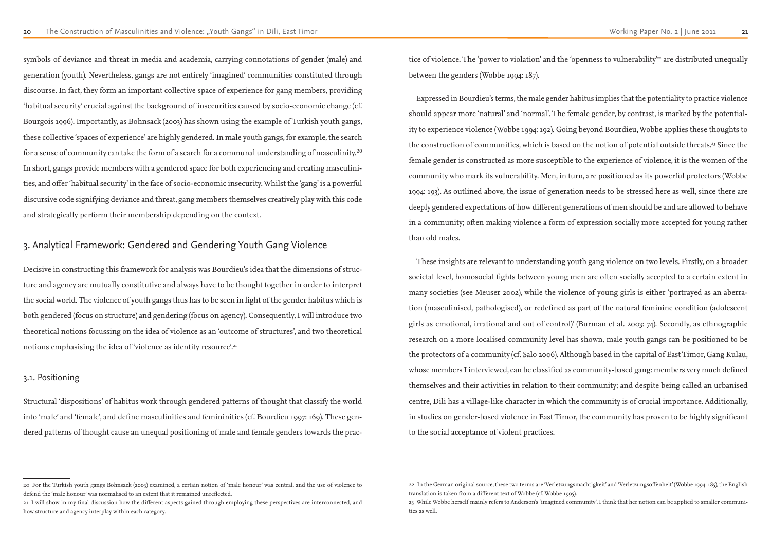symbols of deviance and threat in media and academia, carrying connotations of gender (male) and generation (youth). Nevertheless, gangs are not entirely 'imagined' communities constituted through discourse. In fact, they form an important collective space of experience for gang members, providing 'habitual security' crucial against the background of insecurities caused by socio-economic change (cf. Bourgois 1996). Importantly, as Bohnsack (2003) has shown using the example of Turkish youth gangs, these collective 'spaces of experience' are highly gendered. In male youth gangs, for example, the search for a sense of community can take the form of a search for a communal understanding of masculinity.[20] In short, gangs provide members with a gendered space for both experiencing and creating masculinities, and offer 'habitual security' in the face of socio-economic insecurity. Whilst the 'gang' is a powerful discursive code signifying deviance and threat, gang members themselves creatively play with this code and strategically perform their membership depending on the context.

## 3. Analytical Framework: Gendered and Gendering Youth Gang Violence

Decisive in constructing this framework for analysis was Bourdieu's idea that the dimensions of structure and agency are mutually constitutive and always have to be thought together in order to interpret the social world. The violence of youth gangs thus has to be seen in light of the gender habitus which is both gendered (focus on structure) and gendering (focus on agency). Consequently, I will introduce two theoretical notions focussing on the idea of violence as an 'outcome of structures', and two theoretical notions emphasising the idea of 'violence as identity resource'.[21]

### 3.1. Positioning

Structural 'dispositions' of habitus work through gendered patterns of thought that classify the world into 'male' and 'female', and define masculinities and femininities (cf. Bourdieu 1997: 169). These gendered patterns of thought cause an unequal positioning of male and female genders towards the practice of violence. The 'power to violation' and the 'openness to vulnerability'[22] are distributed unequally between the genders (Wobbe 1994: 187).

Expressed in Bourdieu's terms, the male gender habitus implies that the potentiality to practice violence should appear more 'natural' and 'normal'. The female gender, by contrast, is marked by the potentiality to experience violence (Wobbe 1994: 192). Going beyond Bourdieu, Wobbe applies these thoughts to the construction of communities, which is based on the notion of potential outside threats.[23] Since the female gender is constructed as more susceptible to the experience of violence, it is the women of the community who mark its vulnerability. Men, in turn, are positioned as its powerful protectors (Wobbe 1994: 193). As outlined above, the issue of generation needs to be stressed here as well, since there are deeply gendered expectations of how different generations of men should be and are allowed to behave in a community; often making violence a form of expression socially more accepted for young rather than old males.

These insights are relevant to understanding youth gang violence on two levels. Firstly, on a broader societal level, homosocial fights between young men are often socially accepted to a certain extent in many societies (see Meuser 2002), while the violence of young girls is either 'portrayed as an aberration (masculinised, pathologised), or redefined as part of the natural feminine condition (adolescent girls as emotional, irrational and out of control)' (Burman et al. 2003: 74). Secondly, as ethnographic research on a more localised community level has shown, male youth gangs can be positioned to be the protectors of a community (cf. Salo 2006). Although based in the capital of East Timor, Gang Kulau, whose members I interviewed, can be classified as community-based gang: members very much defined themselves and their activities in relation to their community; and despite being called an urbanised centre, Dili has a village-like character in which the community is of crucial importance. Additionally, in studies on gender-based violence in East Timor, the community has proven to be highly significant to the social acceptance of violent practices.

---

20 For the Turkish youth gangs Bohnsack (2003) examined, a certain notion of 'male honour' was central, and the use of violence to defend the 'male honour' was normalised to an extent that it remained unreflected.

21 I will show in my final discussion how the different aspects gained through employing these perspectives are interconnected, and how structure and agency interplay within each category.

22 In the German original source, these two terms are 'Verletzungsmächtigkeit' and 'Verletzungsoffenheit' (Wobbe 1994: 185), the English translation is taken from a different text of Wobbe (cf. Wobbe 1995).

23 While Wobbe herself mainly refers to Anderson's 'imagined community', I think that her notion can be applied to smaller communities as well.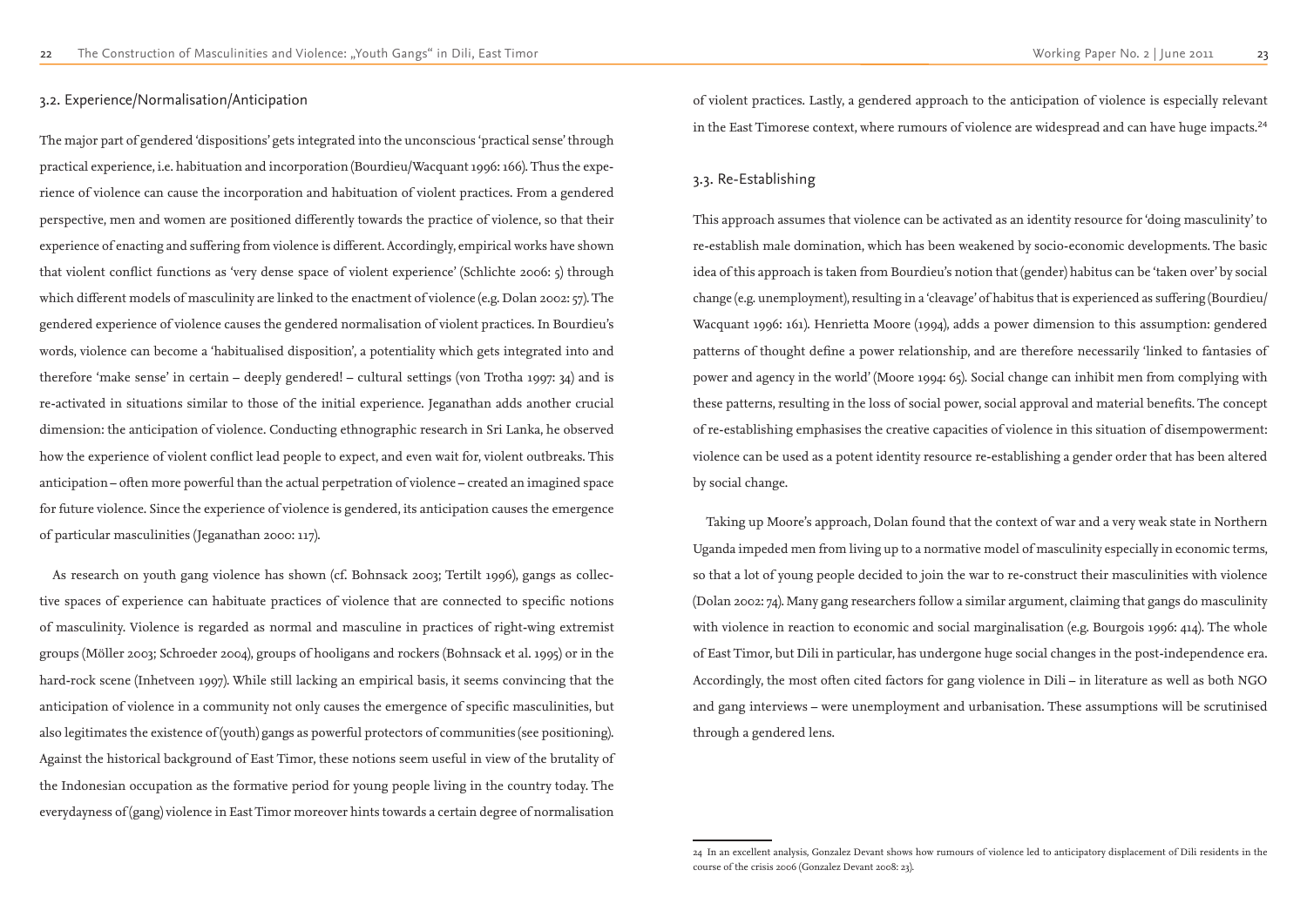## 3.2. Experience/Normalisation/Anticipation

The major part of gendered 'dispositions' gets integrated into the unconscious 'practical sense' through practical experience, i.e. habituation and incorporation (Bourdieu/Wacquant 1996: 166). Thus the experience of violence can cause the incorporation and habituation of violent practices. From a gendered perspective, men and women are positioned differently towards the practice of violence, so that their experience of enacting and suffering from violence is different. Accordingly, empirical works have shown that violent conflict functions as 'very dense space of violent experience' (Schlichte 2006: 5) through which different models of masculinity are linked to the enactment of violence (e.g. Dolan 2002: 57). The gendered experience of violence causes the gendered normalisation of violent practices. In Bourdieu's words, violence can become a 'habitualised disposition', a potentiality which gets integrated into and therefore 'make sense' in certain – deeply gendered! – cultural settings (von Trotha 1997: 34) and is re-activated in situations similar to those of the initial experience. Jeganathan adds another crucial dimension: the anticipation of violence. Conducting ethnographic research in Sri Lanka, he observed how the experience of violent conflict lead people to expect, and even wait for, violent outbreaks. This anticipation – often more powerful than the actual perpetration of violence – created an imagined space for future violence. Since the experience of violence is gendered, its anticipation causes the emergence of particular masculinities (Jeganathan 2000: 117).

As research on youth gang violence has shown (cf. Bohnsack 2003; Tertilt 1996), gangs as collective spaces of experience can habituate practices of violence that are connected to specific notions of masculinity. Violence is regarded as normal and masculine in practices of right-wing extremist groups (Möller 2003; Schroeder 2004), groups of hooligans and rockers (Bohnsack et al. 1995) or in the hard-rock scene (Inhetveen 1997). While still lacking an empirical basis, it seems convincing that the anticipation of violence in a community not only causes the emergence of specific masculinities, but also legitimates the existence of (youth) gangs as powerful protectors of communities (see positioning). Against the historical background of East Timor, these notions seem useful in view of the brutality of the Indonesian occupation as the formative period for young people living in the country today. The everydayness of (gang) violence in East Timor moreover hints towards a certain degree of normalisation of violent practices. Lastly, a gendered approach to the anticipation of violence is especially relevant in the East Timorese context, where rumours of violence are widespread and can have huge impacts.[24]

## 3.3. Re-Establishing

This approach assumes that violence can be activated as an identity resource for 'doing masculinity' to re-establish male domination, which has been weakened by socio-economic developments. The basic idea of this approach is taken from Bourdieu's notion that (gender) habitus can be 'taken over' by social change (e.g. unemployment), resulting in a 'cleavage' of habitus that is experienced as suffering (Bourdieu/Wacquant 1996: 161). Henrietta Moore (1994), adds a power dimension to this assumption: gendered patterns of thought define a power relationship, and are therefore necessarily 'linked to fantasies of power and agency in the world' (Moore 1994: 65). Social change can inhibit men from complying with these patterns, resulting in the loss of social power, social approval and material benefits. The concept of re-establishing emphasises the creative capacities of violence in this situation of disempowerment: violence can be used as a potent identity resource re-establishing a gender order that has been altered by social change.

Taking up Moore's approach, Dolan found that the context of war and a very weak state in Northern Uganda impeded men from living up to a normative model of masculinity especially in economic terms, so that a lot of young people decided to join the war to re-construct their masculinities with violence (Dolan 2002: 74). Many gang researchers follow a similar argument, claiming that gangs do masculinity with violence in reaction to economic and social marginalisation (e.g. Bourgois 1996: 414). The whole of East Timor, but Dili in particular, has undergone huge social changes in the post-independence era. Accordingly, the most often cited factors for gang violence in Dili – in literature as well as both NGO and gang interviews – were unemployment and urbanisation. These assumptions will be scrutinised through a gendered lens.

---

24 In an excellent analysis, Gonzalez Devant shows how rumours of violence led to anticipatory displacement of Dili residents in the course of the crisis 2006 (Gonzalez Devant 2008: 23).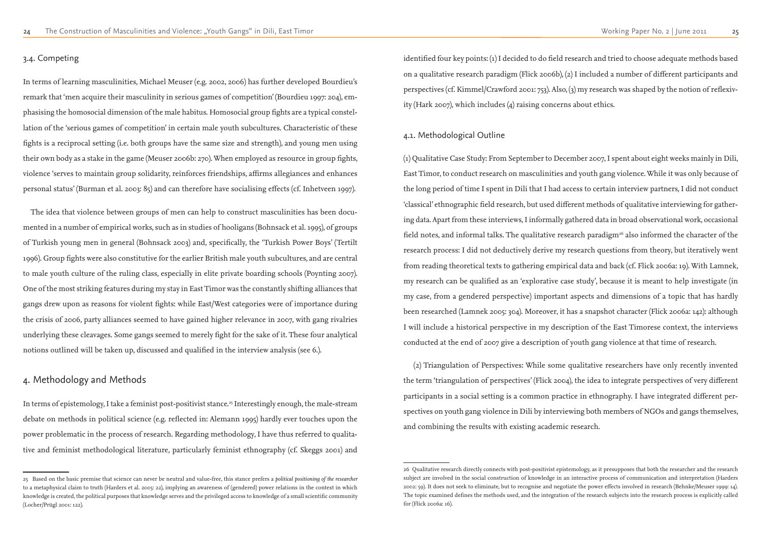### 3.4. Competing

In terms of learning masculinities, Michael Meuser (e.g. 2002, 2006) has further developed Bourdieu's remark that 'men acquire their masculinity in serious games of competition' (Bourdieu 1997: 204), emphasising the homosocial dimension of the male habitus. Homosocial group fights are a typical constellation of the 'serious games of competition' in certain male youth subcultures. Characteristic of these fights is a reciprocal setting (i.e. both groups have the same size and strength), and young men using their own body as a stake in the game (Meuser 2006b: 270). When employed as resource in group fights, violence 'serves to maintain group solidarity, reinforces friendships, affirms allegiances and enhances personal status' (Burman et al. 2003: 85) and can therefore have socialising effects (cf. Inhetveen 1997).

The idea that violence between groups of men can help to construct masculinities has been documented in a number of empirical works, such as in studies of hooligans (Bohnsack et al. 1995), of groups of Turkish young men in general (Bohnsack 2003) and, specifically, the 'Turkish Power Boys' (Tertilt 1996). Group fights were also constitutive for the earlier British male youth subcultures, and are central to male youth culture of the ruling class, especially in elite private boarding schools (Poynting 2007). One of the most striking features during my stay in East Timor was the constantly shifting alliances that gangs drew upon as reasons for violent fights: while East/West categories were of importance during the crisis of 2006, party alliances seemed to have gained higher relevance in 2007, with gang rivalries underlying these cleavages. Some gangs seemed to merely fight for the sake of it. These four analytical notions outlined will be taken up, discussed and qualified in the interview analysis (see 6.).

## 4. Methodology and Methods

In terms of epistemology, I take a feminist post-positivist stance.[25] Interestingly enough, the male-stream debate on methods in political science (e.g. reflected in: Alemann 1995) hardly ever touches upon the power problematic in the process of research. Regarding methodology, I have thus referred to qualitative and feminist methodological literature, particularly feminist ethnography (cf. Skeggs 2001) and identified four key points: (1) I decided to do field research and tried to choose adequate methods based on a qualitative research paradigm (Flick 2006b), (2) I included a number of different participants and perspectives (cf. Kimmel/Crawford 2001: 753). Also, (3) my research was shaped by the notion of reflexivity (Hark 2007), which includes (4) raising concerns about ethics.

### 4.1. Methodological Outline

(1) Qualitative Case Study: From September to December 2007, I spent about eight weeks mainly in Dili, East Timor, to conduct research on masculinities and youth gang violence. While it was only because of the long period of time I spent in Dili that I had access to certain interview partners, I did not conduct 'classical' ethnographic field research, but used different methods of qualitative interviewing for gathering data. Apart from these interviews, I informally gathered data in broad observational work, occasional field notes, and informal talks. The qualitative research paradigm[26] also informed the character of the research process: I did not deductively derive my research questions from theory, but iteratively went from reading theoretical texts to gathering empirical data and back (cf. Flick 2006a: 19). With Lamnek, my research can be qualified as an 'explorative case study', because it is meant to help investigate (in my case, from a gendered perspective) important aspects and dimensions of a topic that has hardly been researched (Lamnek 2005: 304). Moreover, it has a snapshot character (Flick 2006a: 142): although I will include a historical perspective in my description of the East Timorese context, the interviews conducted at the end of 2007 give a description of youth gang violence at that time of research.

(2) Triangulation of Perspectives: While some qualitative researchers have only recently invented the term 'triangulation of perspectives' (Flick 2004), the idea to integrate perspectives of very different participants in a social setting is a common practice in ethnography. I have integrated different perspectives on youth gang violence in Dili by interviewing both members of NGOs and gangs themselves, and combining the results with existing academic research.

---

25 Based on the basic premise that science can never be neutral and value-free, this stance prefers a *political positioning of the researcher* to a metaphysical claim to truth (Harders et al. 2005: 22), implying an awareness of (gendered) power relations in the context in which knowledge is created, the political purposes that knowledge serves and the privileged access to knowledge of a small scientific community (Locher/Prügl 2001: 122).

26 Qualitative research directly connects with post-positivist epistemology, as it presupposes that both the researcher and the research subject are involved in the social construction of knowledge in an interactive process of communication and interpretation (Harders 2002: 59). It does not seek to eliminate, but to recognise and negotiate the power effects involved in research (Behnke/Meuser 1999: 14). The topic examined defines the methods used, and the integration of the research subjects into the research process is explicitly called for (Flick 2006a: 16).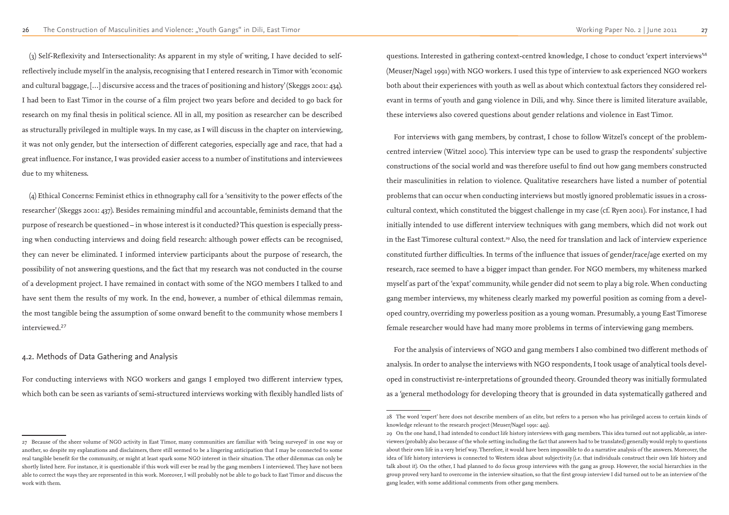(3) Self-Reflexivity and Intersectionality: As apparent in my style of writing, I have decided to self-reflectively include myself in the analysis, recognising that I entered research in Timor with 'economic and cultural baggage, […] discursive access and the traces of positioning and history' (Skeggs 2001: 434). I had been to East Timor in the course of a film project two years before and decided to go back for research on my final thesis in political science. All in all, my position as researcher can be described as structurally privileged in multiple ways. In my case, as I will discuss in the chapter on interviewing, it was not only gender, but the intersection of different categories, especially age and race, that had a great influence. For instance, I was provided easier access to a number of institutions and interviewees due to my whiteness.

(4) Ethical Concerns: Feminist ethics in ethnography call for a 'sensitivity to the power effects of the researcher' (Skeggs 2001: 437). Besides remaining mindful and accountable, feminists demand that the purpose of research be questioned – in whose interest is it conducted? This question is especially pressing when conducting interviews and doing field research: although power effects can be recognised, they can never be eliminated. I informed interview participants about the purpose of research, the possibility of not answering questions, and the fact that my research was not conducted in the course of a development project. I have remained in contact with some of the NGO members I talked to and have sent them the results of my work. In the end, however, a number of ethical dilemmas remain, the most tangible being the assumption of some onward benefit to the community whose members I interviewed.[27]

## 4.2. Methods of Data Gathering and Analysis

For conducting interviews with NGO workers and gangs I employed two different interview types, which both can be seen as variants of semi-structured interviews working with flexibly handled lists of questions. Interested in gathering context-centred knowledge, I chose to conduct 'expert interviews'[28] (Meuser/Nagel 1991) with NGO workers. I used this type of interview to ask experienced NGO workers both about their experiences with youth as well as about which contextual factors they considered relevant in terms of youth and gang violence in Dili, and why. Since there is limited literature available, these interviews also covered questions about gender relations and violence in East Timor.

For interviews with gang members, by contrast, I chose to follow Witzel's concept of the problem-centred interview (Witzel 2000). This interview type can be used to grasp the respondents' subjective constructions of the social world and was therefore useful to find out how gang members constructed their masculinities in relation to violence. Qualitative researchers have listed a number of potential problems that can occur when conducting interviews but mostly ignored problematic issues in a cross-cultural context, which constituted the biggest challenge in my case (cf. Ryen 2001). For instance, I had initially intended to use different interview techniques with gang members, which did not work out in the East Timorese cultural context.[29] Also, the need for translation and lack of interview experience constituted further difficulties. In terms of the influence that issues of gender/race/age exerted on my research, race seemed to have a bigger impact than gender. For NGO members, my whiteness marked myself as part of the 'expat' community, while gender did not seem to play a big role. When conducting gang member interviews, my whiteness clearly marked my powerful position as coming from a developed country, overriding my powerless position as a young woman. Presumably, a young East Timorese female researcher would have had many more problems in terms of interviewing gang members.

For the analysis of interviews of NGO and gang members I also combined two different methods of analysis. In order to analyse the interviews with NGO respondents, I took usage of analytical tools developed in constructivist re-interpretations of grounded theory. Grounded theory was initially formulated as a 'general methodology for developing theory that is grounded in data systematically gathered and

---

27 Because of the sheer volume of NGO activity in East Timor, many communities are familiar with 'being surveyed' in one way or another, so despite my explanations and disclaimers, there still seemed to be a lingering anticipation that I may be connected to some real tangible benefit for the community, or might at least spark some NGO interest in their situation. The other dilemmas can only be shortly listed here. For instance, it is questionable if this work will ever be read by the gang members I interviewed. They have not been able to correct the ways they are represented in this work. Moreover, I will probably not be able to go back to East Timor and discuss the work with them.

28 The word 'expert' here does not describe members of an elite, but refers to a person who has privileged access to certain kinds of knowledge relevant to the research procject (Meuser/Nagel 1991: 443).

29 On the one hand, I had intended to conduct life history interviews with gang members. This idea turned out not applicable, as interviewees (probably also because of the whole setting including the fact that answers had to be translated) generally would reply to questions about their own life in a very brief way. Therefore, it would have been impossible to do a narrative analysis of the answers. Moreover, the idea of life history interviews is connected to Western ideas about subjectivity (i.e. that individuals construct their own life history and talk about it). On the other, I had planned to do focus group interviews with the gang as group. However, the social hierarchies in the group proved very hard to overcome in the interview situation, so that the first group interview I did turned out to be an interview of the gang leader, with some additional comments from other gang members.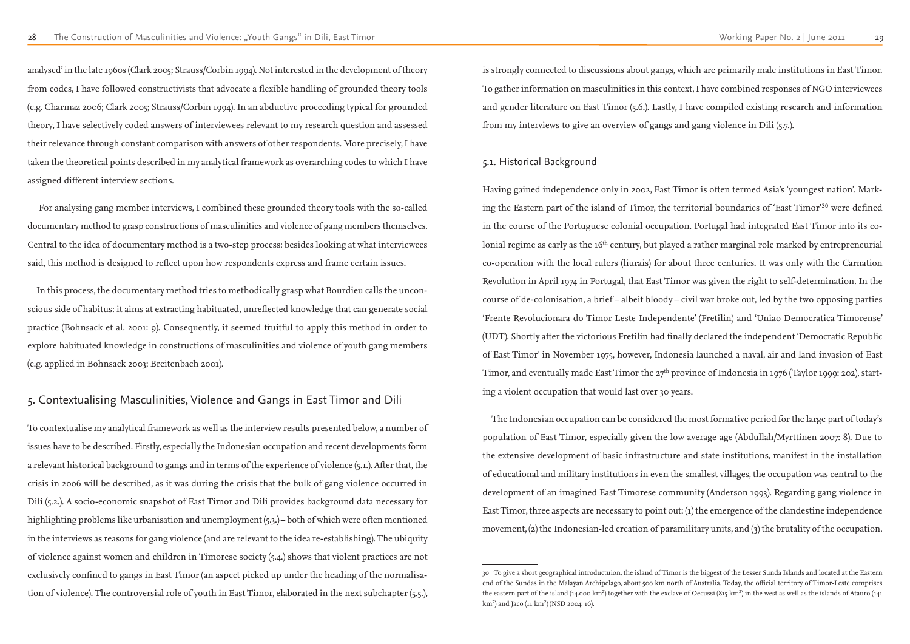analysed' in the late 1960s (Clark 2005; Strauss/Corbin 1994). Not interested in the development of theory from codes, I have followed constructivists that advocate a flexible handling of grounded theory tools (e.g. Charmaz 2006; Clark 2005; Strauss/Corbin 1994). In an abductive proceeding typical for grounded theory, I have selectively coded answers of interviewees relevant to my research question and assessed their relevance through constant comparison with answers of other respondents. More precisely, I have taken the theoretical points described in my analytical framework as overarching codes to which I have assigned different interview sections.

For analysing gang member interviews, I combined these grounded theory tools with the so-called documentary method to grasp constructions of masculinities and violence of gang members themselves. Central to the idea of documentary method is a two-step process: besides looking at what interviewees said, this method is designed to reflect upon how respondents express and frame certain issues.

In this process, the documentary method tries to methodically grasp what Bourdieu calls the unconscious side of habitus: it aims at extracting habituated, unreflected knowledge that can generate social practice (Bohnsack et al. 2001: 9). Consequently, it seemed fruitful to apply this method in order to explore habituated knowledge in constructions of masculinities and violence of youth gang members (e.g. applied in Bohnsack 2003; Breitenbach 2001).

## 5. Contextualising Masculinities, Violence and Gangs in East Timor and Dili

To contextualise my analytical framework as well as the interview results presented below, a number of issues have to be described. Firstly, especially the Indonesian occupation and recent developments form a relevant historical background to gangs and in terms of the experience of violence (5.1.). After that, the crisis in 2006 will be described, as it was during the crisis that the bulk of gang violence occurred in Dili (5.2.). A socio-economic snapshot of East Timor and Dili provides background data necessary for highlighting problems like urbanisation and unemployment (5.3.) – both of which were often mentioned in the interviews as reasons for gang violence (and are relevant to the idea re-establishing). The ubiquity of violence against women and children in Timorese society (5.4.) shows that violent practices are not exclusively confined to gangs in East Timor (an aspect picked up under the heading of the normalisation of violence). The controversial role of youth in East Timor, elaborated in the next subchapter (5.5.), is strongly connected to discussions about gangs, which are primarily male institutions in East Timor. To gather information on masculinities in this context, I have combined responses of NGO interviewees and gender literature on East Timor (5.6.). Lastly, I have compiled existing research and information from my interviews to give an overview of gangs and gang violence in Dili (5.7.).

### 5.1. Historical Background

Having gained independence only in 2002, East Timor is often termed Asia's 'youngest nation'. Marking the Eastern part of the island of Timor, the territorial boundaries of 'East Timor'[30] were defined in the course of the Portuguese colonial occupation. Portugal had integrated East Timor into its colonial regime as early as the 16th century, but played a rather marginal role marked by entrepreneurial co-operation with the local rulers (liurais) for about three centuries. It was only with the Carnation Revolution in April 1974 in Portugal, that East Timor was given the right to self-determination. In the course of de-colonisation, a brief – albeit bloody – civil war broke out, led by the two opposing parties 'Frente Revolucionara do Timor Leste Independente' (Fretilin) and 'Uniao Democratica Timorense' (UDT). Shortly after the victorious Fretilin had finally declared the independent 'Democratic Republic of East Timor' in November 1975, however, Indonesia launched a naval, air and land invasion of East Timor, and eventually made East Timor the 27th province of Indonesia in 1976 (Taylor 1999: 202), starting a violent occupation that would last over 30 years.

The Indonesian occupation can be considered the most formative period for the large part of today's population of East Timor, especially given the low average age (Abdullah/Myrttinen 2007: 8). Due to the extensive development of basic infrastructure and state institutions, manifest in the installation of educational and military institutions in even the smallest villages, the occupation was central to the development of an imagined East Timorese community (Anderson 1993). Regarding gang violence in East Timor, three aspects are necessary to point out: (1) the emergence of the clandestine independence movement, (2) the Indonesian-led creation of paramilitary units, and (3) the brutality of the occupation.

---

[30] To give a short geographical introductuion, the island of Timor is the biggest of the Lesser Sunda Islands and located at the Eastern end of the Sundas in the Malayan Archipelago, about 500 km north of Australia. Today, the official territory of Timor-Leste comprises the eastern part of the island (14.000 km²) together with the exclave of Oecussi (815 km²) in the west as well as the islands of Atauro (141 km²) and Jaco (11 km²) (NSD 2004: 16).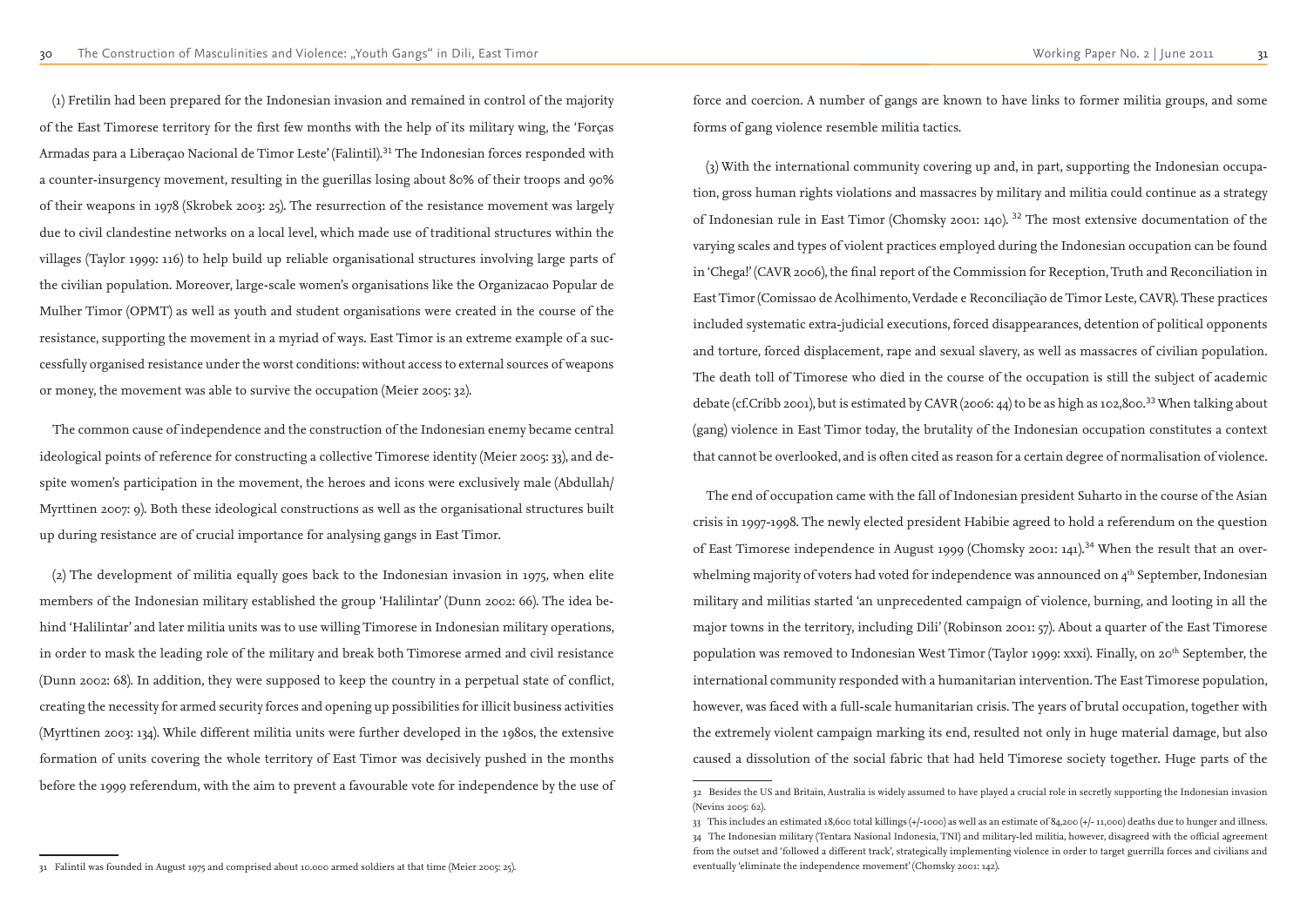(1) Fretilin had been prepared for the Indonesian invasion and remained in control of the majority of the East Timorese territory for the first few months with the help of its military wing, the 'Forças Armadas para a Liberaçao Nacional de Timor Leste' (Falintil).[31] The Indonesian forces responded with a counter-insurgency movement, resulting in the guerillas losing about 80% of their troops and 90% of their weapons in 1978 (Skrobek 2003: 25). The resurrection of the resistance movement was largely due to civil clandestine networks on a local level, which made use of traditional structures within the villages (Taylor 1999: 116) to help build up reliable organisational structures involving large parts of the civilian population. Moreover, large-scale women's organisations like the Organizacao Popular de Mulher Timor (OPMT) as well as youth and student organisations were created in the course of the resistance, supporting the movement in a myriad of ways. East Timor is an extreme example of a successfully organised resistance under the worst conditions: without access to external sources of weapons or money, the movement was able to survive the occupation (Meier 2005: 32).

The common cause of independence and the construction of the Indonesian enemy became central ideological points of reference for constructing a collective Timorese identity (Meier 2005: 33), and despite women's participation in the movement, the heroes and icons were exclusively male (Abdullah/Myrttinen 2007: 9). Both these ideological constructions as well as the organisational structures built up during resistance are of crucial importance for analysing gangs in East Timor.

(2) The development of militia equally goes back to the Indonesian invasion in 1975, when elite members of the Indonesian military established the group 'Halilintar' (Dunn 2002: 66). The idea behind 'Halilintar' and later militia units was to use willing Timorese in Indonesian military operations, in order to mask the leading role of the military and break both Timorese armed and civil resistance (Dunn 2002: 68). In addition, they were supposed to keep the country in a perpetual state of conflict, creating the necessity for armed security forces and opening up possibilities for illicit business activities (Myrttinen 2003: 134). While different militia units were further developed in the 1980s, the extensive formation of units covering the whole territory of East Timor was decisively pushed in the months before the 1999 referendum, with the aim to prevent a favourable vote for independence by the use of force and coercion. A number of gangs are known to have links to former militia groups, and some forms of gang violence resemble militia tactics.

(3) With the international community covering up and, in part, supporting the Indonesian occupation, gross human rights violations and massacres by military and militia could continue as a strategy of Indonesian rule in East Timor (Chomsky 2001: 140).[32] The most extensive documentation of the varying scales and types of violent practices employed during the Indonesian occupation can be found in 'Chega!' (CAVR 2006), the final report of the Commission for Reception, Truth and Reconciliation in East Timor (Comissao de Acolhimento, Verdade e Reconciliação de Timor Leste, CAVR). These practices included systematic extra-judicial executions, forced disappearances, detention of political opponents and torture, forced displacement, rape and sexual slavery, as well as massacres of civilian population. The death toll of Timorese who died in the course of the occupation is still the subject of academic debate (cf.Cribb 2001), but is estimated by CAVR (2006: 44) to be as high as 102,800.[33] When talking about (gang) violence in East Timor today, the brutality of the Indonesian occupation constitutes a context that cannot be overlooked, and is often cited as reason for a certain degree of normalisation of violence.

The end of occupation came with the fall of Indonesian president Suharto in the course of the Asian crisis in 1997-1998. The newly elected president Habibie agreed to hold a referendum on the question of East Timorese independence in August 1999 (Chomsky 2001: 141).[34] When the result that an overwhelming majority of voters had voted for independence was announced on 4th September, Indonesian military and militias started 'an unprecedented campaign of violence, burning, and looting in all the major towns in the territory, including Dili' (Robinson 2001: 57). About a quarter of the East Timorese population was removed to Indonesian West Timor (Taylor 1999: xxxi). Finally, on 20th September, the international community responded with a humanitarian intervention. The East Timorese population, however, was faced with a full-scale humanitarian crisis. The years of brutal occupation, together with the extremely violent campaign marking its end, resulted not only in huge material damage, but also caused a dissolution of the social fabric that had held Timorese society together. Huge parts of the

---

31 Falintil was founded in August 1975 and comprised about 10.000 armed soldiers at that time (Meier 2005: 25).

32 Besides the US and Britain, Australia is widely assumed to have played a crucial role in secretly supporting the Indonesian invasion (Nevins 2005: 62).

33 This includes an estimated 18,600 total killings (+/-1000) as well as an estimate of 84,200 (+/- 11,000) deaths due to hunger and illness.

34 The Indonesian military (Tentara Nasional Indonesia, TNI) and military-led militia, however, disagreed with the official agreement from the outset and 'followed a different track', strategically implementing violence in order to target guerilla forces and civilians and eventually 'eliminate the independence movement' (Chomsky 2001: 142).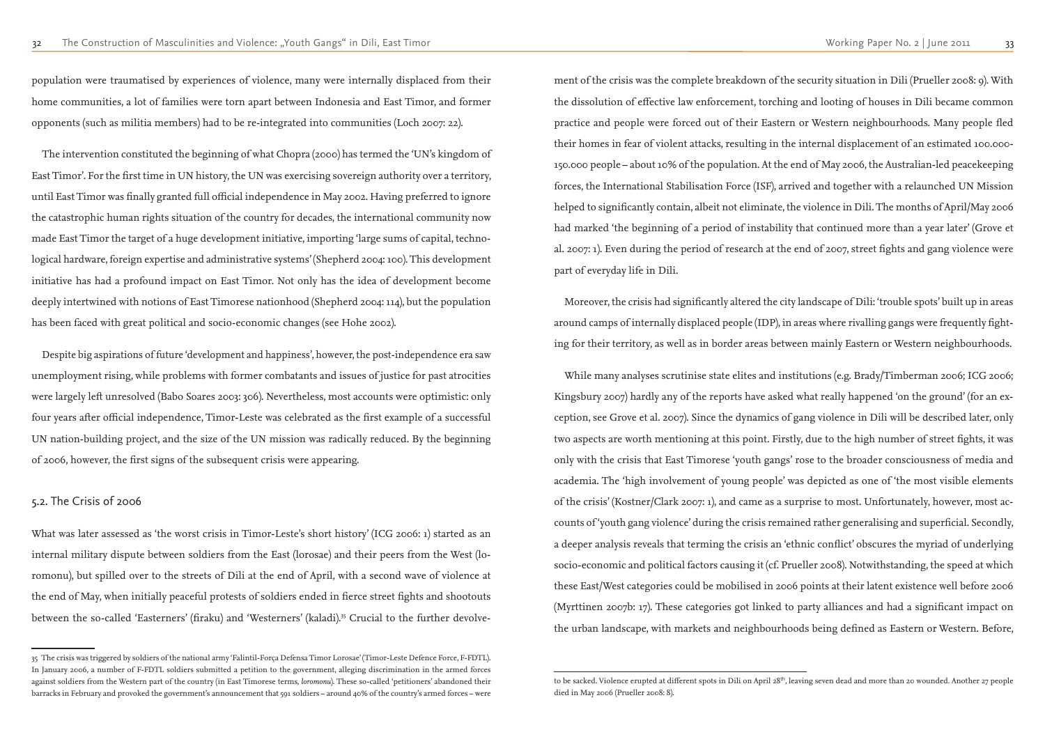population were traumatised by experiences of violence, many were internally displaced from their home communities, a lot of families were torn apart between Indonesia and East Timor, and former opponents (such as militia members) had to be re-integrated into communities (Loch 2007: 22).

The intervention constituted the beginning of what Chopra (2000) has termed the 'UN's kingdom of East Timor'. For the first time in UN history, the UN was exercising sovereign authority over a territory, until East Timor was finally granted full official independence in May 2002. Having preferred to ignore the catastrophic human rights situation of the country for decades, the international community now made East Timor the target of a huge development initiative, importing 'large sums of capital, technological hardware, foreign expertise and administrative systems' (Shepherd 2004: 100). This development initiative has had a profound impact on East Timor. Not only has the idea of development become deeply intertwined with notions of East Timorese nationhood (Shepherd 2004: 114), but the population has been faced with great political and socio-economic changes (see Hohe 2002).

Despite big aspirations of future 'development and happiness', however, the post-independence era saw unemployment rising, while problems with former combatants and issues of justice for past atrocities were largely left unresolved (Babo Soares 2003: 306). Nevertheless, most accounts were optimistic: only four years after official independence, Timor-Leste was celebrated as the first example of a successful UN nation-building project, and the size of the UN mission was radically reduced. By the beginning of 2006, however, the first signs of the subsequent crisis were appearing.

## 5.2. The Crisis of 2006

What was later assessed as 'the worst crisis in Timor-Leste's short history' (ICG 2006: 1) started as an internal military dispute between soldiers from the East (lorosae) and their peers from the West (loromonu), but spilled over to the streets of Dili at the end of April, with a second wave of violence at the end of May, when initially peaceful protests of soldiers ended in fierce street fights and shootouts between the so-called 'Easterners' (firaku) and 'Westerners' (kaladi).[35] Crucial to the further devolvement of the crisis was the complete breakdown of the security situation in Dili (Prueller 2008: 9). With the dissolution of effective law enforcement, torching and looting of houses in Dili became common practice and people were forced out of their Eastern or Western neighbourhoods. Many people fled their homes in fear of violent attacks, resulting in the internal displacement of an estimated 100.000-150.000 people – about 10% of the population. At the end of May 2006, the Australian-led peacekeeping forces, the International Stabilisation Force (ISF), arrived and together with a relaunched UN Mission helped to significantly contain, albeit not eliminate, the violence in Dili. The months of April/May 2006 had marked 'the beginning of a period of instability that continued more than a year later' (Grove et al. 2007: 1). Even during the period of research at the end of 2007, street fights and gang violence were part of everyday life in Dili.

Moreover, the crisis had significantly altered the city landscape of Dili: 'trouble spots' built up in areas around camps of internally displaced people (IDP), in areas where rivalling gangs were frequently fighting for their territory, as well as in border areas between mainly Eastern or Western neighbourhoods.

While many analyses scrutinise state elites and institutions (e.g. Brady/Timberman 2006; ICG 2006; Kingsbury 2007) hardly any of the reports have asked what really happened 'on the ground' (for an exception, see Grove et al. 2007). Since the dynamics of gang violence in Dili will be described later, only two aspects are worth mentioning at this point. Firstly, due to the high number of street fights, it was only with the crisis that East Timorese 'youth gangs' rose to the broader consciousness of media and academia. The 'high involvement of young people' was depicted as one of 'the most visible elements of the crisis' (Kostner/Clark 2007: 1), and came as a surprise to most. Unfortunately, however, most accounts of 'youth gang violence' during the crisis remained rather generalising and superficial. Secondly, a deeper analysis reveals that terming the crisis an 'ethnic conflict' obscures the myriad of underlying socio-economic and political factors causing it (cf. Prueller 2008). Notwithstanding, the speed at which these East/West categories could be mobilised in 2006 points at their latent existence well before 2006 (Myrttinen 2007b: 17). These categories got linked to party alliances and had a significant impact on the urban landscape, with markets and neighbourhoods being defined as Eastern or Western. Before,

---

35 The crisis was triggered by soldiers of the national army 'Falintil-Força Defensa Timor Lorosae' (Timor-Leste Defence Force, F-FDTL). In January 2006, a number of F-FDTL soldiers submitted a petition to the government, alleging discrimination in the armed forces against soldiers from the Western part of the country (in East Timorese terms, *loromonu*). These so-called 'petitioners' abandoned their barracks in February and provoked the government's announcement that 591 soldiers – around 40% of the country's armed forces – were to be sacked. Violence erupted at different spots in Dili on April 28th, leaving seven dead and more than 20 wounded. Another 27 people died in May 2006 (Prueller 2008: 8).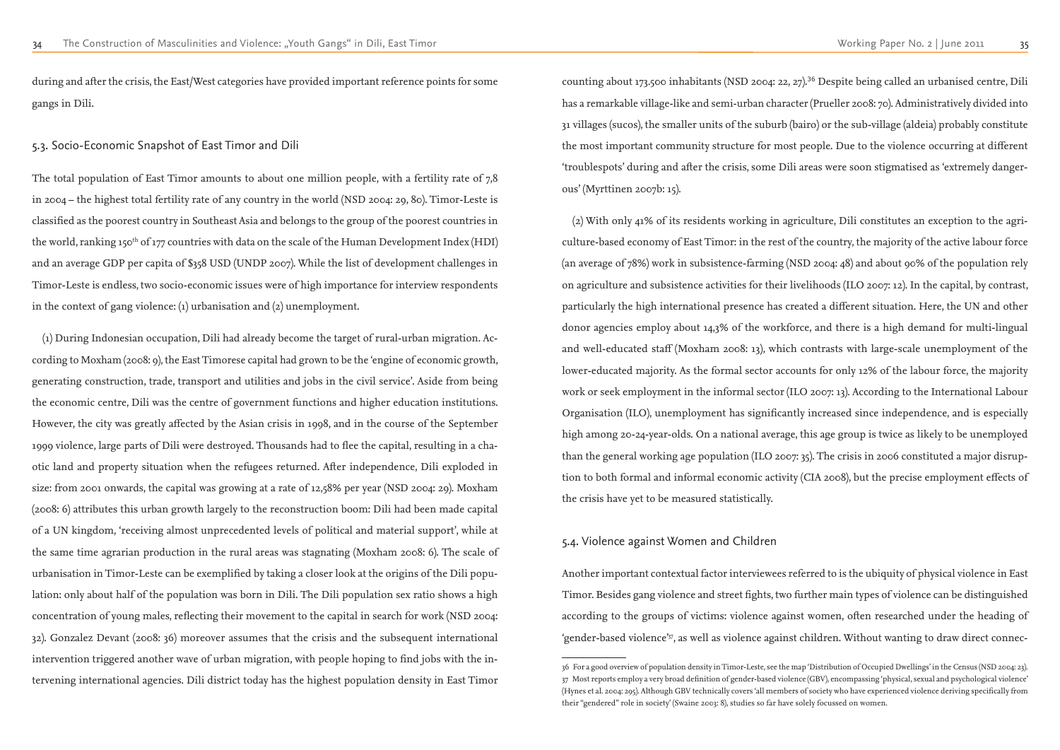during and after the crisis, the East/West categories have provided important reference points for some gangs in Dili.

### 5.3. Socio-Economic Snapshot of East Timor and Dili

The total population of East Timor amounts to about one million people, with a fertility rate of 7,8 in 2004 – the highest total fertility rate of any country in the world (NSD 2004: 29, 80). Timor-Leste is classified as the poorest country in Southeast Asia and belongs to the group of the poorest countries in the world, ranking 150th of 177 countries with data on the scale of the Human Development Index (HDI) and an average GDP per capita of $358 USD (UNDP 2007). While the list of development challenges in Timor-Leste is endless, two socio-economic issues were of high importance for interview respondents in the context of gang violence: (1) urbanisation and (2) unemployment.

(1) During Indonesian occupation, Dili had already become the target of rural-urban migration. According to Moxham (2008: 9), the East Timorese capital had grown to be the 'engine of economic growth, generating construction, trade, transport and utilities and jobs in the civil service'. Aside from being the economic centre, Dili was the centre of government functions and higher education institutions. However, the city was greatly affected by the Asian crisis in 1998, and in the course of the September 1999 violence, large parts of Dili were destroyed. Thousands had to flee the capital, resulting in a chaotic land and property situation when the refugees returned. After independence, Dili exploded in size: from 2001 onwards, the capital was growing at a rate of 12,58% per year (NSD 2004: 29). Moxham (2008: 6) attributes this urban growth largely to the reconstruction boom: Dili had been made capital of a UN kingdom, 'receiving almost unprecedented levels of political and material support', while at the same time agrarian production in the rural areas was stagnating (Moxham 2008: 6). The scale of urbanisation in Timor-Leste can be exemplified by taking a closer look at the origins of the Dili population: only about half of the population was born in Dili. The Dili population sex ratio shows a high concentration of young males, reflecting their movement to the capital in search for work (NSD 2004: 32). Gonzalez Devant (2008: 36) moreover assumes that the crisis and the subsequent international intervention triggered another wave of urban migration, with people hoping to find jobs with the intervening international agencies. Dili district today has the highest population density in East Timor counting about 173.500 inhabitants (NSD 2004: 22, 27).[36] Despite being called an urbanised centre, Dili has a remarkable village-like and semi-urban character (Prueller 2008: 70). Administratively divided into 31 villages (sucos), the smaller units of the suburb (bairo) or the sub-village (aldeia) probably constitute the most important community structure for most people. Due to the violence occurring at different 'troublespots' during and after the crisis, some Dili areas were soon stigmatised as 'extremely dangerous' (Myrttinen 2007b: 15).

(2) With only 41% of its residents working in agriculture, Dili constitutes an exception to the agriculture-based economy of East Timor: in the rest of the country, the majority of the active labour force (an average of 78%) work in subsistence-farming (NSD 2004: 48) and about 90% of the population rely on agriculture and subsistence activities for their livelihoods (ILO 2007: 12). In the capital, by contrast, particularly the high international presence has created a different situation. Here, the UN and other donor agencies employ about 14,3% of the workforce, and there is a high demand for multi-lingual and well-educated staff (Moxham 2008: 13), which contrasts with large-scale unemployment of the lower-educated majority. As the formal sector accounts for only 12% of the labour force, the majority work or seek employment in the informal sector (ILO 2007: 13). According to the International Labour Organisation (ILO), unemployment has significantly increased since independence, and is especially high among 20-24-year-olds. On a national average, this age group is twice as likely to be unemployed than the general working age population (ILO 2007: 35). The crisis in 2006 constituted a major disruption to both formal and informal economic activity (CIA 2008), but the precise employment effects of the crisis have yet to be measured statistically.

### 5.4. Violence against Women and Children

Another important contextual factor interviewees referred to is the ubiquity of physical violence in East Timor. Besides gang violence and street fights, two further main types of violence can be distinguished according to the groups of victims: violence against women, often researched under the heading of 'gender-based violence'[37], as well as violence against children. Without wanting to draw direct connec-

---

36 For a good overview of population density in Timor-Leste, see the map 'Distribution of Occupied Dwellings' in the Census (NSD 2004: 23).

37 Most reports employ a very broad definition of gender-based violence (GBV), encompassing 'physical, sexual and psychological violence' (Hynes et al. 2004: 295). Although GBV technically covers 'all members of society who have experienced violence deriving specifically from their "gendered" role in society' (Swaine 2003: 8), studies so far have solely focussed on women.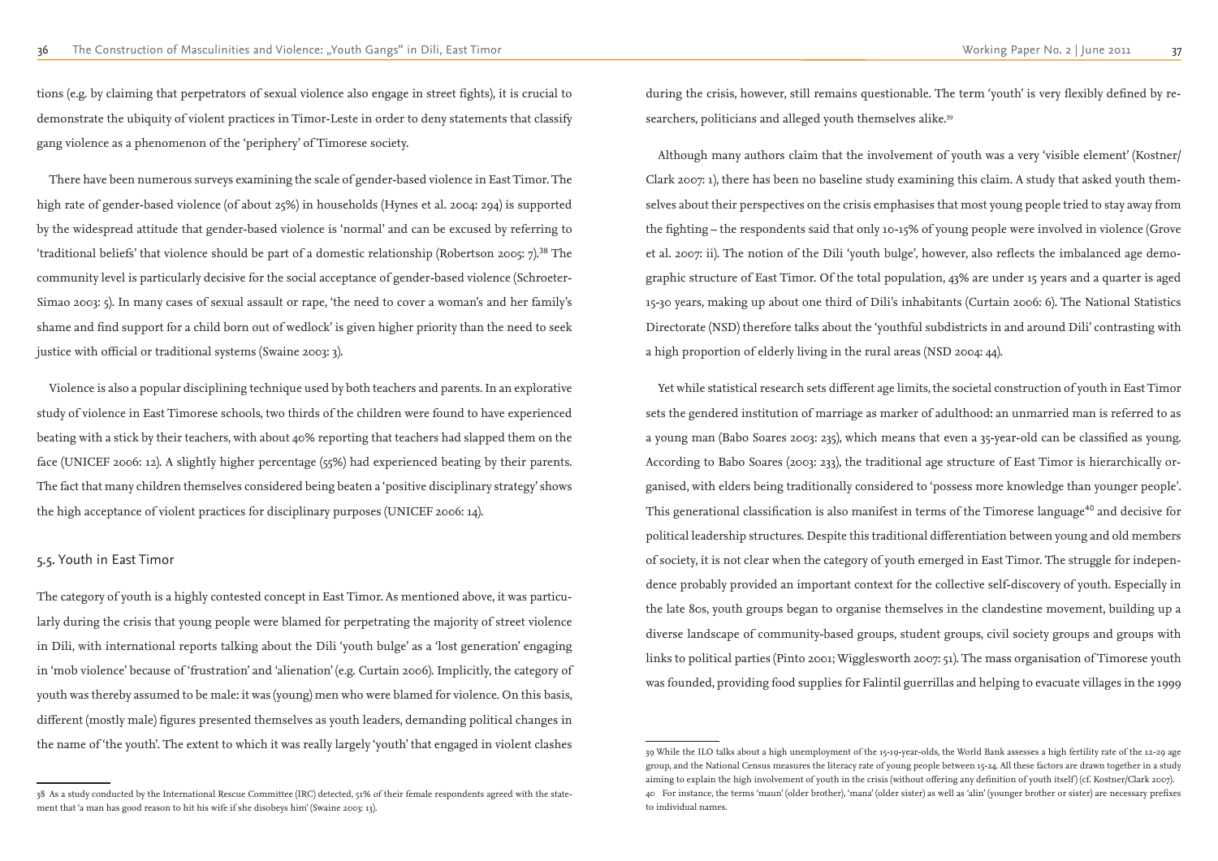tions (e.g. by claiming that perpetrators of sexual violence also engage in street fights), it is crucial to demonstrate the ubiquity of violent practices in Timor-Leste in order to deny statements that classify gang violence as a phenomenon of the 'periphery' of Timorese society.

There have been numerous surveys examining the scale of gender-based violence in East Timor. The high rate of gender-based violence (of about 25%) in households (Hynes et al. 2004: 294) is supported by the widespread attitude that gender-based violence is 'normal' and can be excused by referring to 'traditional beliefs' that violence should be part of a domestic relationship (Robertson 2005: 7).[38] The community level is particularly decisive for the social acceptance of gender-based violence (Schroeter-Simao 2003: 5). In many cases of sexual assault or rape, 'the need to cover a woman's and her family's shame and find support for a child born out of wedlock' is given higher priority than the need to seek justice with official or traditional systems (Swaine 2003: 3).

Violence is also a popular disciplining technique used by both teachers and parents. In an explorative study of violence in East Timorese schools, two thirds of the children were found to have experienced beating with a stick by their teachers, with about 40% reporting that teachers had slapped them on the face (UNICEF 2006: 12). A slightly higher percentage (55%) had experienced beating by their parents. The fact that many children themselves considered being beaten a 'positive disciplinary strategy' shows the high acceptance of violent practices for disciplinary purposes (UNICEF 2006: 14).

## 5.5. Youth in East Timor

The category of youth is a highly contested concept in East Timor. As mentioned above, it was particularly during the crisis that young people were blamed for perpetrating the majority of street violence in Dili, with international reports talking about the Dili 'youth bulge' as a 'lost generation' engaging in 'mob violence' because of 'frustration' and 'alienation' (e.g. Curtain 2006). Implicitly, the category of youth was thereby assumed to be male: it was (young) men who were blamed for violence. On this basis, different (mostly male) figures presented themselves as youth leaders, demanding political changes in the name of 'the youth'. The extent to which it was really largely 'youth' that engaged in violent clashes during the crisis, however, still remains questionable. The term 'youth' is very flexibly defined by researchers, politicians and alleged youth themselves alike.[39]

Although many authors claim that the involvement of youth was a very 'visible element' (Kostner/Clark 2007: 1), there has been no baseline study examining this claim. A study that asked youth themselves about their perspectives on the crisis emphasises that most young people tried to stay away from the fighting – the respondents said that only 10-15% of young people were involved in violence (Grove et al. 2007: ii). The notion of the Dili 'youth bulge', however, also reflects the imbalanced age demographic structure of East Timor. Of the total population, 43% are under 15 years and a quarter is aged 15-30 years, making up about one third of Dili's inhabitants (Curtain 2006: 6). The National Statistics Directorate (NSD) therefore talks about the 'youthful subdistricts in and around Dili' contrasting with a high proportion of elderly living in the rural areas (NSD 2004: 44).

Yet while statistical research sets different age limits, the societal construction of youth in East Timor sets the gendered institution of marriage as marker of adulthood: an unmarried man is referred to as a young man (Babo Soares 2003: 235), which means that even a 35-year-old can be classified as young. According to Babo Soares (2003: 233), the traditional age structure of East Timor is hierarchically organised, with elders being traditionally considered to 'possess more knowledge than younger people'. This generational classification is also manifest in terms of the Timorese language[40] and decisive for political leadership structures. Despite this traditional differentiation between young and old members of society, it is not clear when the category of youth emerged in East Timor. The struggle for independence probably provided an important context for the collective self-discovery of youth. Especially in the late 80s, youth groups began to organise themselves in the clandestine movement, building up a diverse landscape of community-based groups, student groups, civil society groups and groups with links to political parties (Pinto 2001; Wigglesworth 2007: 51). The mass organisation of Timorese youth was founded, providing food supplies for Falintil guerrillas and helping to evacuate villages in the 1999

---

38 As a study conducted by the International Rescue Committee (IRC) detected, 51% of their female respondents agreed with the statement that 'a man has good reason to hit his wife if she disobeys him' (Swaine 2003: 13).

39 While the ILO talks about a high unemployment of the 15-19-year-olds, the World Bank assesses a high fertility rate of the 12-29 age group, and the National Census measures the literacy rate of young people between 15-24. All these factors are drawn together in a study aiming to explain the high involvement of youth in the crisis (without offering any definition of youth itself) (cf. Kostner/Clark 2007).

40 For instance, the terms 'maun' (older brother), 'mana' (older sister) as well as 'alin' (younger brother or sister) are necessary prefixes to individual names.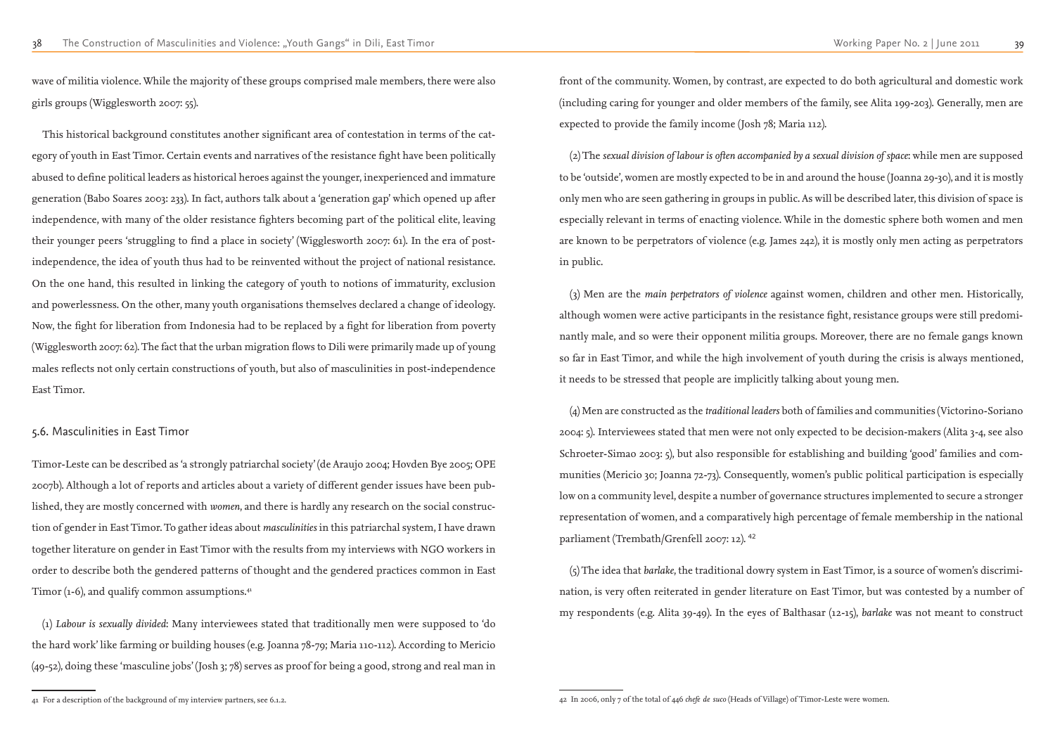wave of militia violence. While the majority of these groups comprised male members, there were also girls groups (Wigglesworth 2007: 55).

This historical background constitutes another significant area of contestation in terms of the category of youth in East Timor. Certain events and narratives of the resistance fight have been politically abused to define political leaders as historical heroes against the younger, inexperienced and immature generation (Babo Soares 2003: 233). In fact, authors talk about a 'generation gap' which opened up after independence, with many of the older resistance fighters becoming part of the political elite, leaving their younger peers 'struggling to find a place in society' (Wigglesworth 2007: 61). In the era of post-independence, the idea of youth thus had to be reinvented without the project of national resistance. On the one hand, this resulted in linking the category of youth to notions of immaturity, exclusion and powerlessness. On the other, many youth organisations themselves declared a change of ideology. Now, the fight for liberation from Indonesia had to be replaced by a fight for liberation from poverty (Wigglesworth 2007: 62). The fact that the urban migration flows to Dili were primarily made up of young males reflects not only certain constructions of youth, but also of masculinities in post-independence East Timor.

## 5.6. Masculinities in East Timor

Timor-Leste can be described as 'a strongly patriarchal society' (de Araujo 2004; Hovden Bye 2005; OPE 2007b). Although a lot of reports and articles about a variety of different gender issues have been published, they are mostly concerned with *women*, and there is hardly any research on the social construction of gender in East Timor. To gather ideas about *masculinities* in this patriarchal system, I have drawn together literature on gender in East Timor with the results from my interviews with NGO workers in order to describe both the gendered patterns of thought and the gendered practices common in East Timor (1-6), and qualify common assumptions.[41]

(1) *Labour is sexually divided*: Many interviewees stated that traditionally men were supposed to 'do the hard work' like farming or building houses (e.g. Joanna 78-79; Maria 110-112). According to Mericio (49-52), doing these 'masculine jobs' (Josh 3; 78) serves as proof for being a good, strong and real man in front of the community. Women, by contrast, are expected to do both agricultural and domestic work (including caring for younger and older members of the family, see Alita 199-203). Generally, men are expected to provide the family income (Josh 78; Maria 112).

(2) The *sexual division of labour is often accompanied by a sexual division of space*: while men are supposed to be 'outside', women are mostly expected to be in and around the house (Joanna 29-30), and it is mostly only men who are seen gathering in groups in public. As will be described later, this division of space is especially relevant in terms of enacting violence. While in the domestic sphere both women and men are known to be perpetrators of violence (e.g. James 242), it is mostly only men acting as perpetrators in public.

(3) Men are the *main perpetrators of violence* against women, children and other men. Historically, although women were active participants in the resistance fight, resistance groups were still predominantly male, and so were their opponent militia groups. Moreover, there are no female gangs known so far in East Timor, and while the high involvement of youth during the crisis is always mentioned, it needs to be stressed that people are implicitly talking about young men.

(4) Men are constructed as the *traditional leaders* both of families and communities (Victorino-Soriano 2004: 5). Interviewees stated that men were not only expected to be decision-makers (Alita 3-4, see also Schroeter-Simao 2003: 5), but also responsible for establishing and building 'good' families and communities (Mericio 30; Joanna 72-73). Consequently, women's public political participation is especially low on a community level, despite a number of governance structures implemented to secure a stronger representation of women, and a comparatively high percentage of female membership in the national parliament (Trembath/Grenfell 2007: 12).[42]

(5) The idea that *barlake*, the traditional dowry system in East Timor, is a source of women's discrimination, is very often reiterated in gender literature on East Timor, but was contested by a number of my respondents (e.g. Alita 39-49). In the eyes of Balthasar (12-15), *barlake* was not meant to construct

---

41 For a description of the background of my interview partners, see 6.1.2.

42 In 2006, only 7 of the total of 446 *chefe de suco* (Heads of Village) of Timor-Leste were women.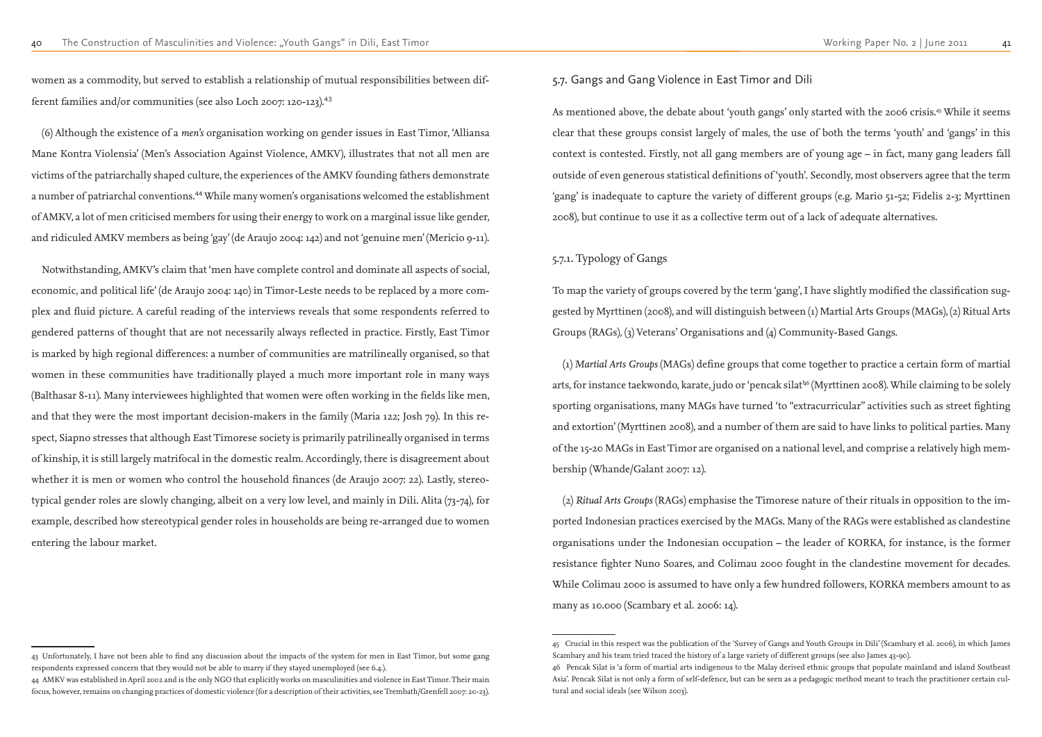women as a commodity, but served to establish a relationship of mutual responsibilities between different families and/or communities (see also Loch 2007: 120-123).[43]

(6) Although the existence of a *men's* organisation working on gender issues in East Timor, 'Alliansa Mane Kontra Violensia' (Men's Association Against Violence, AMKV), illustrates that not all men are victims of the patriarchally shaped culture, the experiences of the AMKV founding fathers demonstrate a number of patriarchal conventions.[44] While many women's organisations welcomed the establishment of AMKV, a lot of men criticised members for using their energy to work on a marginal issue like gender, and ridiculed AMKV members as being 'gay' (de Araujo 2004: 142) and not 'genuine men' (Mericio 9-11).

Notwithstanding, AMKV's claim that 'men have complete control and dominate all aspects of social, economic, and political life' (de Araujo 2004: 140) in Timor-Leste needs to be replaced by a more complex and fluid picture. A careful reading of the interviews reveals that some respondents referred to gendered patterns of thought that are not necessarily always reflected in practice. Firstly, East Timor is marked by high regional differences: a number of communities are matrilineally organised, so that women in these communities have traditionally played a much more important role in many ways (Balthasar 8-11). Many interviewees highlighted that women were often working in the fields like men, and that they were the most important decision-makers in the family (Maria 122; Josh 79). In this respect, Siapno stresses that although East Timorese society is primarily patrilineally organised in terms of kinship, it is still largely matrifocal in the domestic realm. Accordingly, there is disagreement about whether it is men or women who control the household finances (de Araujo 2007: 22). Lastly, stereotypical gender roles are slowly changing, albeit on a very low level, and mainly in Dili. Alita (73-74), for example, described how stereotypical gender roles in households are being re-arranged due to women entering the labour market.

43 Unfortunately, I have not been able to find any discussion about the impacts of the system for men in East Timor, but some gang respondents expressed concern that they would not be able to marry if they stayed unemployed (see 6.4.).

44 AMKV was established in April 2002 and is the only NGO that explicitly works on masculinities and violence in East Timor. Their main focus, however, remains on changing practices of domestic violence (for a description of their activities, see Trembath/Grenfell 2007: 20-23).

## 5.7. Gangs and Gang Violence in East Timor and Dili

As mentioned above, the debate about 'youth gangs' only started with the 2006 crisis.[45] While it seems clear that these groups consist largely of males, the use of both the terms 'youth' and 'gangs' in this context is contested. Firstly, not all gang members are of young age – in fact, many gang leaders fall outside of even generous statistical definitions of 'youth'. Secondly, most observers agree that the term 'gang' is inadequate to capture the variety of different groups (e.g. Mario 51-52; Fidelis 2-3; Myrttinen 2008), but continue to use it as a collective term out of a lack of adequate alternatives.

### 5.7.1. Typology of Gangs

To map the variety of groups covered by the term 'gang', I have slightly modified the classification suggested by Myrttinen (2008), and will distinguish between (1) Martial Arts Groups (MAGs), (2) Ritual Arts Groups (RAGs), (3) Veterans' Organisations and (4) Community-Based Gangs.

(1) *Martial Arts Groups* (MAGs) define groups that come together to practice a certain form of martial arts, for instance taekwondo, karate, judo or 'pencak silat'[46] (Myrttinen 2008). While claiming to be solely sporting organisations, many MAGs have turned 'to "extracurricular" activities such as street fighting and extortion' (Myrttinen 2008), and a number of them are said to have links to political parties. Many of the 15-20 MAGs in East Timor are organised on a national level, and comprise a relatively high membership (Whande/Galant 2007: 12).

(2) *Ritual Arts Groups* (RAGs) emphasise the Timorese nature of their rituals in opposition to the imported Indonesian practices exercised by the MAGs. Many of the RAGs were established as clandestine organisations under the Indonesian occupation – the leader of KORKA, for instance, is the former resistance fighter Nuno Soares, and Colimau 2000 fought in the clandestine movement for decades. While Colimau 2000 is assumed to have only a few hundred followers, KORKA members amount to as many as 10.000 (Scambary et al. 2006: 14).

45 Crucial in this respect was the publication of the 'Survey of Gangs and Youth Groups in Dili' (Scambary et al. 2006), in which James Scambary and his team tried traced the history of a large variety of different groups (see also James 43-90).

46 Pencak Silat is 'a form of martial arts indigenous to the Malay derived ethnic groups that populate mainland and island Southeast Asia'. Pencak Silat is not only a form of self-defence, but can be seen as a pedagogic method meant to teach the practitioner certain cultural and social ideals (see Wilson 2003).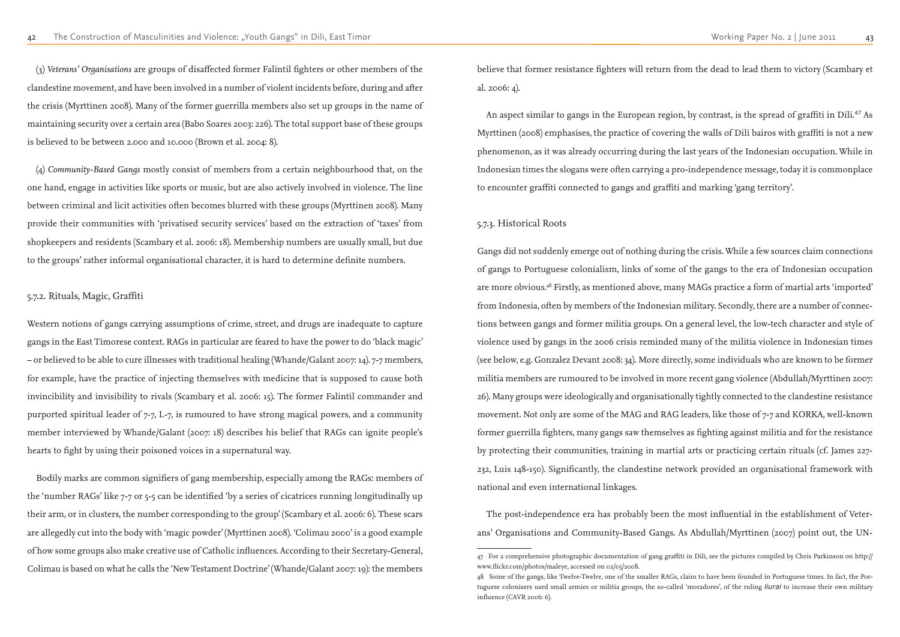(3) *Veterans' Organisations* are groups of disaffected former Falintil fighters or other members of the clandestine movement, and have been involved in a number of violent incidents before, during and after the crisis (Myrttinen 2008). Many of the former guerrilla members also set up groups in the name of maintaining security over a certain area (Babo Soares 2003: 226). The total support base of these groups is believed to be between 2.000 and 10.000 (Brown et al. 2004: 8).

(4) *Community-Based Gangs* mostly consist of members from a certain neighbourhood that, on the one hand, engage in activities like sports or music, but are also actively involved in violence. The line between criminal and licit activities often becomes blurred with these groups (Myrttinen 2008). Many provide their communities with 'privatised security services' based on the extraction of 'taxes' from shopkeepers and residents (Scambary et al. 2006: 18). Membership numbers are usually small, but due to the groups' rather informal organisational character, it is hard to determine definite numbers.

### 5.7.2. Rituals, Magic, Graffiti

Western notions of gangs carrying assumptions of crime, street, and drugs are inadequate to capture gangs in the East Timorese context. RAGs in particular are feared to have the power to do 'black magic' – or believed to be able to cure illnesses with traditional healing (Whande/Galant 2007: 14). 7-7 members, for example, have the practice of injecting themselves with medicine that is supposed to cause both invincibility and invisibility to rivals (Scambary et al. 2006: 15). The former Falintil commander and purported spiritual leader of 7-7, L-7, is rumoured to have strong magical powers, and a community member interviewed by Whande/Galant (2007: 18) describes his belief that RAGs can ignite people's hearts to fight by using their poisoned voices in a supernatural way.

Bodily marks are common signifiers of gang membership, especially among the RAGs: members of the 'number RAGs' like 7-7 or 5-5 can be identified 'by a series of cicatrices running longitudinally up their arm, or in clusters, the number corresponding to the group' (Scambary et al. 2006: 6). These scars are allegedly cut into the body with 'magic powder' (Myrttinen 2008). 'Colimau 2000' is a good example of how some groups also make creative use of Catholic influences. According to their Secretary-General, Colimau is based on what he calls the 'New Testament Doctrine' (Whande/Galant 2007: 19): the members believe that former resistance fighters will return from the dead to lead them to victory (Scambary et al. 2006: 4).

An aspect similar to gangs in the European region, by contrast, is the spread of graffiti in Dili.[47] As Myrttinen (2008) emphasises, the practice of covering the walls of Dili bairos with graffiti is not a new phenomenon, as it was already occurring during the last years of the Indonesian occupation. While in Indonesian times the slogans were often carrying a pro-independence message, today it is commonplace to encounter graffiti connected to gangs and graffiti and marking 'gang territory'.

### 5.7.3. Historical Roots

Gangs did not suddenly emerge out of nothing during the crisis. While a few sources claim connections of gangs to Portuguese colonialism, links of some of the gangs to the era of Indonesian occupation are more obvious.[48] Firstly, as mentioned above, many MAGs practice a form of martial arts 'imported' from Indonesia, often by members of the Indonesian military. Secondly, there are a number of connections between gangs and former militia groups. On a general level, the low-tech character and style of violence used by gangs in the 2006 crisis reminded many of the militia violence in Indonesian times (see below, e.g. Gonzalez Devant 2008: 34). More directly, some individuals who are known to be former militia members are rumoured to be involved in more recent gang violence (Abdullah/Myrttinen 2007: 26). Many groups were ideologically and organisationally tightly connected to the clandestine resistance movement. Not only are some of the MAG and RAG leaders, like those of 7-7 and KORKA, well-known former guerrilla fighters, many gangs saw themselves as fighting against militia and for the resistance by protecting their communities, training in martial arts or practicing certain rituals (cf. James 227-232, Luis 148-150). Significantly, the clandestine network provided an organisational framework with national and even international linkages.

The post-independence era has probably been the most influential in the establishment of Veterans' Organisations and Community-Based Gangs. As Abdullah/Myrttinen (2007) point out, the UN-

---

47 For a comprehensive photographic documentation of gang graffiti in Dili, see the pictures compiled by Chris Parkinson on http://www.flickr.com/photos/maleye, accessed on 02/05/2008.

48 Some of the gangs, like Twelve-Twelve, one of the smaller RAGs, claim to have been founded in Portuguese times. In fact, the Portuguese colonisers used small armies or militia groups, the so-called 'moradores', of the ruling *liurai* to increase their own military influence (CAVR 2006: 6).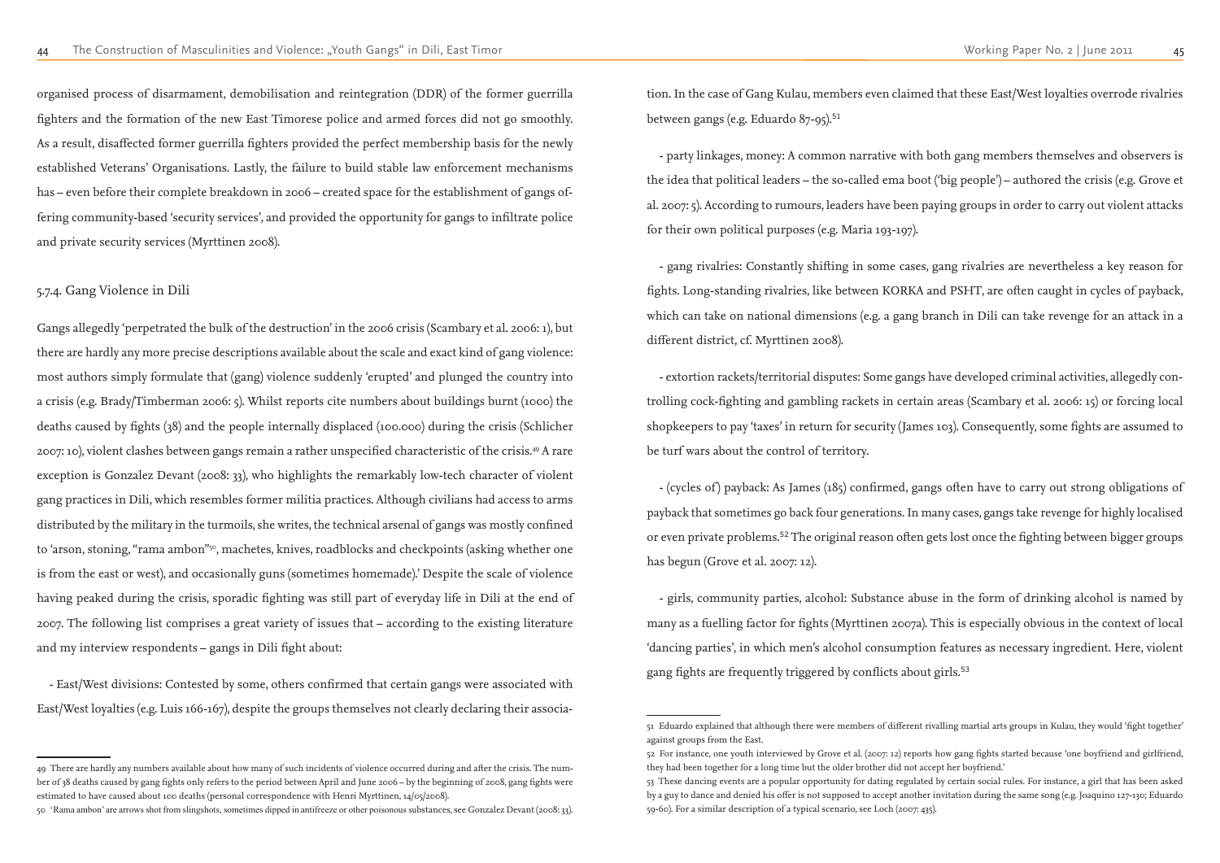organised process of disarmament, demobilisation and reintegration (DDR) of the former guerrilla fighters and the formation of the new East Timorese police and armed forces did not go smoothly. As a result, disaffected former guerrilla fighters provided the perfect membership basis for the newly established Veterans' Organisations. Lastly, the failure to build stable law enforcement mechanisms has – even before their complete breakdown in 2006 – created space for the establishment of gangs offering community-based 'security services', and provided the opportunity for gangs to infiltrate police and private security services (Myrttinen 2008).

### 5.7.4. Gang Violence in Dili

Gangs allegedly 'perpetrated the bulk of the destruction' in the 2006 crisis (Scambary et al. 2006: 1), but there are hardly any more precise descriptions available about the scale and exact kind of gang violence: most authors simply formulate that (gang) violence suddenly 'erupted' and plunged the country into a crisis (e.g. Brady/Timberman 2006: 5). Whilst reports cite numbers about buildings burnt (1000) the deaths caused by fights (38) and the people internally displaced (100.000) during the crisis (Schlicher 2007: 10), violent clashes between gangs remain a rather unspecified characteristic of the crisis.[49] A rare exception is Gonzalez Devant (2008: 33), who highlights the remarkably low-tech character of violent gang practices in Dili, which resembles former militia practices. Although civilians had access to arms distributed by the military in the turmoils, she writes, the technical arsenal of gangs was mostly confined to 'arson, stoning, "rama ambon"[50], machetes, knives, roadblocks and checkpoints (asking whether one is from the east or west), and occasionally guns (sometimes homemade).' Despite the scale of violence having peaked during the crisis, sporadic fighting was still part of everyday life in Dili at the end of 2007. The following list comprises a great variety of issues that – according to the existing literature and my interview respondents – gangs in Dili fight about:

- East/West divisions: Contested by some, others confirmed that certain gangs were associated with East/West loyalties (e.g. Luis 166-167), despite the groups themselves not clearly declaring their association. In the case of Gang Kulau, members even claimed that these East/West loyalties overrode rivalries between gangs (e.g. Eduardo 87-95).[51]

- party linkages, money: A common narrative with both gang members themselves and observers is the idea that political leaders – the so-called ema boot ('big people') – authored the crisis (e.g. Grove et al. 2007: 5). According to rumours, leaders have been paying groups in order to carry out violent attacks for their own political purposes (e.g. Maria 193-197).

- gang rivalries: Constantly shifting in some cases, gang rivalries are nevertheless a key reason for fights. Long-standing rivalries, like between KORKA and PSHT, are often caught in cycles of payback, which can take on national dimensions (e.g. a gang branch in Dili can take revenge for an attack in a different district, cf. Myrttinen 2008).

- extortion rackets/territorial disputes: Some gangs have developed criminal activities, allegedly controlling cock-fighting and gambling rackets in certain areas (Scambary et al. 2006: 15) or forcing local shopkeepers to pay 'taxes' in return for security (James 103). Consequently, some fights are assumed to be turf wars about the control of territory.

- (cycles of) payback: As James (185) confirmed, gangs often have to carry out strong obligations of payback that sometimes go back four generations. In many cases, gangs take revenge for highly localised or even private problems.[52] The original reason often gets lost once the fighting between bigger groups has begun (Grove et al. 2007: 12).

- girls, community parties, alcohol: Substance abuse in the form of drinking alcohol is named by many as a fuelling factor for fights (Myrttinen 2007a). This is especially obvious in the context of local 'dancing parties', in which men's alcohol consumption features as necessary ingredient. Here, violent gang fights are frequently triggered by conflicts about girls.[53]

---

49 There are hardly any numbers available about how many of such incidents of violence occurred during and after the crisis. The number of 38 deaths caused by gang fights only refers to the period between April and June 2006 – by the beginning of 2008, gang fights were estimated to have caused about 100 deaths (personal correspondence with Henri Myrttinen, 14/05/2008).

50 'Rama ambon' are arrows shot from slingshots, sometimes dipped in antifreeze or other poisonous substances, see Gonzalez Devant (2008: 33).

51 Eduardo explained that although there were members of different rivalling martial arts groups in Kulau, they would 'fight together' against groups from the East.

52 For instance, one youth interviewed by Grove et al. (2007: 12) reports how gang fights started because 'one boyfriend and girlfriend, they had been together for a long time but the older brother did not accept her boyfriend.'

53 These dancing events are a popular opportunity for dating regulated by certain social rules. For instance, a girl that has been asked by a guy to dance and denied his offer is not supposed to accept another invitation during the same song (e.g. Joaquino 127-130; Eduardo 59-60). For a similar description of a typical scenario, see Loch (2007: 435).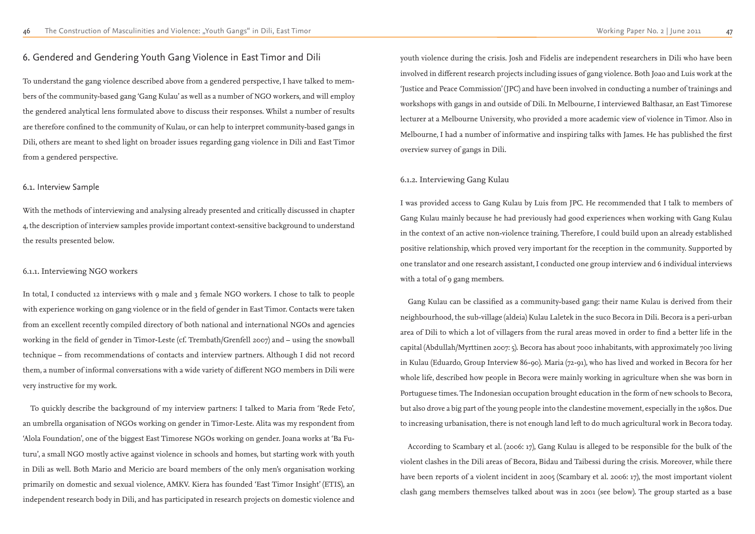## 6. Gendered and Gendering Youth Gang Violence in East Timor and Dili

To understand the gang violence described above from a gendered perspective, I have talked to members of the community-based gang 'Gang Kulau' as well as a number of NGO workers, and will employ the gendered analytical lens formulated above to discuss their responses. Whilst a number of results are therefore confined to the community of Kulau, or can help to interpret community-based gangs in Dili, others are meant to shed light on broader issues regarding gang violence in Dili and East Timor from a gendered perspective.

### 6.1. Interview Sample

With the methods of interviewing and analysing already presented and critically discussed in chapter 4, the description of interview samples provide important context-sensitive background to understand the results presented below.

#### 6.1.1. Interviewing NGO workers

In total, I conducted 12 interviews with 9 male and 3 female NGO workers. I chose to talk to people with experience working on gang violence or in the field of gender in East Timor. Contacts were taken from an excellent recently compiled directory of both national and international NGOs and agencies working in the field of gender in Timor-Leste (cf. Trembath/Grenfell 2007) and – using the snowball technique – from recommendations of contacts and interview partners. Although I did not record them, a number of informal conversations with a wide variety of different NGO members in Dili were very instructive for my work.

To quickly describe the background of my interview partners: I talked to Maria from 'Rede Feto', an umbrella organisation of NGOs working on gender in Timor-Leste. Alita was my respondent from 'Alola Foundation', one of the biggest East Timorese NGOs working on gender. Joana works at 'Ba Futuru', a small NGO mostly active against violence in schools and homes, but starting work with youth in Dili as well. Both Mario and Mericio are board members of the only men's organisation working primarily on domestic and sexual violence, AMKV. Kiera has founded 'East Timor Insight' (ETIS), an independent research body in Dili, and has participated in research projects on domestic violence and youth violence during the crisis. Josh and Fidelis are independent researchers in Dili who have been involved in different research projects including issues of gang violence. Both Joao and Luis work at the 'Justice and Peace Commission' (JPC) and have been involved in conducting a number of trainings and workshops with gangs in and outside of Dili. In Melbourne, I interviewed Balthasar, an East Timorese lecturer at a Melbourne University, who provided a more academic view of violence in Timor. Also in Melbourne, I had a number of informative and inspiring talks with James. He has published the first overview survey of gangs in Dili.

#### 6.1.2. Interviewing Gang Kulau

I was provided access to Gang Kulau by Luis from JPC. He recommended that I talk to members of Gang Kulau mainly because he had previously had good experiences when working with Gang Kulau in the context of an active non-violence training. Therefore, I could build upon an already established positive relationship, which proved very important for the reception in the community. Supported by one translator and one research assistant, I conducted one group interview and 6 individual interviews with a total of 9 gang members.

Gang Kulau can be classified as a community-based gang: their name Kulau is derived from their neighbourhood, the sub-village (aldeia) Kulau Laletek in the suco Becora in Dili. Becora is a peri-urban area of Dili to which a lot of villagers from the rural areas moved in order to find a better life in the capital (Abdullah/Myrttinen 2007: 5). Becora has about 7000 inhabitants, with approximately 700 living in Kulau (Eduardo, Group Interview 86-90). Maria (72-91), who has lived and worked in Becora for her whole life, described how people in Becora were mainly working in agriculture when she was born in Portuguese times. The Indonesian occupation brought education in the form of new schools to Becora, but also drove a big part of the young people into the clandestine movement, especially in the 1980s. Due to increasing urbanisation, there is not enough land left to do much agricultural work in Becora today.

According to Scambary et al. (2006: 17), Gang Kulau is alleged to be responsible for the bulk of the violent clashes in the Dili areas of Becora, Bidau and Taibessi during the crisis. Moreover, while there have been reports of a violent incident in 2005 (Scambary et al. 2006: 17), the most important violent clash gang members themselves talked about was in 2001 (see below). The group started as a base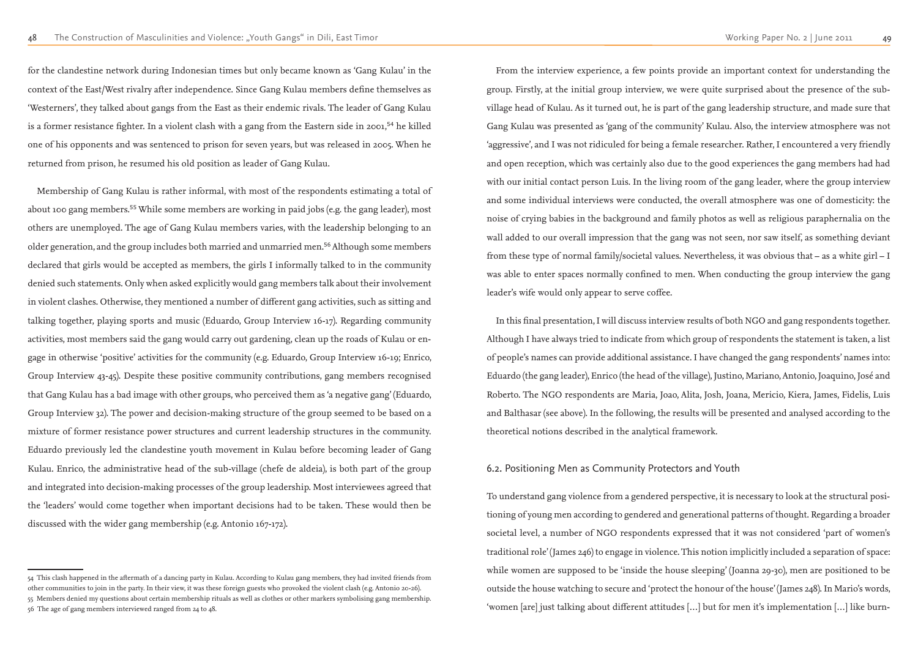for the clandestine network during Indonesian times but only became known as 'Gang Kulau' in the context of the East/West rivalry after independence. Since Gang Kulau members define themselves as 'Westerners', they talked about gangs from the East as their endemic rivals. The leader of Gang Kulau is a former resistance fighter. In a violent clash with a gang from the Eastern side in 2001,[54] he killed one of his opponents and was sentenced to prison for seven years, but was released in 2005. When he returned from prison, he resumed his old position as leader of Gang Kulau.

Membership of Gang Kulau is rather informal, with most of the respondents estimating a total of about 100 gang members.[55] While some members are working in paid jobs (e.g. the gang leader), most others are unemployed. The age of Gang Kulau members varies, with the leadership belonging to an older generation, and the group includes both married and unmarried men.[56] Although some members declared that girls would be accepted as members, the girls I informally talked to in the community denied such statements. Only when asked explicitly would gang members talk about their involvement in violent clashes. Otherwise, they mentioned a number of different gang activities, such as sitting and talking together, playing sports and music (Eduardo, Group Interview 16-17). Regarding community activities, most members said the gang would carry out gardening, clean up the roads of Kulau or engage in otherwise 'positive' activities for the community (e.g. Eduardo, Group Interview 16-19; Enrico, Group Interview 43-45). Despite these positive community contributions, gang members recognised that Gang Kulau has a bad image with other groups, who perceived them as 'a negative gang' (Eduardo, Group Interview 32). The power and decision-making structure of the group seemed to be based on a mixture of former resistance power structures and current leadership structures in the community. Eduardo previously led the clandestine youth movement in Kulau before becoming leader of Gang Kulau. Enrico, the administrative head of the sub-village (chefe de aldeia), is both part of the group and integrated into decision-making processes of the group leadership. Most interviewees agreed that the 'leaders' would come together when important decisions had to be taken. These would then be discussed with the wider gang membership (e.g. Antonio 167-172).

From the interview experience, a few points provide an important context for understanding the group. Firstly, at the initial group interview, we were quite surprised about the presence of the sub-village head of Kulau. As it turned out, he is part of the gang leadership structure, and made sure that Gang Kulau was presented as 'gang of the community' Kulau. Also, the interview atmosphere was not 'aggressive', and I was not ridiculed for being a female researcher. Rather, I encountered a very friendly and open reception, which was certainly also due to the good experiences the gang members had had with our initial contact person Luis. In the living room of the gang leader, where the group interview and some individual interviews were conducted, the overall atmosphere was one of domesticity: the noise of crying babies in the background and family photos as well as religious paraphernalia on the wall added to our overall impression that the gang was not seen, nor saw itself, as something deviant from these type of normal family/societal values. Nevertheless, it was obvious that – as a white girl – I was able to enter spaces normally confined to men. When conducting the group interview the gang leader's wife would only appear to serve coffee.

In this final presentation, I will discuss interview results of both NGO and gang respondents together. Although I have always tried to indicate from which group of respondents the statement is taken, a list of people's names can provide additional assistance. I have changed the gang respondents' names into: Eduardo (the gang leader), Enrico (the head of the village), Justino, Mariano, Antonio, Joaquino, José and Roberto. The NGO respondents are Maria, Joao, Alita, Josh, Joana, Mericio, Kiera, James, Fidelis, Luis and Balthasar (see above). In the following, the results will be presented and analysed according to the theoretical notions described in the analytical framework.

## 6.2. Positioning Men as Community Protectors and Youth

To understand gang violence from a gendered perspective, it is necessary to look at the structural positioning of young men according to gendered and generational patterns of thought. Regarding a broader societal level, a number of NGO respondents expressed that it was not considered 'part of women's traditional role' (James 246) to engage in violence. This notion implicitly included a separation of space: while women are supposed to be 'inside the house sleeping' (Joanna 29-30), men are positioned to be outside the house watching to secure and 'protect the honour of the house' (James 248). In Mario's words, 'women [are] just talking about different attitudes […] but for men it's implementation […] like burn-

---

54 This clash happened in the aftermath of a dancing party in Kulau. According to Kulau gang members, they had invited friends from other communities to join in the party. In their view, it was these foreign guests who provoked the violent clash (e.g. Antonio 20-26).

55 Members denied my questions about certain membership rituals as well as clothes or other markers symbolising gang membership.

56 The age of gang members interviewed ranged from 24 to 48.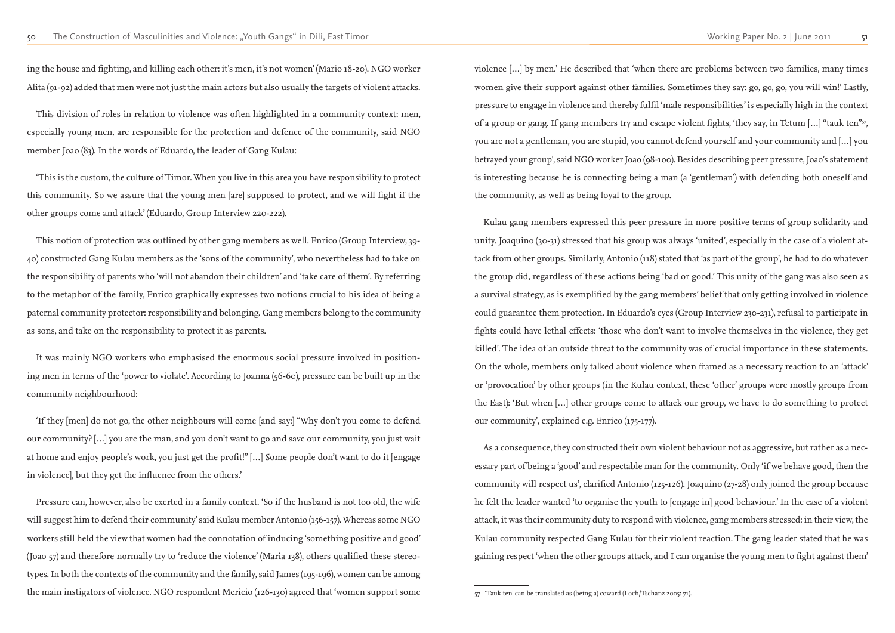ing the house and fighting, and killing each other: it's men, it's not women' (Mario 18-20). NGO worker Alita (91-92) added that men were not just the main actors but also usually the targets of violent attacks.

This division of roles in relation to violence was often highlighted in a community context: men, especially young men, are responsible for the protection and defence of the community, said NGO member Joao (83). In the words of Eduardo, the leader of Gang Kulau:

'This is the custom, the culture of Timor. When you live in this area you have responsibility to protect this community. So we assure that the young men [are] supposed to protect, and we will fight if the other groups come and attack' (Eduardo, Group Interview 220-222).

This notion of protection was outlined by other gang members as well. Enrico (Group Interview, 39-40) constructed Gang Kulau members as the 'sons of the community', who nevertheless had to take on the responsibility of parents who 'will not abandon their children' and 'take care of them'. By referring to the metaphor of the family, Enrico graphically expresses two notions crucial to his idea of being a paternal community protector: responsibility and belonging. Gang members belong to the community as sons, and take on the responsibility to protect it as parents.

It was mainly NGO workers who emphasised the enormous social pressure involved in positioning men in terms of the 'power to violate'. According to Joanna (56-60), pressure can be built up in the community neighbourhood:

'If they [men] do not go, the other neighbours will come [and say:] "Why don't you come to defend our community? [...] you are the man, and you don't want to go and save our community, you just wait at home and enjoy people's work, you just get the profit!" [...] Some people don't want to do it [engage in violence], but they get the influence from the others.'

Pressure can, however, also be exerted in a family context. 'So if the husband is not too old, the wife will suggest him to defend their community' said Kulau member Antonio (156-157). Whereas some NGO workers still held the view that women had the connotation of inducing 'something positive and good' (Joao 57) and therefore normally try to 'reduce the violence' (Maria 138), others qualified these stereotypes. In both the contexts of the community and the family, said James (195-196), women can be among the main instigators of violence. NGO respondent Mericio (126-130) agreed that 'women support some violence [...] by men.' He described that 'when there are problems between two families, many times women give their support against other families. Sometimes they say: go, go, go, you will win!' Lastly, pressure to engage in violence and thereby fulfil 'male responsibilities' is especially high in the context of a group or gang. If gang members try and escape violent fights, 'they say, in Tetum [...] "tauk ten"[57], you are not a gentleman, you are stupid, you cannot defend yourself and your community and [...] you betrayed your group', said NGO worker Joao (98-100). Besides describing peer pressure, Joao's statement is interesting because he is connecting being a man (a 'gentleman') with defending both oneself and the community, as well as being loyal to the group.

Kulau gang members expressed this peer pressure in more positive terms of group solidarity and unity. Joaquino (30-31) stressed that his group was always 'united', especially in the case of a violent attack from other groups. Similarly, Antonio (118) stated that 'as part of the group', he had to do whatever the group did, regardless of these actions being 'bad or good.' This unity of the gang was also seen as a survival strategy, as is exemplified by the gang members' belief that only getting involved in violence could guarantee them protection. In Eduardo's eyes (Group Interview 230-231), refusal to participate in fights could have lethal effects: 'those who don't want to involve themselves in the violence, they get killed'. The idea of an outside threat to the community was of crucial importance in these statements. On the whole, members only talked about violence when framed as a necessary reaction to an 'attack' or 'provocation' by other groups (in the Kulau context, these 'other' groups were mostly groups from the East): 'But when [...] other groups come to attack our group, we have to do something to protect our community', explained e.g. Enrico (175-177).

As a consequence, they constructed their own violent behaviour not as aggressive, but rather as a necessary part of being a 'good' and respectable man for the community. Only 'if we behave good, then the community will respect us', clarified Antonio (125-126). Joaquino (27-28) only joined the group because he felt the leader wanted 'to organise the youth to [engage in] good behaviour.' In the case of a violent attack, it was their community duty to respond with violence, gang members stressed: in their view, the Kulau community respected Gang Kulau for their violent reaction. The gang leader stated that he was gaining respect 'when the other groups attack, and I can organise the young men to fight against them'

---

57 'Tauk ten' can be translated as (being a) coward (Loch/Tschanz 2005: 71).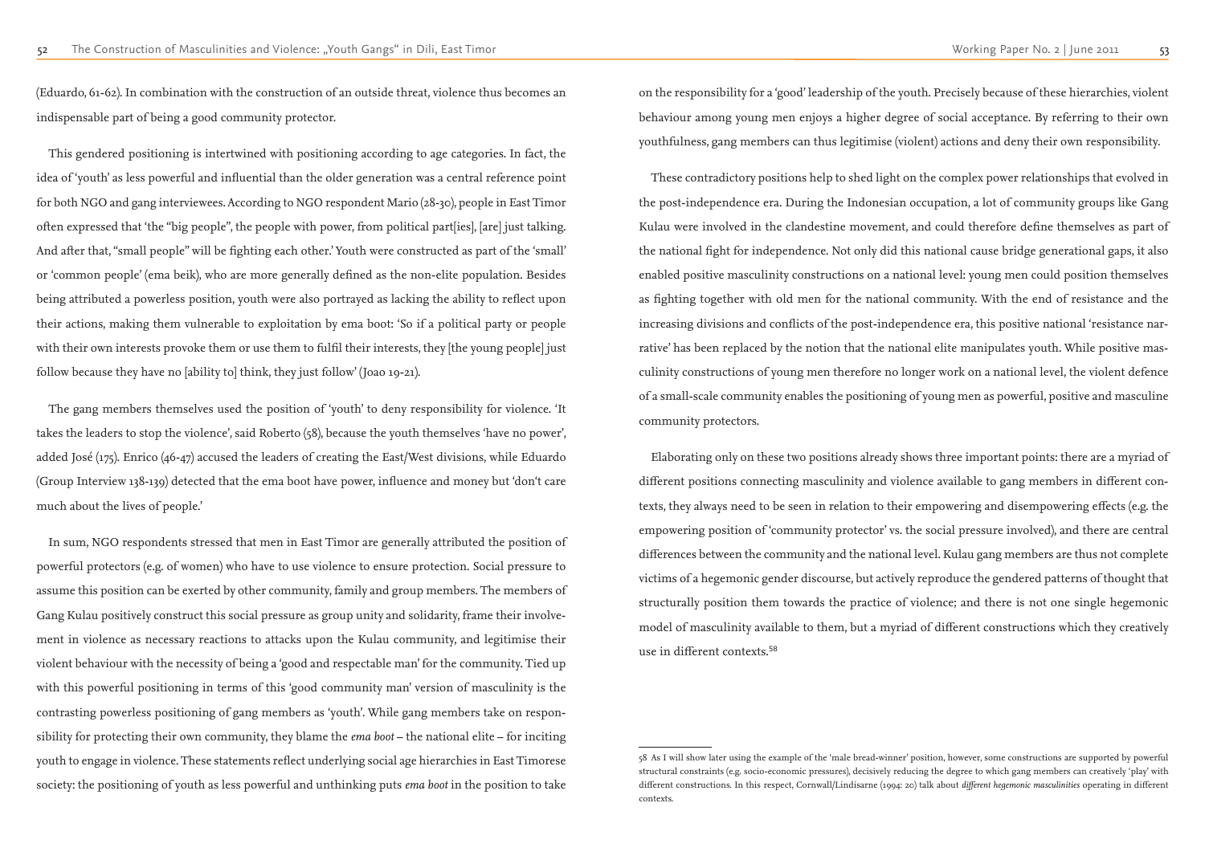(Eduardo, 61-62). In combination with the construction of an outside threat, violence thus becomes an indispensable part of being a good community protector.

This gendered positioning is intertwined with positioning according to age categories. In fact, the idea of 'youth' as less powerful and influential than the older generation was a central reference point for both NGO and gang interviewees. According to NGO respondent Mario (28-30), people in East Timor often expressed that 'the "big people", the people with power, from political part[ies], [are] just talking. And after that, "small people" will be fighting each other.' Youth were constructed as part of the 'small' or 'common people' (ema beik), who are more generally defined as the non-elite population. Besides being attributed a powerless position, youth were also portrayed as lacking the ability to reflect upon their actions, making them vulnerable to exploitation by ema boot: 'So if a political party or people with their own interests provoke them or use them to fulfil their interests, they [the young people] just follow because they have no [ability to] think, they just follow' (Joao 19-21).

The gang members themselves used the position of 'youth' to deny responsibility for violence. 'It takes the leaders to stop the violence', said Roberto (58), because the youth themselves 'have no power', added José (175). Enrico (46-47) accused the leaders of creating the East/West divisions, while Eduardo (Group Interview 138-139) detected that the ema boot have power, influence and money but 'don't care much about the lives of people.'

In sum, NGO respondents stressed that men in East Timor are generally attributed the position of powerful protectors (e.g. of women) who have to use violence to ensure protection. Social pressure to assume this position can be exerted by other community, family and group members. The members of Gang Kulau positively construct this social pressure as group unity and solidarity, frame their involvement in violence as necessary reactions to attacks upon the Kulau community, and legitimise their violent behaviour with the necessity of being a 'good and respectable man' for the community. Tied up with this powerful positioning in terms of this 'good community man' version of masculinity is the contrasting powerless positioning of gang members as 'youth'. While gang members take on responsibility for protecting their own community, they blame the *ema boot* – the national elite – for inciting youth to engage in violence. These statements reflect underlying social age hierarchies in East Timorese society: the positioning of youth as less powerful and unthinking puts *ema boot* in the position to take on the responsibility for a 'good' leadership of the youth. Precisely because of these hierarchies, violent behaviour among young men enjoys a higher degree of social acceptance. By referring to their own youthfulness, gang members can thus legitimise (violent) actions and deny their own responsibility.

These contradictory positions help to shed light on the complex power relationships that evolved in the post-independence era. During the Indonesian occupation, a lot of community groups like Gang Kulau were involved in the clandestine movement, and could therefore define themselves as part of the national fight for independence. Not only did this national cause bridge generational gaps, it also enabled positive masculinity constructions on a national level: young men could position themselves as fighting together with old men for the national community. With the end of resistance and the increasing divisions and conflicts of the post-independence era, this positive national 'resistance narrative' has been replaced by the notion that the national elite manipulates youth. While positive masculinity constructions of young men therefore no longer work on a national level, the violent defence of a small-scale community enables the positioning of young men as powerful, positive and masculine community protectors.

Elaborating only on these two positions already shows three important points: there are a myriad of different positions connecting masculinity and violence available to gang members in different contexts, they always need to be seen in relation to their empowering and disempowering effects (e.g. the empowering position of 'community protector' vs. the social pressure involved), and there are central differences between the community and the national level. Kulau gang members are thus not complete victims of a hegemonic gender discourse, but actively reproduce the gendered patterns of thought that structurally position them towards the practice of violence; and there is not one single hegemonic model of masculinity available to them, but a myriad of different constructions which they creatively use in different contexts.[58]

---

58 As I will show later using the example of the 'male bread-winner' position, however, some constructions are supported by powerful structural constraints (e.g. socio-economic pressures), decisively reducing the degree to which gang members can creatively 'play' with different constructions. In this respect, Cornwall/Lindisarne (1994: 20) talk about *different hegemonic masculinities* operating in different contexts.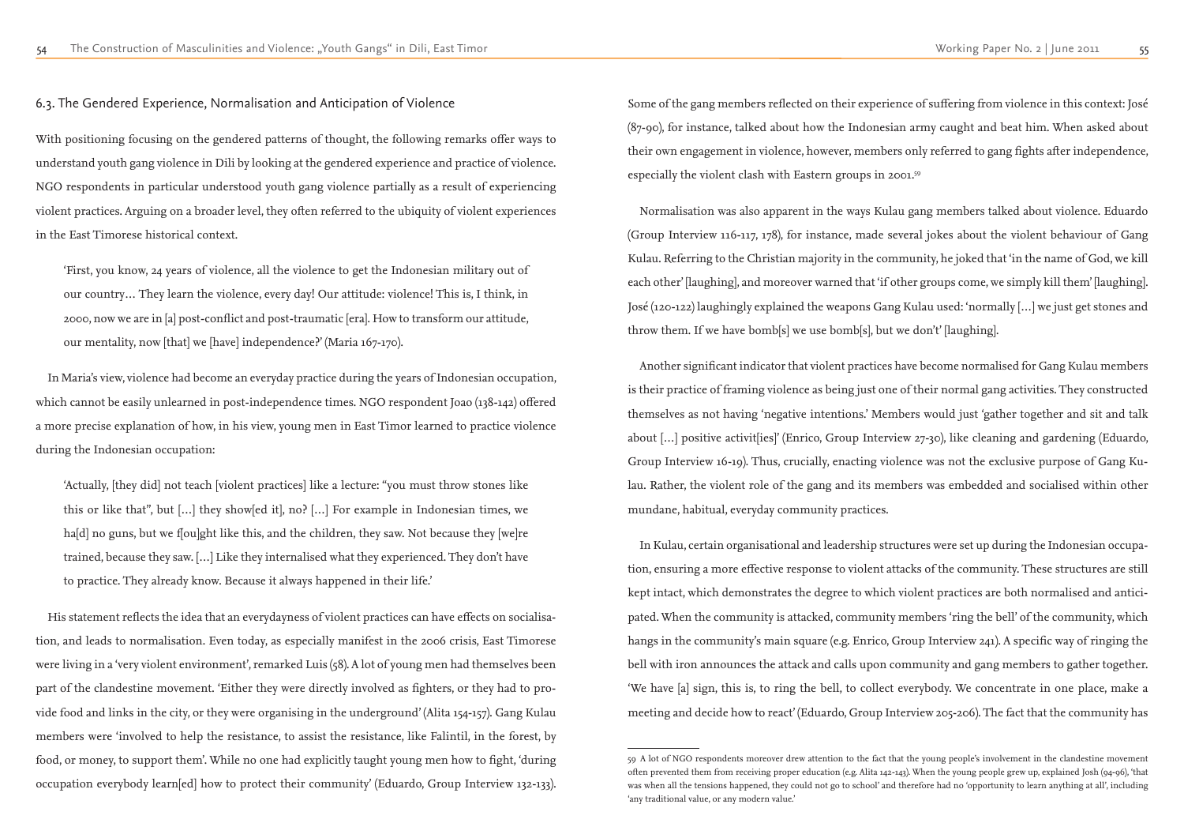### 6.3. The Gendered Experience, Normalisation and Anticipation of Violence

With positioning focusing on the gendered patterns of thought, the following remarks offer ways to understand youth gang violence in Dili by looking at the gendered experience and practice of violence. NGO respondents in particular understood youth gang violence partially as a result of experiencing violent practices. Arguing on a broader level, they often referred to the ubiquity of violent experiences in the East Timorese historical context.

> 'First, you know, 24 years of violence, all the violence to get the Indonesian military out of our country… They learn the violence, every day! Our attitude: violence! This is, I think, in 2000, now we are in [a] post-conflict and post-traumatic [era]. How to transform our attitude, our mentality, now [that] we [have] independence?' (Maria 167-170).

In Maria's view, violence had become an everyday practice during the years of Indonesian occupation, which cannot be easily unlearned in post-independence times. NGO respondent Joao (138-142) offered a more precise explanation of how, in his view, young men in East Timor learned to practice violence during the Indonesian occupation:

> 'Actually, [they did] not teach [violent practices] like a lecture: "you must throw stones like this or like that", but […] they show[ed it], no? […] For example in Indonesian times, we ha[d] no guns, but we f[ou]ght like this, and the children, they saw. Not because they [we]re trained, because they saw. […] Like they internalised what they experienced. They don't have to practice. They already know. Because it always happened in their life.'

His statement reflects the idea that an everydayness of violent practices can have effects on socialisation, and leads to normalisation. Even today, as especially manifest in the 2006 crisis, East Timorese were living in a 'very violent environment', remarked Luis (58). A lot of young men had themselves been part of the clandestine movement. 'Either they were directly involved as fighters, or they had to provide food and links in the city, or they were organising in the underground' (Alita 154-157). Gang Kulau members were 'involved to help the resistance, to assist the resistance, like Falintil, in the forest, by food, or money, to support them'. While no one had explicitly taught young men how to fight, 'during occupation everybody learn[ed] how to protect their community' (Eduardo, Group Interview 132-133). Some of the gang members reflected on their experience of suffering from violence in this context: José (87-90), for instance, talked about how the Indonesian army caught and beat him. When asked about their own engagement in violence, however, members only referred to gang fights after independence, especially the violent clash with Eastern groups in 2001.[59]

Normalisation was also apparent in the ways Kulau gang members talked about violence. Eduardo (Group Interview 116-117, 178), for instance, made several jokes about the violent behaviour of Gang Kulau. Referring to the Christian majority in the community, he joked that 'in the name of God, we kill each other' [laughing], and moreover warned that 'if other groups come, we simply kill them' [laughing]. José (120-122) laughingly explained the weapons Gang Kulau used: 'normally […] we just get stones and throw them. If we have bomb[s] we use bomb[s], but we don't' [laughing].

Another significant indicator that violent practices have become normalised for Gang Kulau members is their practice of framing violence as being just one of their normal gang activities. They constructed themselves as not having 'negative intentions.' Members would just 'gather together and sit and talk about […] positive activit[ies]' (Enrico, Group Interview 27-30), like cleaning and gardening (Eduardo, Group Interview 16-19). Thus, crucially, enacting violence was not the exclusive purpose of Gang Kulau. Rather, the violent role of the gang and its members was embedded and socialised within other mundane, habitual, everyday community practices.

In Kulau, certain organisational and leadership structures were set up during the Indonesian occupation, ensuring a more effective response to violent attacks of the community. These structures are still kept intact, which demonstrates the degree to which violent practices are both normalised and anticipated. When the community is attacked, community members 'ring the bell' of the community, which hangs in the community's main square (e.g. Enrico, Group Interview 241). A specific way of ringing the bell with iron announces the attack and calls upon community and gang members to gather together. 'We have [a] sign, this is, to ring the bell, to collect everybody. We concentrate in one place, make a meeting and decide how to react' (Eduardo, Group Interview 205-206). The fact that the community has

---

59 A lot of NGO respondents moreover drew attention to the fact that the young people's involvement in the clandestine movement often prevented them from receiving proper education (e.g. Alita 142-143). When the young people grew up, explained Josh (94-96), 'that was when all the tensions happened, they could not go to school' and therefore had no 'opportunity to learn anything at all', including 'any traditional value, or any modern value.'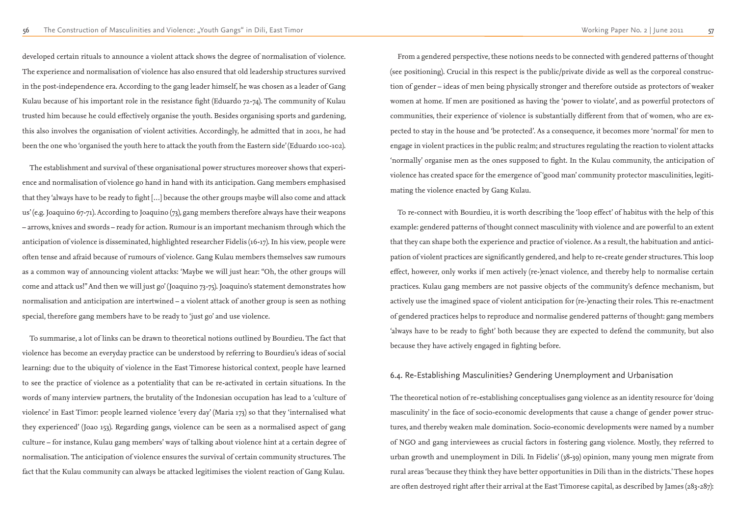developed certain rituals to announce a violent attack shows the degree of normalisation of violence. The experience and normalisation of violence has also ensured that old leadership structures survived in the post-independence era. According to the gang leader himself, he was chosen as a leader of Gang Kulau because of his important role in the resistance fight (Eduardo 72-74). The community of Kulau trusted him because he could effectively organise the youth. Besides organising sports and gardening, this also involves the organisation of violent activities. Accordingly, he admitted that in 2001, he had been the one who 'organised the youth here to attack the youth from the Eastern side' (Eduardo 100-102).

The establishment and survival of these organisational power structures moreover shows that experience and normalisation of violence go hand in hand with its anticipation. Gang members emphasised that they 'always have to be ready to fight […] because the other groups maybe will also come and attack us' (e.g. Joaquino 67-71). According to Joaquino (73), gang members therefore always have their weapons – arrows, knives and swords – ready for action. Rumour is an important mechanism through which the anticipation of violence is disseminated, highlighted researcher Fidelis (16-17). In his view, people were often tense and afraid because of rumours of violence. Gang Kulau members themselves saw rumours as a common way of announcing violent attacks: 'Maybe we will just hear: "Oh, the other groups will come and attack us!" And then we will just go' (Joaquino 73-75). Joaquino's statement demonstrates how normalisation and anticipation are intertwined – a violent attack of another group is seen as nothing special, therefore gang members have to be ready to 'just go' and use violence.

To summarise, a lot of links can be drawn to theoretical notions outlined by Bourdieu. The fact that violence has become an everyday practice can be understood by referring to Bourdieu's ideas of social learning: due to the ubiquity of violence in the East Timorese historical context, people have learned to see the practice of violence as a potentiality that can be re-activated in certain situations. In the words of many interview partners, the brutality of the Indonesian occupation has lead to a 'culture of violence' in East Timor: people learned violence 'every day' (Maria 173) so that they 'internalised what they experienced' (Joao 153). Regarding gangs, violence can be seen as a normalised aspect of gang culture – for instance, Kulau gang members' ways of talking about violence hint at a certain degree of normalisation. The anticipation of violence ensures the survival of certain community structures. The fact that the Kulau community can always be attacked legitimises the violent reaction of Gang Kulau.

From a gendered perspective, these notions needs to be connected with gendered patterns of thought (see positioning). Crucial in this respect is the public/private divide as well as the corporeal construction of gender – ideas of men being physically stronger and therefore outside as protectors of weaker women at home. If men are positioned as having the 'power to violate', and as powerful protectors of communities, their experience of violence is substantially different from that of women, who are expected to stay in the house and 'be protected'. As a consequence, it becomes more 'normal' for men to engage in violent practices in the public realm; and structures regulating the reaction to violent attacks 'normally' organise men as the ones supposed to fight. In the Kulau community, the anticipation of violence has created space for the emergence of 'good man' community protector masculinities, legitimating the violence enacted by Gang Kulau.

To re-connect with Bourdieu, it is worth describing the 'loop effect' of habitus with the help of this example: gendered patterns of thought connect masculinity with violence and are powerful to an extent that they can shape both the experience and practice of violence. As a result, the habituation and anticipation of violent practices are significantly gendered, and help to re-create gender structures. This loop effect, however, only works if men actively (re-)enact violence, and thereby help to normalise certain practices. Kulau gang members are not passive objects of the community's defence mechanism, but actively use the imagined space of violent anticipation for (re-)enacting their roles. This re-enactment of gendered practices helps to reproduce and normalise gendered patterns of thought: gang members 'always have to be ready to fight' both because they are expected to defend the community, but also because they have actively engaged in fighting before.

### 6.4. Re-Establishing Masculinities? Gendering Unemployment and Urbanisation

The theoretical notion of re-establishing conceptualises gang violence as an identity resource for 'doing masculinity' in the face of socio-economic developments that cause a change of gender power structures, and thereby weaken male domination. Socio-economic developments were named by a number of NGO and gang interviewees as crucial factors in fostering gang violence. Mostly, they referred to urban growth and unemployment in Dili. In Fidelis' (38-39) opinion, many young men migrate from rural areas 'because they think they have better opportunities in Dili than in the districts.' These hopes are often destroyed right after their arrival at the East Timorese capital, as described by James (283-287):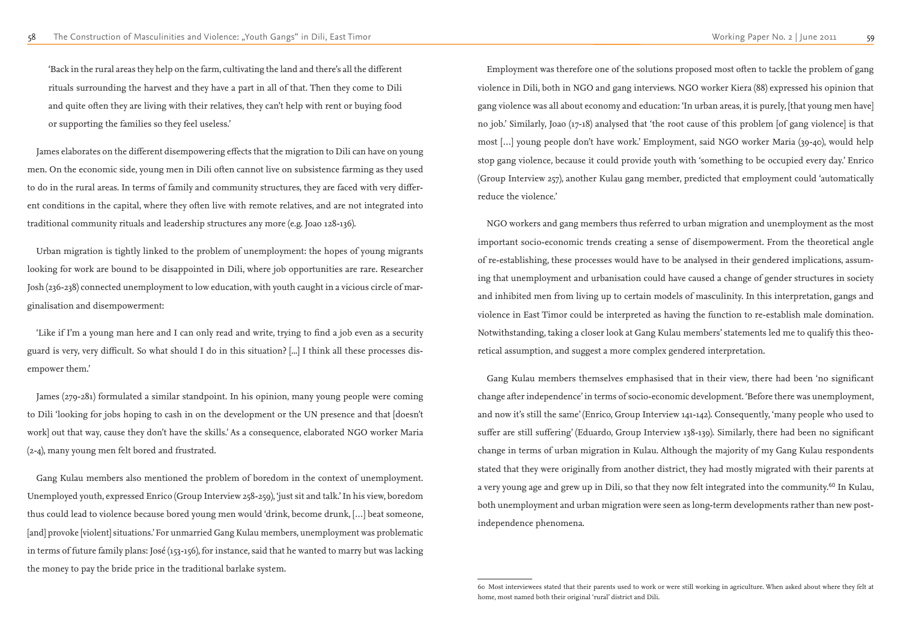'Back in the rural areas they help on the farm, cultivating the land and there's all the different rituals surrounding the harvest and they have a part in all of that. Then they come to Dili and quite often they are living with their relatives, they can't help with rent or buying food or supporting the families so they feel useless.'

James elaborates on the different disempowering effects that the migration to Dili can have on young men. On the economic side, young men in Dili often cannot live on subsistence farming as they used to do in the rural areas. In terms of family and community structures, they are faced with very different conditions in the capital, where they often live with remote relatives, and are not integrated into traditional community rituals and leadership structures any more (e.g. Joao 128-136).

Urban migration is tightly linked to the problem of unemployment: the hopes of young migrants looking for work are bound to be disappointed in Dili, where job opportunities are rare. Researcher Josh (236-238) connected unemployment to low education, with youth caught in a vicious circle of marginalisation and disempowerment:

'Like if I'm a young man here and I can only read and write, trying to find a job even as a security guard is very, very difficult. So what should I do in this situation? [...] I think all these processes disempower them.'

James (279-281) formulated a similar standpoint. In his opinion, many young people were coming to Dili 'looking for jobs hoping to cash in on the development or the UN presence and that [doesn't work] out that way, cause they don't have the skills.' As a consequence, elaborated NGO worker Maria (2-4), many young men felt bored and frustrated.

Gang Kulau members also mentioned the problem of boredom in the context of unemployment. Unemployed youth, expressed Enrico (Group Interview 258-259), 'just sit and talk.' In his view, boredom thus could lead to violence because bored young men would 'drink, become drunk, […] beat someone, [and] provoke [violent] situations.' For unmarried Gang Kulau members, unemployment was problematic in terms of future family plans: José (153-156), for instance, said that he wanted to marry but was lacking the money to pay the bride price in the traditional barlake system.

Employment was therefore one of the solutions proposed most often to tackle the problem of gang violence in Dili, both in NGO and gang interviews. NGO worker Kiera (88) expressed his opinion that gang violence was all about economy and education: 'In urban areas, it is purely, [that young men have] no job.' Similarly, Joao (17-18) analysed that 'the root cause of this problem [of gang violence] is that most […] young people don't have work.' Employment, said NGO worker Maria (39-40), would help stop gang violence, because it could provide youth with 'something to be occupied every day.' Enrico (Group Interview 257), another Kulau gang member, predicted that employment could 'automatically reduce the violence.'

NGO workers and gang members thus referred to urban migration and unemployment as the most important socio-economic trends creating a sense of disempowerment. From the theoretical angle of re-establishing, these processes would have to be analysed in their gendered implications, assuming that unemployment and urbanisation could have caused a change of gender structures in society and inhibited men from living up to certain models of masculinity. In this interpretation, gangs and violence in East Timor could be interpreted as having the function to re-establish male domination. Notwithstanding, taking a closer look at Gang Kulau members' statements led me to qualify this theoretical assumption, and suggest a more complex gendered interpretation.

Gang Kulau members themselves emphasised that in their view, there had been 'no significant change after independence' in terms of socio-economic development. 'Before there was unemployment, and now it's still the same' (Enrico, Group Interview 141-142). Consequently, 'many people who used to suffer are still suffering' (Eduardo, Group Interview 138-139). Similarly, there had been no significant change in terms of urban migration in Kulau. Although the majority of my Gang Kulau respondents stated that they were originally from another district, they had mostly migrated with their parents at a very young age and grew up in Dili, so that they now felt integrated into the community.[60] In Kulau, both unemployment and urban migration were seen as long-term developments rather than new post-independence phenomena.

---

60 Most interviewees stated that their parents used to work or were still working in agriculture. When asked about where they felt at home, most named both their original 'rural' district and Dili.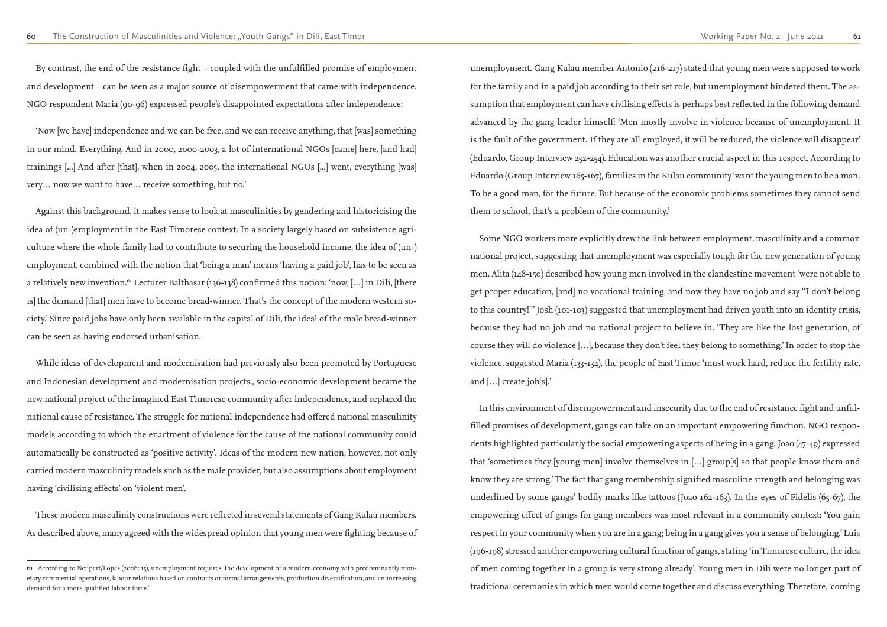By contrast, the end of the resistance fight – coupled with the unfulfilled promise of employment and development – can be seen as a major source of disempowerment that came with independence. NGO respondent Maria (90-96) expressed people's disappointed expectations after independence:

'Now [we have] independence and we can be free, and we can receive anything, that [was] something in our mind. Everything. And in 2000, 2000-2003, a lot of international NGOs [came] here, [and had] trainings [...] And after [that], when in 2004, 2005, the international NGOs [...] went, everything [was] very… now we want to have… receive something, but no.'

Against this background, it makes sense to look at masculinities by gendering and historicising the idea of (un-)employment in the East Timorese context. In a society largely based on subsistence agriculture where the whole family had to contribute to securing the household income, the idea of (un-) employment, combined with the notion that 'being a man' means 'having a paid job', has to be seen as a relatively new invention.[61] Lecturer Balthasar (136-138) confirmed this notion: 'now, […] in Dili, [there is] the demand [that] men have to become bread-winner. That's the concept of the modern western society.' Since paid jobs have only been available in the capital of Dili, the ideal of the male bread-winner can be seen as having endorsed urbanisation.

While ideas of development and modernisation had previously also been promoted by Portuguese and Indonesian development and modernisation projects., socio-economic development became the new national project of the imagined East Timorese community after independence, and replaced the national cause of resistance. The struggle for national independence had offered national masculinity models according to which the enactment of violence for the cause of the national community could automatically be constructed as 'positive activity'. Ideas of the modern new nation, however, not only carried modern masculinity models such as the male provider, but also assumptions about employment having 'civilising effects' on 'violent men'.

These modern masculinity constructions were reflected in several statements of Gang Kulau members. As described above, many agreed with the widespread opinion that young men were fighting because of unemployment. Gang Kulau member Antonio (216-217) stated that young men were supposed to work for the family and in a paid job according to their set role, but unemployment hindered them. The assumption that employment can have civilising effects is perhaps best reflected in the following demand advanced by the gang leader himself: 'Men mostly involve in violence because of unemployment. It is the fault of the government. If they are all employed, it will be reduced, the violence will disappear' (Eduardo, Group Interview 252-254). Education was another crucial aspect in this respect. According to Eduardo (Group Interview 165-167), families in the Kulau community 'want the young men to be a man. To be a good man, for the future. But because of the economic problems sometimes they cannot send them to school, that's a problem of the community.'

Some NGO workers more explicitly drew the link between employment, masculinity and a common national project, suggesting that unemployment was especially tough for the new generation of young men. Alita (148-150) described how young men involved in the clandestine movement 'were not able to get proper education, [and] no vocational training, and now they have no job and say "I don't belong to this country!"' Josh (101-103) suggested that unemployment had driven youth into an identity crisis, because they had no job and no national project to believe in. 'They are like the lost generation, of course they will do violence […], because they don't feel they belong to something.' In order to stop the violence, suggested Maria (133-134), the people of East Timor 'must work hard, reduce the fertility rate, and […] create job[s].'

In this environment of disempowerment and insecurity due to the end of resistance fight and unfulfilled promises of development, gangs can take on an important empowering function. NGO respondents highlighted particularly the social empowering aspects of being in a gang. Joao (47-49) expressed that 'sometimes they [young men] involve themselves in […] group[s] so that people know them and know they are strong.' The fact that gang membership signified masculine strength and belonging was underlined by some gangs' bodily marks like tattoos (Joao 162-163). In the eyes of Fidelis (65-67), the empowering effect of gangs for gang members was most relevant in a community context: 'You gain respect in your community when you are in a gang; being in a gang gives you a sense of belonging.' Luis (196-198) stressed another empowering cultural function of gangs, stating 'in Timorese culture, the idea of men coming together in a group is very strong already'. Young men in Dili were no longer part of traditional ceremonies in which men would come together and discuss everything. Therefore, 'coming

---

61 According to Neupert/Lopes (2006: 15), unemployment requires 'the development of a modern economy with predominantly monetary commercial operations, labour relations based on contracts or formal arrangements, production diversification, and an increasing demand for a more qualified labour force.'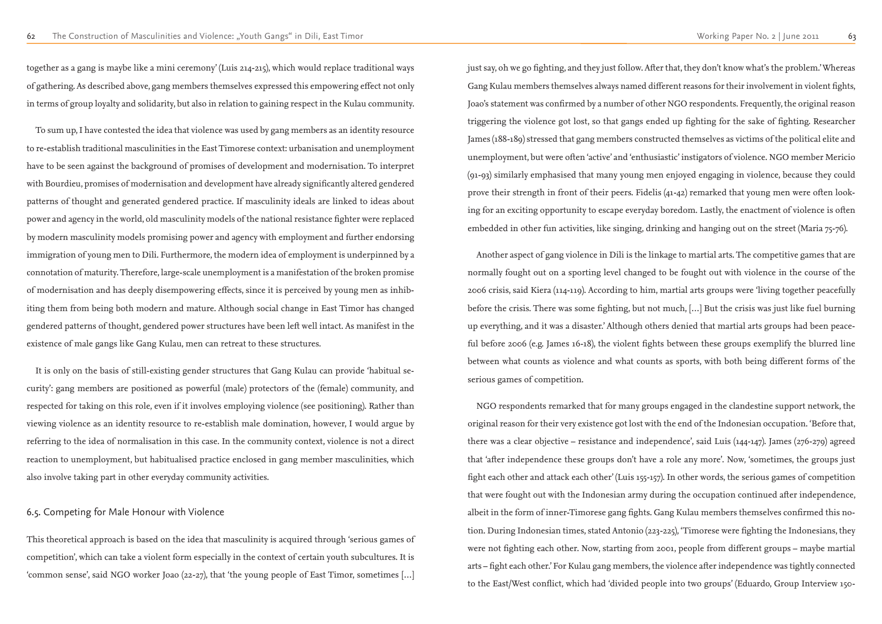together as a gang is maybe like a mini ceremony' (Luis 214-215), which would replace traditional ways of gathering. As described above, gang members themselves expressed this empowering effect not only in terms of group loyalty and solidarity, but also in relation to gaining respect in the Kulau community.

To sum up, I have contested the idea that violence was used by gang members as an identity resource to re-establish traditional masculinities in the East Timorese context: urbanisation and unemployment have to be seen against the background of promises of development and modernisation. To interpret with Bourdieu, promises of modernisation and development have already significantly altered gendered patterns of thought and generated gendered practice. If masculinity ideals are linked to ideas about power and agency in the world, old masculinity models of the national resistance fighter were replaced by modern masculinity models promising power and agency with employment and further endorsing immigration of young men to Dili. Furthermore, the modern idea of employment is underpinned by a connotation of maturity. Therefore, large-scale unemployment is a manifestation of the broken promise of modernisation and has deeply disempowering effects, since it is perceived by young men as inhibiting them from being both modern and mature. Although social change in East Timor has changed gendered patterns of thought, gendered power structures have been left well intact. As manifest in the existence of male gangs like Gang Kulau, men can retreat to these structures.

It is only on the basis of still-existing gender structures that Gang Kulau can provide 'habitual security': gang members are positioned as powerful (male) protectors of the (female) community, and respected for taking on this role, even if it involves employing violence (see positioning). Rather than viewing violence as an identity resource to re-establish male domination, however, I would argue by referring to the idea of normalisation in this case. In the community context, violence is not a direct reaction to unemployment, but habitualised practice enclosed in gang member masculinities, which also involve taking part in other everyday community activities.

## 6.5. Competing for Male Honour with Violence

This theoretical approach is based on the idea that masculinity is acquired through 'serious games of competition', which can take a violent form especially in the context of certain youth subcultures. It is 'common sense', said NGO worker Joao (22-27), that 'the young people of East Timor, sometimes […] just say, oh we go fighting, and they just follow. After that, they don't know what's the problem.' Whereas Gang Kulau members themselves always named different reasons for their involvement in violent fights, Joao's statement was confirmed by a number of other NGO respondents. Frequently, the original reason triggering the violence got lost, so that gangs ended up fighting for the sake of fighting. Researcher James (188-189) stressed that gang members constructed themselves as victims of the political elite and unemployment, but were often 'active' and 'enthusiastic' instigators of violence. NGO member Mericio (91-93) similarly emphasised that many young men enjoyed engaging in violence, because they could prove their strength in front of their peers. Fidelis (41-42) remarked that young men were often looking for an exciting opportunity to escape everyday boredom. Lastly, the enactment of violence is often embedded in other fun activities, like singing, drinking and hanging out on the street (Maria 75-76).

Another aspect of gang violence in Dili is the linkage to martial arts. The competitive games that are normally fought out on a sporting level changed to be fought out with violence in the course of the 2006 crisis, said Kiera (114-119). According to him, martial arts groups were 'living together peacefully before the crisis. There was some fighting, but not much, […] But the crisis was just like fuel burning up everything, and it was a disaster.' Although others denied that martial arts groups had been peaceful before 2006 (e.g. James 16-18), the violent fights between these groups exemplify the blurred line between what counts as violence and what counts as sports, with both being different forms of the serious games of competition.

NGO respondents remarked that for many groups engaged in the clandestine support network, the original reason for their very existence got lost with the end of the Indonesian occupation. 'Before that, there was a clear objective – resistance and independence', said Luis (144-147). James (276-279) agreed that 'after independence these groups don't have a role any more'. Now, 'sometimes, the groups just fight each other and attack each other' (Luis 155-157). In other words, the serious games of competition that were fought out with the Indonesian army during the occupation continued after independence, albeit in the form of inner-Timorese gang fights. Gang Kulau members themselves confirmed this notion. During Indonesian times, stated Antonio (223-225), 'Timorese were fighting the Indonesians, they were not fighting each other. Now, starting from 2001, people from different groups – maybe martial arts – fight each other.' For Kulau gang members, the violence after independence was tightly connected to the East/West conflict, which had 'divided people into two groups' (Eduardo, Group Interview 150-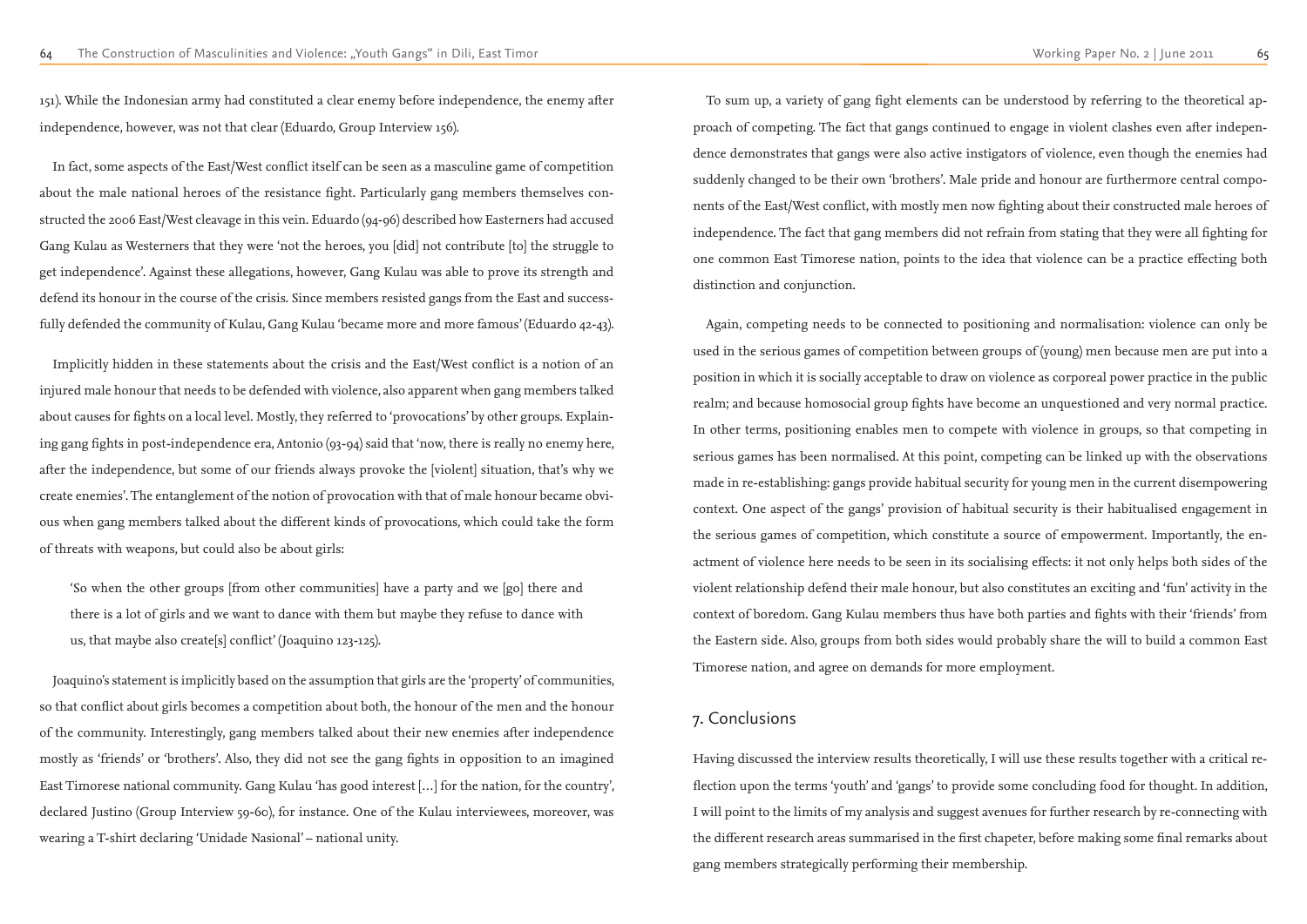151). While the Indonesian army had constituted a clear enemy before independence, the enemy after independence, however, was not that clear (Eduardo, Group Interview 156).

In fact, some aspects of the East/West conflict itself can be seen as a masculine game of competition about the male national heroes of the resistance fight. Particularly gang members themselves constructed the 2006 East/West cleavage in this vein. Eduardo (94-96) described how Easterners had accused Gang Kulau as Westerners that they were 'not the heroes, you [did] not contribute [to] the struggle to get independence'. Against these allegations, however, Gang Kulau was able to prove its strength and defend its honour in the course of the crisis. Since members resisted gangs from the East and successfully defended the community of Kulau, Gang Kulau 'became more and more famous' (Eduardo 42-43).

Implicitly hidden in these statements about the crisis and the East/West conflict is a notion of an injured male honour that needs to be defended with violence, also apparent when gang members talked about causes for fights on a local level. Mostly, they referred to 'provocations' by other groups. Explaining gang fights in post-independence era, Antonio (93-94) said that 'now, there is really no enemy here, after the independence, but some of our friends always provoke the [violent] situation, that's why we create enemies'. The entanglement of the notion of provocation with that of male honour became obvious when gang members talked about the different kinds of provocations, which could take the form of threats with weapons, but could also be about girls:

> 'So when the other groups [from other communities] have a party and we [go] there and there is a lot of girls and we want to dance with them but maybe they refuse to dance with us, that maybe also create[s] conflict' (Joaquino 123-125).

Joaquino's statement is implicitly based on the assumption that girls are the 'property' of communities, so that conflict about girls becomes a competition about both, the honour of the men and the honour of the community. Interestingly, gang members talked about their new enemies after independence mostly as 'friends' or 'brothers'. Also, they did not see the gang fights in opposition to an imagined East Timorese national community. Gang Kulau 'has good interest […] for the nation, for the country', declared Justino (Group Interview 59-60), for instance. One of the Kulau interviewees, moreover, was wearing a T-shirt declaring 'Unidade Nasional' – national unity.

To sum up, a variety of gang fight elements can be understood by referring to the theoretical approach of competing. The fact that gangs continued to engage in violent clashes even after independence demonstrates that gangs were also active instigators of violence, even though the enemies had suddenly changed to be their own 'brothers'. Male pride and honour are furthermore central components of the East/West conflict, with mostly men now fighting about their constructed male heroes of independence. The fact that gang members did not refrain from stating that they were all fighting for one common East Timorese nation, points to the idea that violence can be a practice effecting both distinction and conjunction.

Again, competing needs to be connected to positioning and normalisation: violence can only be used in the serious games of competition between groups of (young) men because men are put into a position in which it is socially acceptable to draw on violence as corporeal power practice in the public realm; and because homosocial group fights have become an unquestioned and very normal practice. In other terms, positioning enables men to compete with violence in groups, so that competing in serious games has been normalised. At this point, competing can be linked up with the observations made in re-establishing: gangs provide habitual security for young men in the current disempowering context. One aspect of the gangs' provision of habitual security is their habitualised engagement in the serious games of competition, which constitute a source of empowerment. Importantly, the enactment of violence here needs to be seen in its socialising effects: it not only helps both sides of the violent relationship defend their male honour, but also constitutes an exciting and 'fun' activity in the context of boredom. Gang Kulau members thus have both parties and fights with their 'friends' from the Eastern side. Also, groups from both sides would probably share the will to build a common East Timorese nation, and agree on demands for more employment.

## 7. Conclusions

Having discussed the interview results theoretically, I will use these results together with a critical reflection upon the terms 'youth' and 'gangs' to provide some concluding food for thought. In addition, I will point to the limits of my analysis and suggest avenues for further research by re-connecting with the different research areas summarised in the first chapeter, before making some final remarks about gang members strategically performing their membership.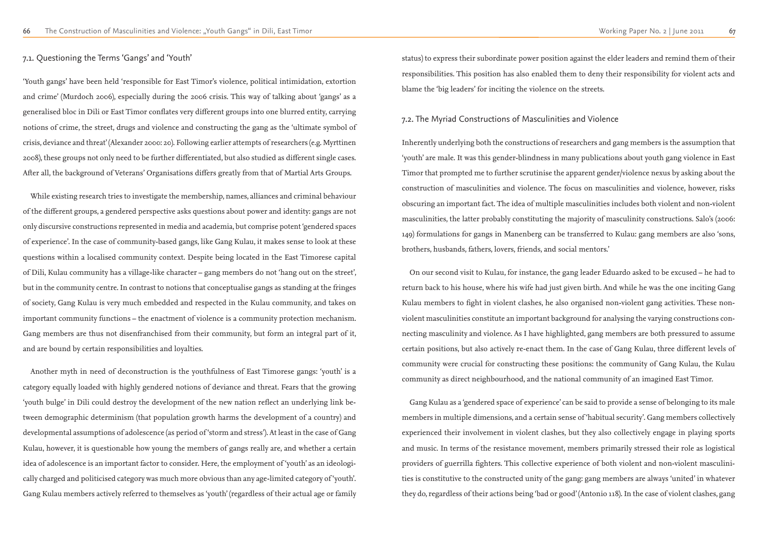## 7.1. Questioning the Terms 'Gangs' and 'Youth'

'Youth gangs' have been held 'responsible for East Timor's violence, political intimidation, extortion and crime' (Murdoch 2006), especially during the 2006 crisis. This way of talking about 'gangs' as a generalised bloc in Dili or East Timor conflates very different groups into one blurred entity, carrying notions of crime, the street, drugs and violence and constructing the gang as the 'ultimate symbol of crisis, deviance and threat' (Alexander 2000: 20). Following earlier attempts of researchers (e.g. Myrttinen 2008), these groups not only need to be further differentiated, but also studied as different single cases. After all, the background of Veterans' Organisations differs greatly from that of Martial Arts Groups.

While existing research tries to investigate the membership, names, alliances and criminal behaviour of the different groups, a gendered perspective asks questions about power and identity: gangs are not only discursive constructions represented in media and academia, but comprise potent 'gendered spaces of experience'. In the case of community-based gangs, like Gang Kulau, it makes sense to look at these questions within a localised community context. Despite being located in the East Timorese capital of Dili, Kulau community has a village-like character – gang members do not 'hang out on the street', but in the community centre. In contrast to notions that conceptualise gangs as standing at the fringes of society, Gang Kulau is very much embedded and respected in the Kulau community, and takes on important community functions – the enactment of violence is a community protection mechanism. Gang members are thus not disenfranchised from their community, but form an integral part of it, and are bound by certain responsibilities and loyalties.

Another myth in need of deconstruction is the youthfulness of East Timorese gangs: 'youth' is a category equally loaded with highly gendered notions of deviance and threat. Fears that the growing 'youth bulge' in Dili could destroy the development of the new nation reflect an underlying link between demographic determinism (that population growth harms the development of a country) and developmental assumptions of adolescence (as period of 'storm and stress'). At least in the case of Gang Kulau, however, it is questionable how young the members of gangs really are, and whether a certain idea of adolescence is an important factor to consider. Here, the employment of 'youth' as an ideologically charged and politicised category was much more obvious than any age-limited category of 'youth'. Gang Kulau members actively referred to themselves as 'youth' (regardless of their actual age or family status) to express their subordinate power position against the elder leaders and remind them of their responsibilities. This position has also enabled them to deny their responsibility for violent acts and blame the 'big leaders' for inciting the violence on the streets.

## 7.2. The Myriad Constructions of Masculinities and Violence

Inherently underlying both the constructions of researchers and gang members is the assumption that 'youth' are male. It was this gender-blindness in many publications about youth gang violence in East Timor that prompted me to further scrutinise the apparent gender/violence nexus by asking about the construction of masculinities and violence. The focus on masculinities and violence, however, risks obscuring an important fact. The idea of multiple masculinities includes both violent and non-violent masculinities, the latter probably constituting the majority of masculinity constructions. Salo's (2006: 149) formulations for gangs in Manenberg can be transferred to Kulau: gang members are also 'sons, brothers, husbands, fathers, lovers, friends, and social mentors.'

On our second visit to Kulau, for instance, the gang leader Eduardo asked to be excused – he had to return back to his house, where his wife had just given birth. And while he was the one inciting Gang Kulau members to fight in violent clashes, he also organised non-violent gang activities. These non-violent masculinities constitute an important background for analysing the varying constructions connecting masculinity and violence. As I have highlighted, gang members are both pressured to assume certain positions, but also actively re-enact them. In the case of Gang Kulau, three different levels of community were crucial for constructing these positions: the community of Gang Kulau, the Kulau community as direct neighbourhood, and the national community of an imagined East Timor.

Gang Kulau as a 'gendered space of experience' can be said to provide a sense of belonging to its male members in multiple dimensions, and a certain sense of 'habitual security'. Gang members collectively experienced their involvement in violent clashes, but they also collectively engage in playing sports and music. In terms of the resistance movement, members primarily stressed their role as logistical providers of guerrilla fighters. This collective experience of both violent and non-violent masculinities is constitutive to the constructed unity of the gang: gang members are always 'united' in whatever they do, regardless of their actions being 'bad or good' (Antonio 118). In the case of violent clashes, gang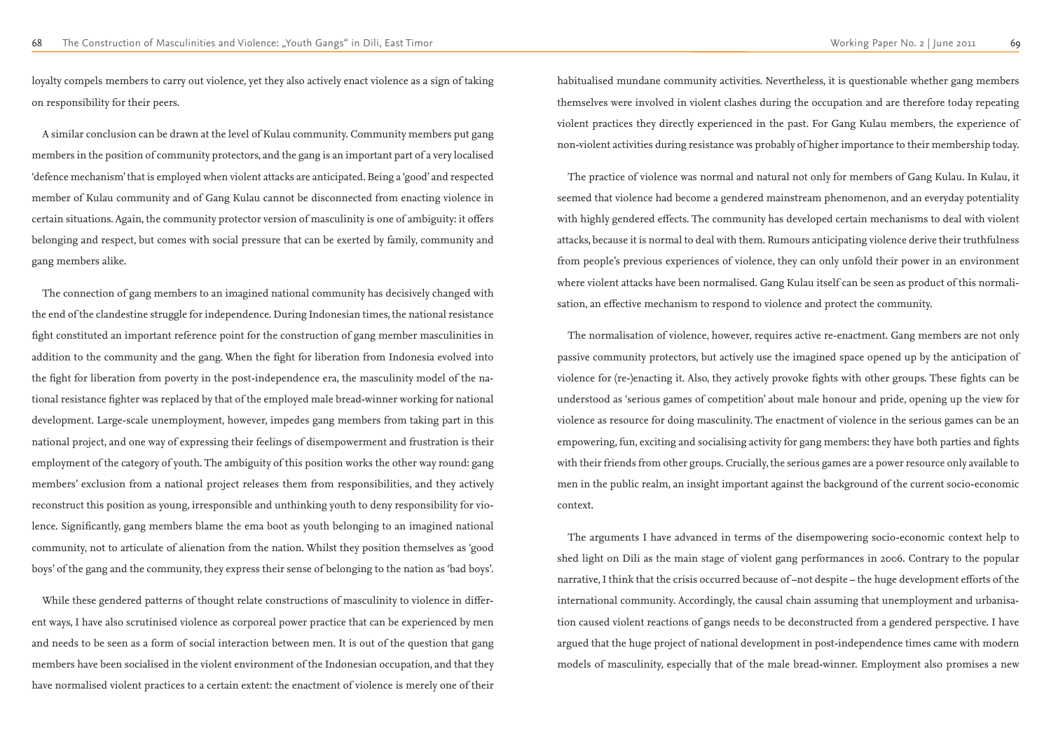loyalty compels members to carry out violence, yet they also actively enact violence as a sign of taking on responsibility for their peers.

A similar conclusion can be drawn at the level of Kulau community. Community members put gang members in the position of community protectors, and the gang is an important part of a very localised 'defence mechanism' that is employed when violent attacks are anticipated. Being a 'good' and respected member of Kulau community and of Gang Kulau cannot be disconnected from enacting violence in certain situations. Again, the community protector version of masculinity is one of ambiguity: it offers belonging and respect, but comes with social pressure that can be exerted by family, community and gang members alike.

The connection of gang members to an imagined national community has decisively changed with the end of the clandestine struggle for independence. During Indonesian times, the national resistance fight constituted an important reference point for the construction of gang member masculinities in addition to the community and the gang. When the fight for liberation from Indonesia evolved into the fight for liberation from poverty in the post-independence era, the masculinity model of the national resistance fighter was replaced by that of the employed male bread-winner working for national development. Large-scale unemployment, however, impedes gang members from taking part in this national project, and one way of expressing their feelings of disempowerment and frustration is their employment of the category of youth. The ambiguity of this position works the other way round: gang members' exclusion from a national project releases them from responsibilities, and they actively reconstruct this position as young, irresponsible and unthinking youth to deny responsibility for violence. Significantly, gang members blame the ema boot as youth belonging to an imagined national community, not to articulate of alienation from the nation. Whilst they position themselves as 'good boys' of the gang and the community, they express their sense of belonging to the nation as 'bad boys'.

While these gendered patterns of thought relate constructions of masculinity to violence in different ways, I have also scrutinised violence as corporeal power practice that can be experienced by men and needs to be seen as a form of social interaction between men. It is out of the question that gang members have been socialised in the violent environment of the Indonesian occupation, and that they have normalised violent practices to a certain extent: the enactment of violence is merely one of their habitualised mundane community activities. Nevertheless, it is questionable whether gang members themselves were involved in violent clashes during the occupation and are therefore today repeating violent practices they directly experienced in the past. For Gang Kulau members, the experience of non-violent activities during resistance was probably of higher importance to their membership today.

The practice of violence was normal and natural not only for members of Gang Kulau. In Kulau, it seemed that violence had become a gendered mainstream phenomenon, and an everyday potentiality with highly gendered effects. The community has developed certain mechanisms to deal with violent attacks, because it is normal to deal with them. Rumours anticipating violence derive their truthfulness from people's previous experiences of violence, they can only unfold their power in an environment where violent attacks have been normalised. Gang Kulau itself can be seen as product of this normalisation, an effective mechanism to respond to violence and protect the community.

The normalisation of violence, however, requires active re-enactment. Gang members are not only passive community protectors, but actively use the imagined space opened up by the anticipation of violence for (re-)enacting it. Also, they actively provoke fights with other groups. These fights can be understood as 'serious games of competition' about male honour and pride, opening up the view for violence as resource for doing masculinity. The enactment of violence in the serious games can be an empowering, fun, exciting and socialising activity for gang members: they have both parties and fights with their friends from other groups. Crucially, the serious games are a power resource only available to men in the public realm, an insight important against the background of the current socio-economic context.

The arguments I have advanced in terms of the disempowering socio-economic context help to shed light on Dili as the main stage of violent gang performances in 2006. Contrary to the popular narrative, I think that the crisis occurred because of –not despite – the huge development efforts of the international community. Accordingly, the causal chain assuming that unemployment and urbanisation caused violent reactions of gangs needs to be deconstructed from a gendered perspective. I have argued that the huge project of national development in post-independence times came with modern models of masculinity, especially that of the male bread-winner. Employment also promises a new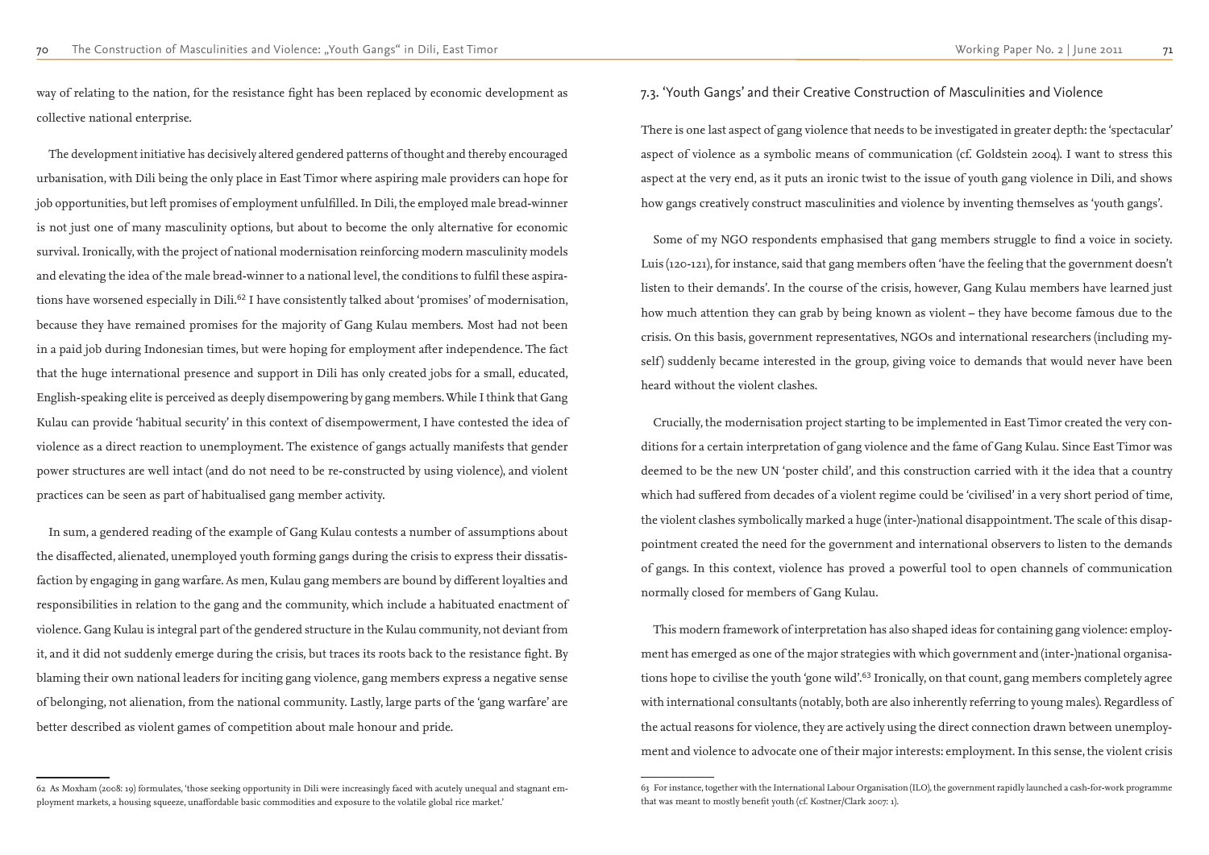way of relating to the nation, for the resistance fight has been replaced by economic development as collective national enterprise.

The development initiative has decisively altered gendered patterns of thought and thereby encouraged urbanisation, with Dili being the only place in East Timor where aspiring male providers can hope for job opportunities, but left promises of employment unfulfilled. In Dili, the employed male bread-winner is not just one of many masculinity options, but about to become the only alternative for economic survival. Ironically, with the project of national modernisation reinforcing modern masculinity models and elevating the idea of the male bread-winner to a national level, the conditions to fulfil these aspirations have worsened especially in Dili.[62] I have consistently talked about 'promises' of modernisation, because they have remained promises for the majority of Gang Kulau members. Most had not been in a paid job during Indonesian times, but were hoping for employment after independence. The fact that the huge international presence and support in Dili has only created jobs for a small, educated, English-speaking elite is perceived as deeply disempowering by gang members. While I think that Gang Kulau can provide 'habitual security' in this context of disempowerment, I have contested the idea of violence as a direct reaction to unemployment. The existence of gangs actually manifests that gender power structures are well intact (and do not need to be re-constructed by using violence), and violent practices can be seen as part of habitualised gang member activity.

In sum, a gendered reading of the example of Gang Kulau contests a number of assumptions about the disaffected, alienated, unemployed youth forming gangs during the crisis to express their dissatisfaction by engaging in gang warfare. As men, Kulau gang members are bound by different loyalties and responsibilities in relation to the gang and the community, which include a habituated enactment of violence. Gang Kulau is integral part of the gendered structure in the Kulau community, not deviant from it, and it did not suddenly emerge during the crisis, but traces its roots back to the resistance fight. By blaming their own national leaders for inciting gang violence, gang members express a negative sense of belonging, not alienation, from the national community. Lastly, large parts of the 'gang warfare' are better described as violent games of competition about male honour and pride.

62 As Moxham (2008: 19) formulates, 'those seeking opportunity in Dili were increasingly faced with acutely unequal and stagnant employment markets, a housing squeeze, unaffordable basic commodities and exposure to the volatile global rice market.'

## 7.3. 'Youth Gangs' and their Creative Construction of Masculinities and Violence

There is one last aspect of gang violence that needs to be investigated in greater depth: the 'spectacular' aspect of violence as a symbolic means of communication (cf. Goldstein 2004). I want to stress this aspect at the very end, as it puts an ironic twist to the issue of youth gang violence in Dili, and shows how gangs creatively construct masculinities and violence by inventing themselves as 'youth gangs'.

Some of my NGO respondents emphasised that gang members struggle to find a voice in society. Luis (120-121), for instance, said that gang members often 'have the feeling that the government doesn't listen to their demands'. In the course of the crisis, however, Gang Kulau members have learned just how much attention they can grab by being known as violent – they have become famous due to the crisis. On this basis, government representatives, NGOs and international researchers (including myself) suddenly became interested in the group, giving voice to demands that would never have been heard without the violent clashes.

Crucially, the modernisation project starting to be implemented in East Timor created the very conditions for a certain interpretation of gang violence and the fame of Gang Kulau. Since East Timor was deemed to be the new UN 'poster child', and this construction carried with it the idea that a country which had suffered from decades of a violent regime could be 'civilised' in a very short period of time, the violent clashes symbolically marked a huge (inter-)national disappointment. The scale of this disappointment created the need for the government and international observers to listen to the demands of gangs. In this context, violence has proved a powerful tool to open channels of communication normally closed for members of Gang Kulau.

This modern framework of interpretation has also shaped ideas for containing gang violence: employment has emerged as one of the major strategies with which government and (inter-)national organisations hope to civilise the youth 'gone wild'.[63] Ironically, on that count, gang members completely agree with international consultants (notably, both are also inherently referring to young males). Regardless of the actual reasons for violence, they are actively using the direct connection drawn between unemployment and violence to advocate one of their major interests: employment. In this sense, the violent crisis

63 For instance, together with the International Labour Organisation (ILO), the government rapidly launched a cash-for-work programme that was meant to mostly benefit youth (cf. Kostner/Clark 2007: 1).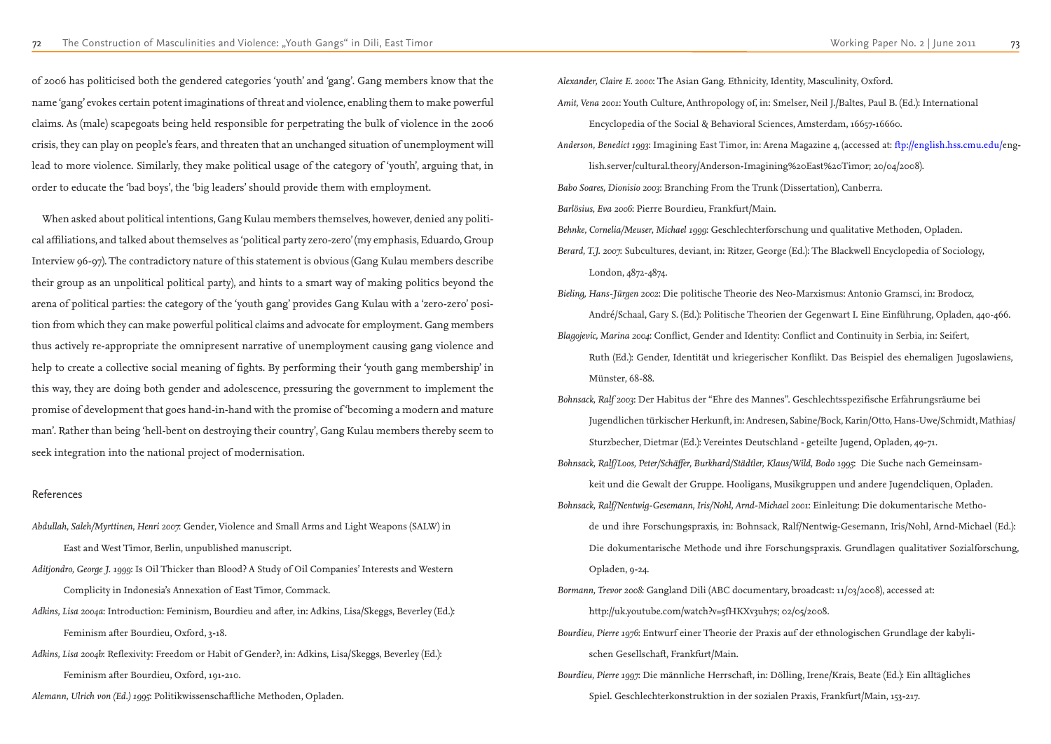of 2006 has politicised both the gendered categories 'youth' and 'gang'. Gang members know that the name 'gang' evokes certain potent imaginations of threat and violence, enabling them to make powerful claims. As (male) scapegoats being held responsible for perpetrating the bulk of violence in the 2006 crisis, they can play on people's fears, and threaten that an unchanged situation of unemployment will lead to more violence. Similarly, they make political usage of the category of 'youth', arguing that, in order to educate the 'bad boys', the 'big leaders' should provide them with employment.

When asked about political intentions, Gang Kulau members themselves, however, denied any political affiliations, and talked about themselves as 'political party zero-zero' (my emphasis, Eduardo, Group Interview 96-97). The contradictory nature of this statement is obvious (Gang Kulau members describe their group as an unpolitical political party), and hints to a smart way of making politics beyond the arena of political parties: the category of the 'youth gang' provides Gang Kulau with a 'zero-zero' position from which they can make powerful political claims and advocate for employment. Gang members thus actively re-appropriate the omnipresent narrative of unemployment causing gang violence and help to create a collective social meaning of fights. By performing their 'youth gang membership' in this way, they are doing both gender and adolescence, pressuring the government to implement the promise of development that goes hand-in-hand with the promise of 'becoming a modern and mature man'. Rather than being 'hell-bent on destroying their country', Gang Kulau members thereby seem to seek integration into the national project of modernisation.

## References

*Abdullah, Saleh/Myrttinen, Henri 2007*: Gender, Violence and Small Arms and Light Weapons (SALW) in East and West Timor, Berlin, unpublished manuscript.

*Aditjondro, George J. 1999*: Is Oil Thicker than Blood? A Study of Oil Companies' Interests and Western Complicity in Indonesia's Annexation of East Timor, Commack.

*Adkins, Lisa 2004a*: Introduction: Feminism, Bourdieu and after, in: Adkins, Lisa/Skeggs, Beverley (Ed.): Feminism after Bourdieu, Oxford, 3-18.

*Adkins, Lisa 2004b*: Reflexivity: Freedom or Habit of Gender?, in: Adkins, Lisa/Skeggs, Beverley (Ed.): Feminism after Bourdieu, Oxford, 191-210.

*Alemann, Ulrich von (Ed.) 1995*: Politikwissenschaftliche Methoden, Opladen.

*Alexander, Claire E. 2000*: The Asian Gang. Ethnicity, Identity, Masculinity, Oxford.

*Amit, Vena 2001*: Youth Culture, Anthropology of, in: Smelser, Neil J./Baltes, Paul B. (Ed.): International Encyclopedia of the Social & Behavioral Sciences, Amsterdam, 16657-16660.

*Anderson, Benedict 1993*: Imagining East Timor, in: Arena Magazine 4, (accessed at: ftp://english.hss.cmu.edu/english.server/cultural.theory/Anderson-Imagining%20East%20Timor; 20/04/2008).

*Babo Soares, Dionisio 2003*: Branching From the Trunk (Dissertation), Canberra.

*Barlösius, Eva 2006*: Pierre Bourdieu, Frankfurt/Main.

*Behnke, Cornelia/Meuser, Michael 1999*: Geschlechterforschung und qualitative Methoden, Opladen.

*Berard, T.J. 2007*: Subcultures, deviant, in: Ritzer, George (Ed.): The Blackwell Encyclopedia of Sociology, London, 4872-4874.

*Bieling, Hans-Jürgen 2002*: Die politische Theorie des Neo-Marxismus: Antonio Gramsci, in: Brodocz, André/Schaal, Gary S. (Ed.): Politische Theorien der Gegenwart I. Eine Einführung, Opladen, 440-466.

*Blagojevic, Marina 2004*: Conflict, Gender and Identity: Conflict and Continuity in Serbia, in: Seifert, Ruth (Ed.): Gender, Identität und kriegerischer Konflikt. Das Beispiel des ehemaligen Jugoslawiens, Münster, 68-88.

*Bohnsack, Ralf 2003*: Der Habitus der "Ehre des Mannes". Geschlechtsspezifische Erfahrungsräume bei Jugendlichen türkischer Herkunft, in: Andresen, Sabine/Bock, Karin/Otto, Hans-Uwe/Schmidt, Mathias/Sturzbecher, Dietmar (Ed.): Vereintes Deutschland - geteilte Jugend, Opladen, 49-71.

*Bohnsack, Ralf/Loos, Peter/Schäffer, Burkhard/Städtler, Klaus/Wild, Bodo 1995*: Die Suche nach Gemeinsamkeit und die Gewalt der Gruppe. Hooligans, Musikgruppen und andere Jugendcliquen, Opladen.

*Bohnsack, Ralf/Nentwig-Gesemann, Iris/Nohl, Arnd-Michael 2001*: Einleitung: Die dokumentarische Methode und ihre Forschungspraxis, in: Bohnsack, Ralf/Nentwig-Gesemann, Iris/Nohl, Arnd-Michael (Ed.): Die dokumentarische Methode und ihre Forschungspraxis. Grundlagen qualitativer Sozialforschung, Opladen, 9-24.

*Bormann, Trevor 2008*: Gangland Dili (ABC documentary, broadcast: 11/03/2008), accessed at: http://uk.youtube.com/watch?v=5fHKXv3uh7s; 02/05/2008.

*Bourdieu, Pierre 1976*: Entwurf einer Theorie der Praxis auf der ethnologischen Grundlage der kabylischen Gesellschaft, Frankfurt/Main.

*Bourdieu, Pierre 1997*: Die männliche Herrschaft, in: Dölling, Irene/Krais, Beate (Ed.): Ein alltägliches Spiel. Geschlechterkonstruktion in der sozialen Praxis, Frankfurt/Main, 153-217.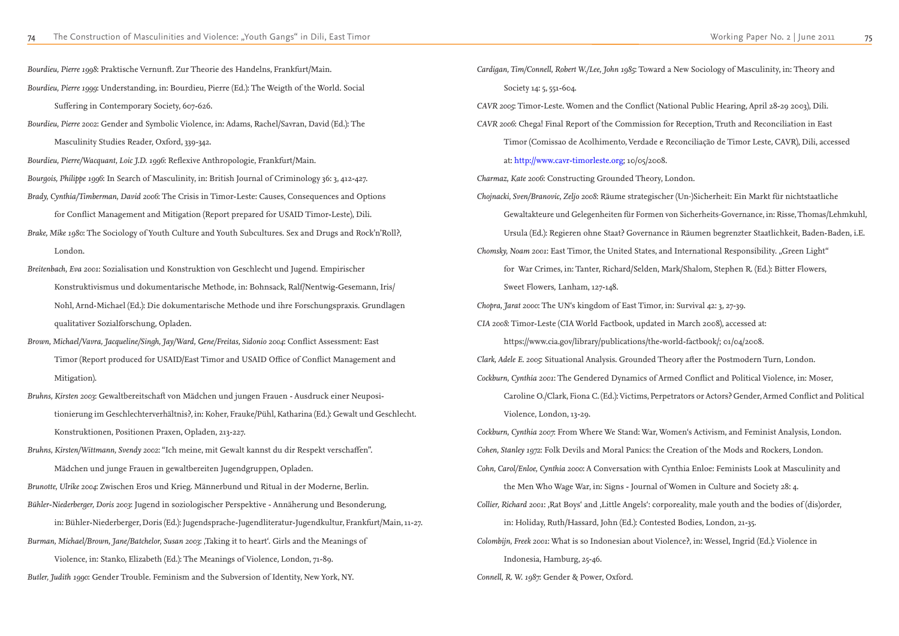*Bourdieu, Pierre 1998*: Praktische Vernunft. Zur Theorie des Handelns, Frankfurt/Main.

*Bourdieu, Pierre 1999*: Understanding, in: Bourdieu, Pierre (Ed.): The Weigth of the World. Social Suffering in Contemporary Society, 607-626.

*Bourdieu, Pierre 2002*: Gender and Symbolic Violence, in: Adams, Rachel/Savran, David (Ed.): The Masculinity Studies Reader, Oxford, 339-342.

*Bourdieu, Pierre/Wacquant, Loic J.D. 1996*: Reflexive Anthropologie, Frankfurt/Main.

*Bourgois, Philippe 1996*: In Search of Masculinity, in: British Journal of Criminology 36: 3, 412-427.

*Brady, Cynthia/Timberman, David 2006*: The Crisis in Timor-Leste: Causes, Consequences and Options for Conflict Management and Mitigation (Report prepared for USAID Timor-Leste), Dili.

*Brake, Mike 1980*: The Sociology of Youth Culture and Youth Subcultures. Sex and Drugs and Rock'n'Roll?, London.

*Breitenbach, Eva 2001*: Sozialisation und Konstruktion von Geschlecht und Jugend. Empirischer Konstruktivismus und dokumentarische Methode, in: Bohnsack, Ralf/Nentwig-Gesemann, Iris/Nohl, Arnd-Michael (Ed.): Die dokumentarische Methode und ihre Forschungspraxis. Grundlagen qualitativer Sozialforschung, Opladen.

*Brown, Michael/Vavra, Jacqueline/Singh, Jay/Ward, Gene/Freitas, Sidonio 2004*: Conflict Assessment: East Timor (Report produced for USAID/East Timor and USAID Office of Conflict Management and Mitigation).

*Bruhns, Kirsten 2003*: Gewaltbereitschaft von Mädchen und jungen Frauen - Ausdruck einer Neupositionierung im Geschlechterverhältnis?, in: Koher, Frauke/Pühl, Katharina (Ed.): Gewalt und Geschlecht. Konstruktionen, Positionen Praxen, Opladen, 213-227.

*Bruhns, Kirsten/Wittmann, Svendy 2002*: "Ich meine, mit Gewalt kannst du dir Respekt verschaffen". Mädchen und junge Frauen in gewaltbereiten Jugendgruppen, Opladen.

*Brunotte, Ulrike 2004*: Zwischen Eros und Krieg. Männerbund und Ritual in der Moderne, Berlin.

*Bühler-Niederberger, Doris 2003*: Jugend in soziologischer Perspektive - Annäherung und Besonderung, in: Bühler-Niederberger, Doris (Ed.): Jugendsprache-Jugendliteratur-Jugendkultur, Frankfurt/Main, 11-27.

*Burman, Michael/Brown, Jane/Batchelor, Susan 2003*: 'Taking it to heart'. Girls and the Meanings of Violence, in: Stanko, Elizabeth (Ed.): The Meanings of Violence, London, 71-89.

*Butler, Judith 1990*: Gender Trouble. Feminism and the Subversion of Identity, New York, NY.

*Cardigan, Tim/Connell, Robert W./Lee, John 1985*: Toward a New Sociology of Masculinity, in: Theory and Society 14: 5, 551-604.

*CAVR 2005*: Timor-Leste. Women and the Conflict (National Public Hearing, April 28-29 2003), Dili.

*CAVR 2006*: Chega! Final Report of the Commission for Reception, Truth and Reconciliation in East Timor (Comissao de Acolhimento, Verdade e Reconciliação de Timor Leste, CAVR), Dili, accessed at: http://www.cavr-timorleste.org; 10/05/2008.

*Charmaz, Kate 2006*: Constructing Grounded Theory, London.

*Chojnacki, Sven/Branovic, Zeljo 2008*: Räume strategischer (Un-)Sicherheit: Ein Markt für nichtstaatliche Gewaltakteure und Gelegenheiten für Formen von Sicherheits-Governance, in: Risse, Thomas/Lehmkuhl, Ursula (Ed.): Regieren ohne Staat? Governance in Räumen begrenzter Staatlichkeit, Baden-Baden, i.E.

*Chomsky, Noam 2001*: East Timor, the United States, and International Responsibility. „Green Light" for War Crimes, in: Tanter, Richard/Selden, Mark/Shalom, Stephen R. (Ed.): Bitter Flowers, Sweet Flowers, Lanham, 127-148.

*Chopra, Jarat 2000*: The UN's kingdom of East Timor, in: Survival 42: 3, 27-39.

*CIA 2008*: Timor-Leste (CIA World Factbook, updated in March 2008), accessed at: https://www.cia.gov/library/publications/the-world-factbook/; 01/04/2008.

*Clark, Adele E. 2005*: Situational Analysis. Grounded Theory after the Postmodern Turn, London.

*Cockburn, Cynthia 2001*: The Gendered Dynamics of Armed Conflict and Political Violence, in: Moser, Caroline O./Clark, Fiona C. (Ed.): Victims, Perpetrators or Actors? Gender, Armed Conflict and Political Violence, London, 13-29.

*Cockburn, Cynthia 2007*: From Where We Stand: War, Women's Activism, and Feminist Analysis, London.

*Cohen, Stanley 1972*: Folk Devils and Moral Panics: the Creation of the Mods and Rockers, London.

*Cohn, Carol/Enloe, Cynthia 2000*: A Conversation with Cynthia Enloe: Feminists Look at Masculinity and the Men Who Wage War, in: Signs - Journal of Women in Culture and Society 28: 4.

*Collier, Richard 2001*: 'Rat Boys' and 'Little Angels': corporeality, male youth and the bodies of (dis)order, in: Holiday, Ruth/Hassard, John (Ed.): Contested Bodies, London, 21-35.

*Colombijn, Freek 2001*: What is so Indonesian about Violence?, in: Wessel, Ingrid (Ed.): Violence in Indonesia, Hamburg, 25-46.

*Connell, R. W. 1987*: Gender & Power, Oxford.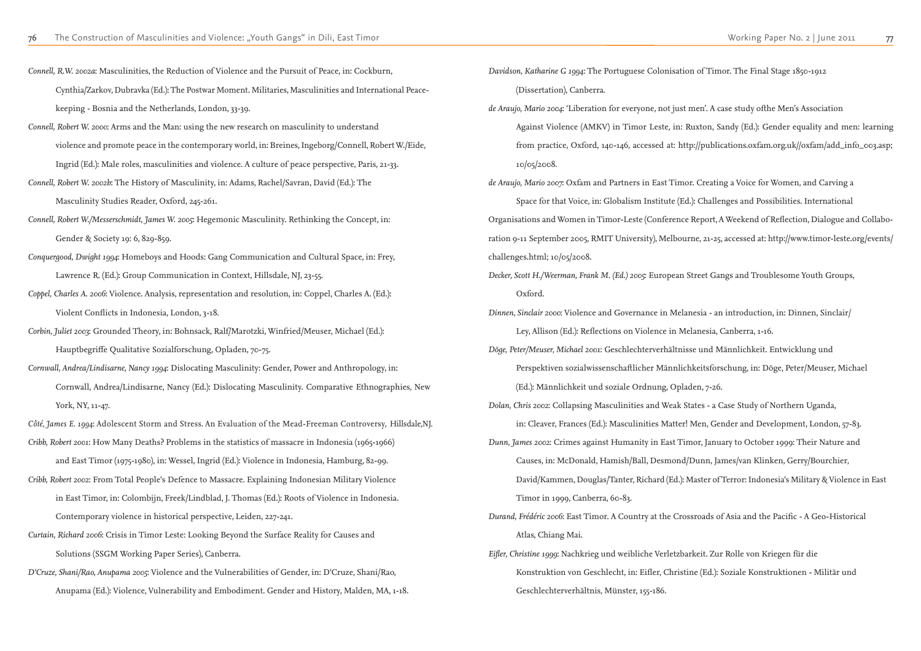*Connell, R.W. 2002a*: Masculinities, the Reduction of Violence and the Pursuit of Peace, in: Cockburn, Cynthia/Zarkov, Dubravka (Ed.): The Postwar Moment. Militaries, Masculinities and International Peace-keeping - Bosnia and the Netherlands, London, 33-39.

*Connell, Robert W. 2000*: Arms and the Man: using the new research on masculinity to understand violence and promote peace in the contemporary world, in: Breines, Ingeborg/Connell, Robert W./Eide, Ingrid (Ed.): Male roles, masculinities and violence. A culture of peace perspective, Paris, 21-33.

*Connell, Robert W. 2002b*: The History of Masculinity, in: Adams, Rachel/Savran, David (Ed.): The Masculinity Studies Reader, Oxford, 245-261.

*Connell, Robert W./Messerschmidt, James W. 2005*: Hegemonic Masculinity. Rethinking the Concept, in: Gender & Society 19: 6, 829-859.

*Conquergood, Dwight 1994*: Homeboys and Hoods: Gang Communication and Cultural Space, in: Frey, Lawrence R. (Ed.): Group Communication in Context, Hillsdale, NJ, 23-55.

*Coppel, Charles A. 2006*: Violence. Analysis, representation and resolution, in: Coppel, Charles A. (Ed.): Violent Conflicts in Indonesia, London, 3-18.

*Corbin, Juliet 2003*: Grounded Theory, in: Bohnsack, Ralf/Marotzki, Winfried/Meuser, Michael (Ed.): Hauptbegriffe Qualitative Sozialforschung, Opladen, 70-75.

*Cornwall, Andrea/Lindisarne, Nancy 1994*: Dislocating Masculinity: Gender, Power and Anthropology, in: Cornwall, Andrea/Lindisarne, Nancy (Ed.): Dislocating Masculinity. Comparative Ethnographies, New York, NY, 11-47.

*Côté, James E. 1994*: Adolescent Storm and Stress. An Evaluation of the Mead-Freeman Controversy, Hillsdale,NJ.

*Cribb, Robert 2001*: How Many Deaths? Problems in the statistics of massacre in Indonesia (1965-1966) and East Timor (1975-1980), in: Wessel, Ingrid (Ed.): Violence in Indonesia, Hamburg, 82-99.

*Cribb, Robert 2002*: From Total People's Defence to Massacre. Explaining Indonesian Military Violence in East Timor, in: Colombijn, Freek/Lindblad, J. Thomas (Ed.): Roots of Violence in Indonesia. Contemporary violence in historical perspective, Leiden, 227-241.

*Curtain, Richard 2006*: Crisis in Timor Leste: Looking Beyond the Surface Reality for Causes and Solutions (SSGM Working Paper Series), Canberra.

*D'Cruze, Shani/Rao, Anupama 2005*: Violence and the Vulnerabilities of Gender, in: D'Cruze, Shani/Rao, Anupama (Ed.): Violence, Vulnerability and Embodiment. Gender and History, Malden, MA, 1-18.

*Davidson, Katharine G 1994*: The Portuguese Colonisation of Timor. The Final Stage 1850-1912 (Dissertation), Canberra.

*de Araujo, Mario 2004*: 'Liberation for everyone, not just men'. A case study ofthe Men's Association Against Violence (AMKV) in Timor Leste, in: Ruxton, Sandy (Ed.): Gender equality and men: learning from practice, Oxford, 140-146, accessed at: http://publications.oxfam.org.uk//oxfam/add_info_003.asp; 10/05/2008.

*de Araujo, Mario 2007*: Oxfam and Partners in East Timor. Creating a Voice for Women, and Carving a Space for that Voice, in: Globalism Institute (Ed.): Challenges and Possibilities. International Organisations and Women in Timor-Leste (Conference Report, A Weekend of Reflection, Dialogue and Collaboration 9-11 September 2005, RMIT University), Melbourne, 21-25, accessed at: http://www.timor-leste.org/events/challenges.html; 10/05/2008.

*Decker, Scott H./Weerman, Frank M. (Ed.) 2005*: European Street Gangs and Troublesome Youth Groups, Oxford.

*Dinnen, Sinclair 2000*: Violence and Governance in Melanesia - an introduction, in: Dinnen, Sinclair/Ley, Allison (Ed.): Reflections on Violence in Melanesia, Canberra, 1-16.

*Döge, Peter/Meuser, Michael 2001*: Geschlechterverhältnisse und Männlichkeit. Entwicklung und Perspektiven sozialwissenschaftlicher Männlichkeitsforschung, in: Döge, Peter/Meuser, Michael (Ed.): Männlichkeit und soziale Ordnung, Opladen, 7-26.

*Dolan, Chris 2002*: Collapsing Masculinities and Weak States - a Case Study of Northern Uganda, in: Cleaver, Frances (Ed.): Masculinities Matter! Men, Gender and Development, London, 57-83.

*Dunn, James 2002*: Crimes against Humanity in East Timor, January to October 1999: Their Nature and Causes, in: McDonald, Hamish/Ball, Desmond/Dunn, James/van Klinken, Gerry/Bourchier, David/Kammen, Douglas/Tanter, Richard (Ed.): Master of Terror: Indonesia's Military & Violence in East Timor in 1999, Canberra, 60-83.

*Durand, Frédéric 2006*: East Timor. A Country at the Crossroads of Asia and the Pacific - A Geo-Historical Atlas, Chiang Mai.

*Eifler, Christine 1999*: Nachkrieg und weibliche Verletzbarkeit. Zur Rolle von Kriegen für die Konstruktion von Geschlecht, in: Eifler, Christine (Ed.): Soziale Konstruktionen - Militär und Geschlechterverhältnis, Münster, 155-186.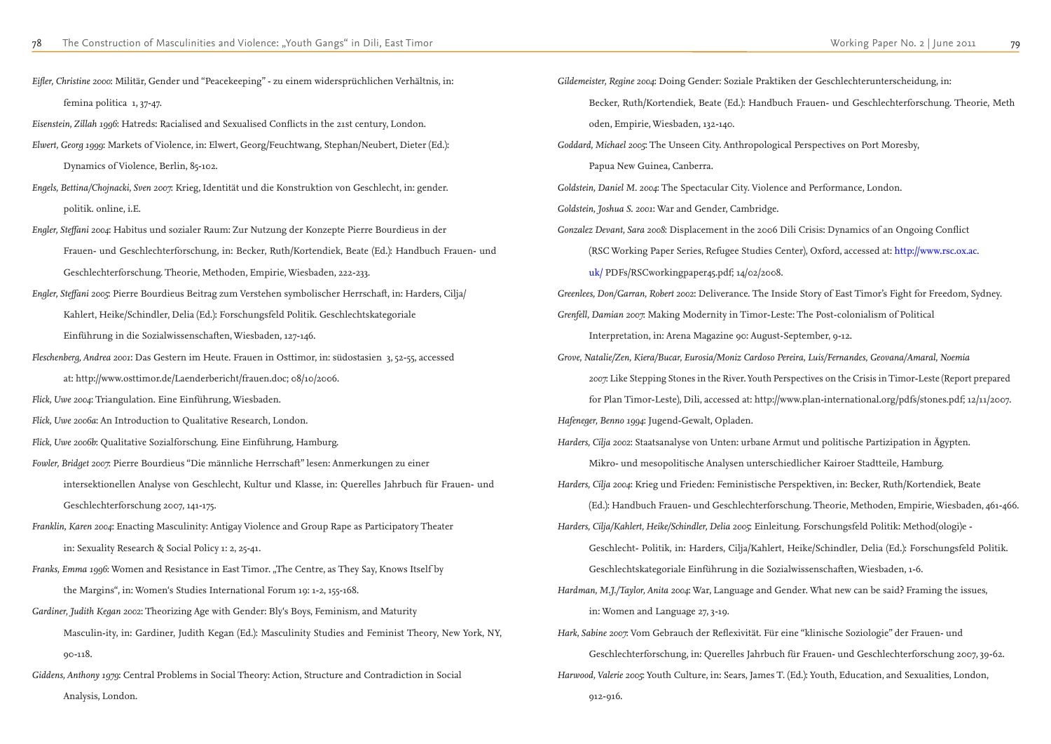*Eifler, Christine 2000*: Militär, Gender und "Peacekeeping" - zu einem widersprüchlichen Verhältnis, in: femina politica 1, 37-47.

*Eisenstein, Zillah 1996*: Hatreds: Racialised and Sexualised Conflicts in the 21st century, London.

*Elwert, Georg 1999*: Markets of Violence, in: Elwert, Georg/Feuchtwang, Stephan/Neubert, Dieter (Ed.): Dynamics of Violence, Berlin, 85-102.

*Engels, Bettina/Chojnacki, Sven 2007*: Krieg, Identität und die Konstruktion von Geschlecht, in: gender. politik. online, i.E.

*Engler, Steffani 2004*: Habitus und sozialer Raum: Zur Nutzung der Konzepte Pierre Bourdieus in der Frauen- und Geschlechterforschung, in: Becker, Ruth/Kortendiek, Beate (Ed.): Handbuch Frauen- und Geschlechterforschung. Theorie, Methoden, Empirie, Wiesbaden, 222-233.

*Engler, Steffani 2005*: Pierre Bourdieus Beitrag zum Verstehen symbolischer Herrschaft, in: Harders, Cilja/ Kahlert, Heike/Schindler, Delia (Ed.): Forschungsfeld Politik. Geschlechtskategoriale Einführung in die Sozialwissenschaften, Wiesbaden, 127-146.

*Fleschenberg, Andrea 2001*: Das Gestern im Heute. Frauen in Osttimor, in: südostasien 3, 52-55, accessed at: http://www.osttimor.de/Laenderbericht/frauen.doc; 08/10/2006.

*Flick, Uwe 2004*: Triangulation. Eine Einführung, Wiesbaden.

*Flick, Uwe 2006a*: An Introduction to Qualitative Research, London.

*Flick, Uwe 2006b*: Qualitative Sozialforschung. Eine Einführung, Hamburg.

*Fowler, Bridget 2007*: Pierre Bourdieus "Die männliche Herrschaft" lesen: Anmerkungen zu einer intersektionellen Analyse von Geschlecht, Kultur und Klasse, in: Querelles Jahrbuch für Frauen- und Geschlechterforschung 2007, 141-175.

*Franklin, Karen 2004*: Enacting Masculinity: Antigay Violence and Group Rape as Participatory Theater in: Sexuality Research & Social Policy 1: 2, 25-41.

*Franks, Emma 1996*: Women and Resistance in East Timor. „The Centre, as They Say, Knows Itself by the Margins", in: Women's Studies International Forum 19: 1-2, 155-168.

*Gardiner, Judith Kegan 2002*: Theorizing Age with Gender: Bly's Boys, Feminism, and Maturity Masculin-ity, in: Gardiner, Judith Kegan (Ed.): Masculinity Studies and Feminist Theory, New York, NY, 90-118.

*Giddens, Anthony 1979*: Central Problems in Social Theory: Action, Structure and Contradiction in Social Analysis, London.

*Gildemeister, Regine 2004*: Doing Gender: Soziale Praktiken der Geschlechterunterscheidung, in: Becker, Ruth/Kortendiek, Beate (Ed.): Handbuch Frauen- und Geschlechterforschung. Theorie, Meth oden, Empirie, Wiesbaden, 132-140.

*Goddard, Michael 2005*: The Unseen City. Anthropological Perspectives on Port Moresby, Papua New Guinea, Canberra.

*Goldstein, Daniel M. 2004*: The Spectacular City. Violence and Performance, London.

*Goldstein, Joshua S. 2001*: War and Gender, Cambridge.

*Gonzalez Devant, Sara 2008*: Displacement in the 2006 Dili Crisis: Dynamics of an Ongoing Conflict (RSC Working Paper Series, Refugee Studies Center), Oxford, accessed at: http://www.rsc.ox.ac.uk/ PDFs/RSCworkingpaper45.pdf; 14/02/2008.

*Greenlees, Don/Garran, Robert 2002*: Deliverance. The Inside Story of East Timor's Fight for Freedom, Sydney.

*Grenfell, Damian 2007*: Making Modernity in Timor-Leste: The Post-colonialism of Political Interpretation, in: Arena Magazine 90: August-September, 9-12.

*Grove, Natalie/Zen, Kiera/Bucar, Eurosia/Moniz Cardoso Pereira, Luis/Fernandes, Geovana/Amaral, Noemia 2007*: Like Stepping Stones in the River. Youth Perspectives on the Crisis in Timor-Leste (Report prepared for Plan Timor-Leste), Dili, accessed at: http://www.plan-international.org/pdfs/stones.pdf; 12/11/2007.

*Hafeneger, Benno 1994*: Jugend-Gewalt, Opladen.

*Harders, Cilja 2002*: Staatsanalyse von Unten: urbane Armut und politische Partizipation in Ägypten. Mikro- und mesopolitische Analysen unterschiedlicher Kairoer Stadtteile, Hamburg.

*Harders, Cilja 2004*: Krieg und Frieden: Feministische Perspektiven, in: Becker, Ruth/Kortendiek, Beate (Ed.): Handbuch Frauen- und Geschlechterforschung. Theorie, Methoden, Empirie, Wiesbaden, 461-466.

*Harders, Cilja/Kahlert, Heike/Schindler, Delia 2005*: Einleitung. Forschungsfeld Politik: Method(ologi)e - Geschlecht- Politik, in: Harders, Cilja/Kahlert, Heike/Schindler, Delia (Ed.): Forschungsfeld Politik. Geschlechtskategoriale Einführung in die Sozialwissenschaften, Wiesbaden, 1-6.

*Hardman, M.J./Taylor, Anita 2004*: War, Language and Gender. What new can be said? Framing the issues, in: Women and Language 27, 3-19.

*Hark, Sabine 2007*: Vom Gebrauch der Reflexivität. Für eine "klinische Soziologie" der Frauen- und Geschlechterforschung, in: Querelles Jahrbuch für Frauen- und Geschlechterforschung 2007, 39-62.

*Harwood, Valerie 2005*: Youth Culture, in: Sears, James T. (Ed.): Youth, Education, and Sexualities, London, 912-916.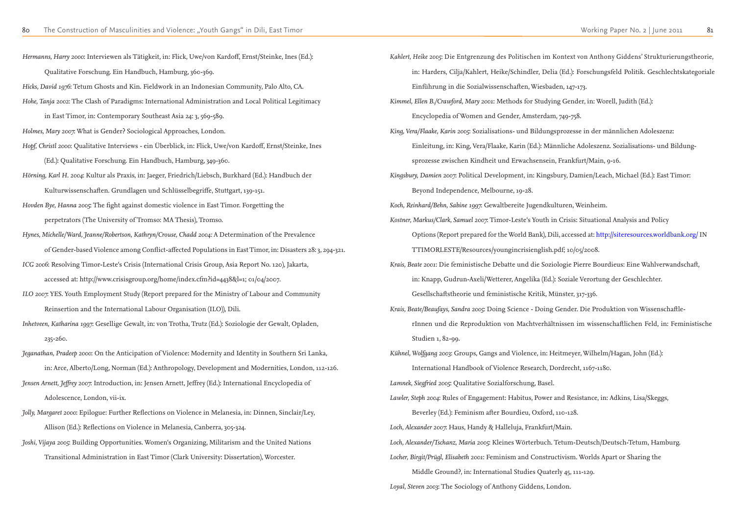*Hermanns, Harry 2000*: Interviewen als Tätigkeit, in: Flick, Uwe/von Kardoff, Ernst/Steinke, Ines (Ed.): Qualitative Forschung. Ein Handbuch, Hamburg, 360-369.

*Hicks, David 1976*: Tetum Ghosts and Kin. Fieldwork in an Indonesian Community, Palo Alto, CA.

*Hohe, Tanja 2002*: The Clash of Paradigms: International Administration and Local Political Legitimacy in East Timor, in: Contemporary Southeast Asia 24: 3, 569-589.

*Holmes, Mary 2007*: What is Gender? Sociological Approaches, London.

*Hopf, Christl 2000*: Qualitative Interviews - ein Überblick, in: Flick, Uwe/von Kardoff, Ernst/Steinke, Ines (Ed.): Qualitative Forschung. Ein Handbuch, Hamburg, 349-360.

*Hörning, Karl H. 2004*: Kultur als Praxis, in: Jaeger, Friedrich/Liebsch, Burkhard (Ed.): Handbuch der Kulturwissenschaften. Grundlagen und Schlüsselbegriffe, Stuttgart, 139-151.

*Hovden Bye, Hanna 2005*: The fight against domestic violence in East Timor. Forgetting the perpetrators (The University of Tromso: MA Thesis), Tromso.

*Hynes, Michelle/Ward, Jeanne/Robertson, Kathryn/Crouse, Chadd 2004*: A Determination of the Prevalence of Gender-based Violence among Conflict-affected Populations in East Timor, in: Disasters 28: 3, 294-321.

*ICG 2006*: Resolving Timor-Leste's Crisis (International Crisis Group, Asia Report No. 120), Jakarta, accessed at: http://www.crisisgroup.org/home/index.cfm?id=4438&l=1; 01/04/2007.

*ILO 2007*: YES. Youth Employment Study (Report prepared for the Ministry of Labour and Community Reinsertion and the International Labour Organisation (ILO)), Dili.

*Inhetveen, Katharina 1997*: Gesellige Gewalt, in: von Trotha, Trutz (Ed.): Soziologie der Gewalt, Opladen, 235-260.

*Jeganathan, Pradeep 2000*: On the Anticipation of Violence: Modernity and Identity in Southern Sri Lanka, in: Arce, Alberto/Long, Norman (Ed.): Anthropology, Development and Modernities, London, 112-126.

*Jensen Arnett, Jeffrey 2007*: Introduction, in: Jensen Arnett, Jeffrey (Ed.): International Encyclopedia of Adolescence, London, vii-ix.

*Jolly, Margaret 2000*: Epilogue: Further Reflections on Violence in Melanesia, in: Dinnen, Sinclair/Ley, Allison (Ed.): Reflections on Violence in Melanesia, Canberra, 305-324.

*Joshi, Vijaya 2005*: Building Opportunities. Women's Organizing, Militarism and the United Nations Transitional Administration in East Timor (Clark University: Dissertation), Worcester.

*Kahlert, Heike 2005*: Die Entgrenzung des Politischen im Kontext von Anthony Giddens' Strukturierungstheorie, in: Harders, Cilja/Kahlert, Heike/Schindler, Delia (Ed.): Forschungsfeld Politik. Geschlechtskategoriale Einführung in die Sozialwissenschaften, Wiesbaden, 147-173.

*Kimmel, Ellen B./Crawford, Mary 2001*: Methods for Studying Gender, in: Worell, Judith (Ed.): Encyclopedia of Women and Gender, Amsterdam, 749-758.

*King, Vera/Flaake, Karin 2005*: Sozialisations- und Bildungsprozesse in der männlichen Adoleszenz: Einleitung, in: King, Vera/Flaake, Karin (Ed.): Männliche Adoleszenz. Sozialisations- und Bildungsprozesse zwischen Kindheit und Erwachsensein, Frankfurt/Main, 9-16.

*Kingsbury, Damien 2007*: Political Development, in: Kingsbury, Damien/Leach, Michael (Ed.): East Timor: Beyond Independence, Melbourne, 19-28.

*Koch, Reinhard/Behn, Sabine 1997*: Gewaltbereite Jugendkulturen, Weinheim.

*Kostner, Markus/Clark, Samuel 2007*: Timor-Leste's Youth in Crisis: Situational Analysis and Policy Options (Report prepared for the World Bank), Dili, accessed at: http://siteresources.worldbank.org/ INTTIMORLESTE/Resources/youngincrisienglish.pdf; 10/05/2008.

*Krais, Beate 2001*: Die feministische Debatte und die Soziologie Pierre Bourdieus: Eine Wahlverwandschaft, in: Knapp, Gudrun-Axeli/Wetterer, Angelika (Ed.): Soziale Verortung der Geschlechter. Gesellschaftstheorie und feministische Kritik, Münster, 317-336.

*Krais, Beate/Beaufays, Sandra 2005*: Doing Science - Doing Gender. Die Produktion von WissenschaftlerInnen und die Reproduktion von Machtverhältnissen im wissenschaftlichen Feld, in: Feministische Studien 1, 82-99.

*Kühnel, Wolfgang 2003*: Groups, Gangs and Violence, in: Heitmeyer, Wilhelm/Hagan, John (Ed.): International Handbook of Violence Research, Dordrecht, 1167-1180.

*Lamnek, Siegfried 2005*: Qualitative Sozialforschung, Basel.

*Lawler, Steph 2004*: Rules of Engagement: Habitus, Power and Resistance, in: Adkins, Lisa/Skeggs, Beverley (Ed.): Feminism after Bourdieu, Oxford, 110-128.

*Loch, Alexander 2007*: Haus, Handy & Halleluja, Frankfurt/Main.

*Loch, Alexander/Tschanz, Maria 2005*: Kleines Wörterbuch. Tetum-Deutsch/Deutsch-Tetum, Hamburg.

*Locher, Birgit/Prügl, Elisabeth 2001*: Feminism and Constructivism. Worlds Apart or Sharing the Middle Ground?, in: International Studies Quaterly 45, 111-129.

*Loyal, Steven 2003*: The Sociology of Anthony Giddens, London.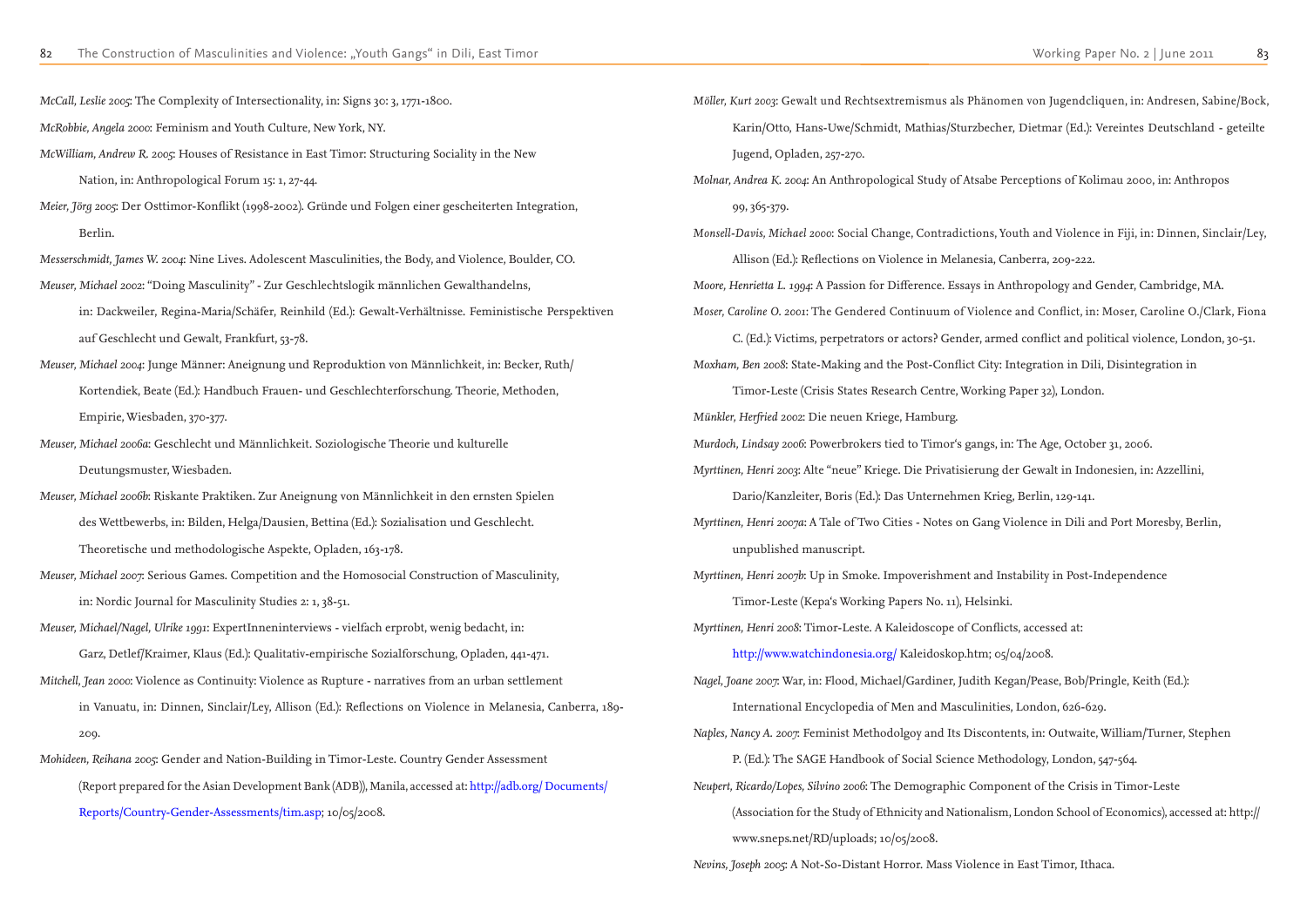*McCall, Leslie 2005*: The Complexity of Intersectionality, in: Signs 30: 3, 1771-1800.

*McRobbie, Angela 2000*: Feminism and Youth Culture, New York, NY.

*McWilliam, Andrew R. 2005*: Houses of Resistance in East Timor: Structuring Sociality in the New Nation, in: Anthropological Forum 15: 1, 27-44.

*Meier, Jörg 2005*: Der Osttimor-Konflikt (1998-2002). Gründe und Folgen einer gescheiterten Integration, Berlin.

*Messerschmidt, James W. 2004*: Nine Lives. Adolescent Masculinities, the Body, and Violence, Boulder, CO.

*Meuser, Michael 2002*: "Doing Masculinity" - Zur Geschlechtslogik männlichen Gewalthandelns, in: Dackweiler, Regina-Maria/Schäfer, Reinhild (Ed.): Gewalt-Verhältnisse. Feministische Perspektiven auf Geschlecht und Gewalt, Frankfurt, 53-78.

*Meuser, Michael 2004*: Junge Männer: Aneignung und Reproduktion von Männlichkeit, in: Becker, Ruth/ Kortendiek, Beate (Ed.): Handbuch Frauen- und Geschlechterforschung. Theorie, Methoden, Empirie, Wiesbaden, 370-377.

*Meuser, Michael 2006a*: Geschlecht und Männlichkeit. Soziologische Theorie und kulturelle Deutungsmuster, Wiesbaden.

*Meuser, Michael 2006b*: Riskante Praktiken. Zur Aneignung von Männlichkeit in den ernsten Spielen des Wettbewerbs, in: Bilden, Helga/Dausien, Bettina (Ed.): Sozialisation und Geschlecht. Theoretische und methodologische Aspekte, Opladen, 163-178.

*Meuser, Michael 2007*: Serious Games. Competition and the Homosocial Construction of Masculinity, in: Nordic Journal for Masculinity Studies 2: 1, 38-51.

*Meuser, Michael/Nagel, Ulrike 1991*: ExpertInneninterviews - vielfach erprobt, wenig bedacht, in: Garz, Detlef/Kraimer, Klaus (Ed.): Qualitativ-empirische Sozialforschung, Opladen, 441-471.

*Mitchell, Jean 2000*: Violence as Continuity: Violence as Rupture - narratives from an urban settlement in Vanuatu, in: Dinnen, Sinclair/Ley, Allison (Ed.): Reflections on Violence in Melanesia, Canberra, 189-209.

*Mohideen, Reihana 2005*: Gender and Nation-Building in Timor-Leste. Country Gender Assessment (Report prepared for the Asian Development Bank (ADB)), Manila, accessed at: http://adb.org/ Documents/ Reports/Country-Gender-Assessments/tim.asp; 10/05/2008.

*Möller, Kurt 2003*: Gewalt und Rechtsextremismus als Phänomen von Jugendcliquen, in: Andresen, Sabine/Bock, Karin/Otto, Hans-Uwe/Schmidt, Mathias/Sturzbecher, Dietmar (Ed.): Vereintes Deutschland - geteilte Jugend, Opladen, 257-270.

*Molnar, Andrea K. 2004*: An Anthropological Study of Atsabe Perceptions of Kolimau 2000, in: Anthropos 99, 365-379.

*Monsell-Davis, Michael 2000*: Social Change, Contradictions, Youth and Violence in Fiji, in: Dinnen, Sinclair/Ley, Allison (Ed.): Reflections on Violence in Melanesia, Canberra, 209-222.

*Moore, Henrietta L. 1994*: A Passion for Difference. Essays in Anthropology and Gender, Cambridge, MA.

*Moser, Caroline O. 2001*: The Gendered Continuum of Violence and Conflict, in: Moser, Caroline O./Clark, Fiona C. (Ed.): Victims, perpetrators or actors? Gender, armed conflict and political violence, London, 30-51.

*Moxham, Ben 2008*: State-Making and the Post-Conflict City: Integration in Dili, Disintegration in Timor-Leste (Crisis States Research Centre, Working Paper 32), London.

*Münkler, Herfried 2002*: Die neuen Kriege, Hamburg.

*Murdoch, Lindsay 2006*: Powerbrokers tied to Timor's gangs, in: The Age, October 31, 2006.

*Myrttinen, Henri 2003*: Alte "neue" Kriege. Die Privatisierung der Gewalt in Indonesien, in: Azzellini, Dario/Kanzleiter, Boris (Ed.): Das Unternehmen Krieg, Berlin, 129-141.

*Myrttinen, Henri 2007a*: A Tale of Two Cities - Notes on Gang Violence in Dili and Port Moresby, Berlin, unpublished manuscript.

*Myrttinen, Henri 2007b*: Up in Smoke. Impoverishment and Instability in Post-Independence Timor-Leste (Kepa's Working Papers No. 11), Helsinki.

*Myrttinen, Henri 2008*: Timor-Leste. A Kaleidoscope of Conflicts, accessed at: http://www.watchindonesia.org/ Kaleidoskop.htm; 05/04/2008.

*Nagel, Joane 2007*: War, in: Flood, Michael/Gardiner, Judith Kegan/Pease, Bob/Pringle, Keith (Ed.): International Encyclopedia of Men and Masculinities, London, 626-629.

*Naples, Nancy A. 2007*: Feminist Methodolgoy and Its Discontents, in: Outwaite, William/Turner, Stephen P. (Ed.): The SAGE Handbook of Social Science Methodology, London, 547-564.

*Neupert, Ricardo/Lopes, Silvino 2006*: The Demographic Component of the Crisis in Timor-Leste (Association for the Study of Ethnicity and Nationalism, London School of Economics), accessed at: http:// www.sneps.net/RD/uploads; 10/05/2008.

*Nevins, Joseph 2005*: A Not-So-Distant Horror. Mass Violence in East Timor, Ithaca.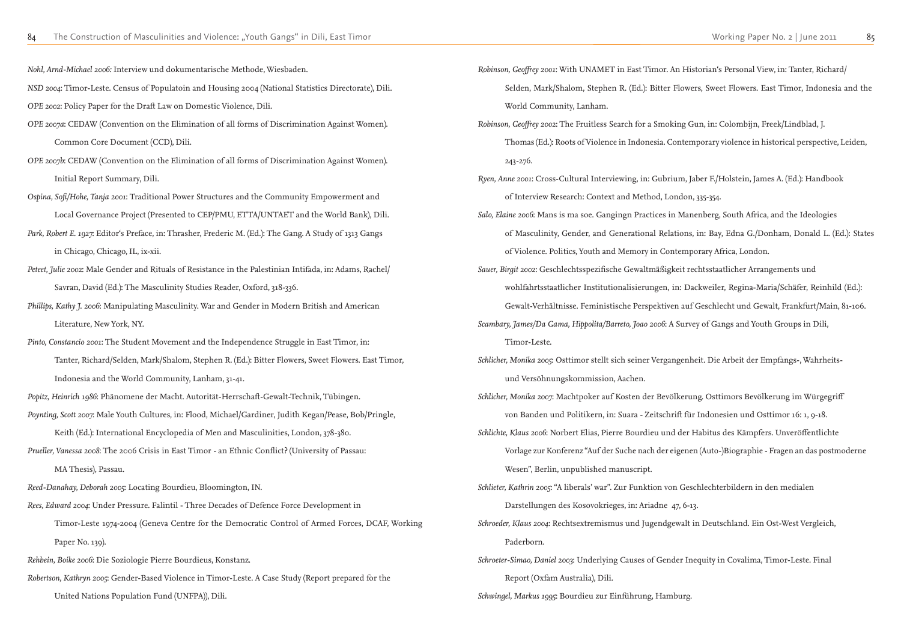*Nohl, Arnd-Michael 2006*: Interview und dokumentarische Methode, Wiesbaden.

*NSD 2004*: Timor-Leste. Census of Populatoin and Housing 2004 (National Statistics Directorate), Dili.

*OPE 2002*: Policy Paper for the Draft Law on Domestic Violence, Dili.

*OPE 2007a*: CEDAW (Convention on the Elimination of all forms of Discrimination Against Women). Common Core Document (CCD), Dili.

*OPE 2007b*: CEDAW (Convention on the Elimination of all forms of Discrimination Against Women). Initial Report Summary, Dili.

*Ospina, Sofi/Hohe, Tanja 2001*: Traditional Power Structures and the Community Empowerment and Local Governance Project (Presented to CEP/PMU, ETTA/UNTAET and the World Bank), Dili.

*Park, Robert E. 1927*: Editor's Preface, in: Thrasher, Frederic M. (Ed.): The Gang. A Study of 1313 Gangs in Chicago, Chicago, IL, ix-xii.

*Peteet, Julie 2002*: Male Gender and Rituals of Resistance in the Palestinian Intifada, in: Adams, Rachel/ Savran, David (Ed.): The Masculinity Studies Reader, Oxford, 318-336.

*Phillips, Kathy J. 2006*: Manipulating Masculinity. War and Gender in Modern British and American Literature, New York, NY.

*Pinto, Constancio 2001*: The Student Movement and the Independence Struggle in East Timor, in: Tanter, Richard/Selden, Mark/Shalom, Stephen R. (Ed.): Bitter Flowers, Sweet Flowers. East Timor, Indonesia and the World Community, Lanham, 31-41.

*Popitz, Heinrich 1986*: Phänomene der Macht. Autorität-Herrschaft-Gewalt-Technik, Tübingen.

*Poynting, Scott 2007*: Male Youth Cultures, in: Flood, Michael/Gardiner, Judith Kegan/Pease, Bob/Pringle, Keith (Ed.): International Encyclopedia of Men and Masculinities, London, 378-380.

*Prueller, Vanessa 2008*: The 2006 Crisis in East Timor - an Ethnic Conflict? (University of Passau: MA Thesis), Passau.

*Reed-Danahay, Deborah 2005*: Locating Bourdieu, Bloomington, IN.

*Rees, Edward 2004*: Under Pressure. Falintil - Three Decades of Defence Force Development in Timor-Leste 1974-2004 (Geneva Centre for the Democratic Control of Armed Forces, DCAF, Working Paper No. 139).

*Rehbein, Boike 2006*: Die Soziologie Pierre Bourdieus, Konstanz.

*Robertson, Kathryn 2005*: Gender-Based Violence in Timor-Leste. A Case Study (Report prepared for the United Nations Population Fund (UNFPA)), Dili.

*Robinson, Geoffrey 2001*: With UNAMET in East Timor. An Historian's Personal View, in: Tanter, Richard/ Selden, Mark/Shalom, Stephen R. (Ed.): Bitter Flowers, Sweet Flowers. East Timor, Indonesia and the World Community, Lanham.

*Robinson, Geoffrey 2002*: The Fruitless Search for a Smoking Gun, in: Colombijn, Freek/Lindblad, J. Thomas (Ed.): Roots of Violence in Indonesia. Contemporary violence in historical perspective, Leiden, 243-276.

*Ryen, Anne 2001*: Cross-Cultural Interviewing, in: Gubrium, Jaber F./Holstein, James A. (Ed.): Handbook of Interview Research: Context and Method, London, 335-354.

*Salo, Elaine 2006*: Mans is ma soe. Gangingn Practices in Manenberg, South Africa, and the Ideologies of Masculinity, Gender, and Generational Relations, in: Bay, Edna G./Donham, Donald L. (Ed.): States of Violence. Politics, Youth and Memory in Contemporary Africa, London.

*Sauer, Birgit 2002*: Geschlechtsspezifische Gewaltmäßigkeit rechtsstaatlicher Arrangements und wohlfahrtsstaatlicher Institutionalisierungen, in: Dackweiler, Regina-Maria/Schäfer, Reinhild (Ed.): Gewalt-Verhältnisse. Feministische Perspektiven auf Geschlecht und Gewalt, Frankfurt/Main, 81-106.

*Scambary, James/Da Gama, Hippolita/Barreto, Joao 2006*: A Survey of Gangs and Youth Groups in Dili, Timor-Leste.

*Schlicher, Monika 2005*: Osttimor stellt sich seiner Vergangenheit. Die Arbeit der Empfangs-, Wahrheits- und Versöhnungskommission, Aachen.

*Schlicher, Monika 2007*: Machtpoker auf Kosten der Bevölkerung. Osttimors Bevölkerung im Würgegriff von Banden und Politikern, in: Suara - Zeitschrift für Indonesien und Osttimor 16: 1, 9-18.

*Schlichte, Klaus 2006*: Norbert Elias, Pierre Bourdieu und der Habitus des Kämpfers. Unveröffentlichte Vorlage zur Konferenz "Auf der Suche nach der eigenen (Auto-)Biographie - Fragen an das postmoderne Wesen", Berlin, unpublished manuscript.

*Schlieter, Kathrin 2005*: "A liberals' war". Zur Funktion von Geschlechterbildern in den medialen Darstellungen des Kosovokrieges, in: Ariadne 47, 6-13.

*Schroeder, Klaus 2004*: Rechtsextremismus und Jugendgewalt in Deutschland. Ein Ost-West Vergleich, Paderborn.

*Schroeter-Simao, Daniel 2003*: Underlying Causes of Gender Inequity in Covalima, Timor-Leste. Final Report (Oxfam Australia), Dili.

*Schwingel, Markus 1995*: Bourdieu zur Einführung, Hamburg.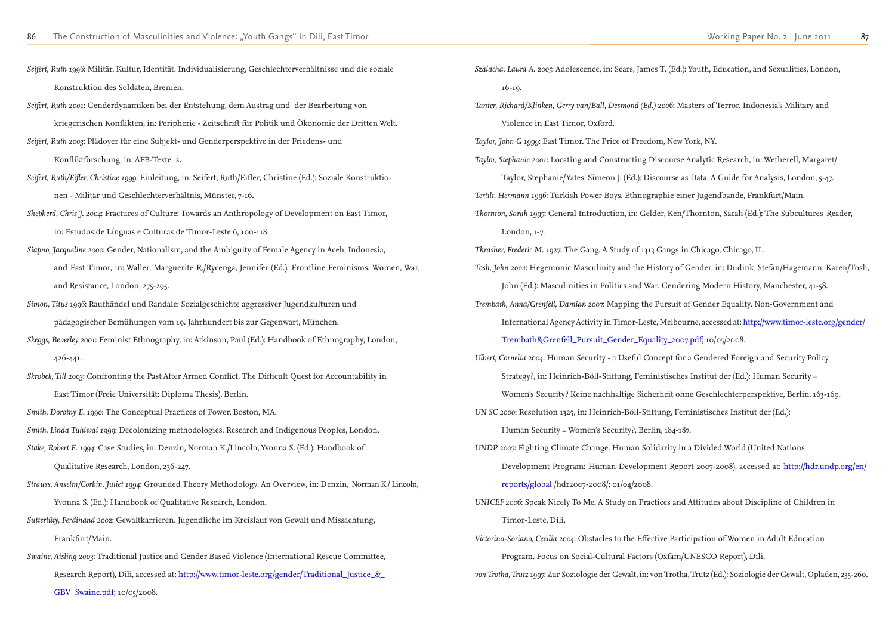*Seifert, Ruth 1996*: Militär, Kultur, Identität. Individualisierung, Geschlechterverhältnisse und die soziale Konstruktion des Soldaten, Bremen.

*Seifert, Ruth 2001*: Genderdynamiken bei der Entstehung, dem Austrag und der Bearbeitung von kriegerischen Konflikten, in: Peripherie - Zeitschrift für Politik und Ökonomie der Dritten Welt.

*Seifert, Ruth 2003*: Plädoyer für eine Subjekt- und Genderperspektive in der Friedens- und Konfliktforschung, in: AFB-Texte 2.

*Seifert, Ruth/Eifler, Christine 1999*: Einleitung, in: Seifert, Ruth/Eifler, Christine (Ed.): Soziale Konstruktionen - Militär und Geschlechterverhältnis, Münster, 7-16.

*Shepherd, Chris J. 2004*: Fractures of Culture: Towards an Anthropology of Development on East Timor, in: Estudos de Línguas e Culturas de Timor-Leste 6, 100-118.

*Siapno, Jacqueline 2000*: Gender, Nationalism, and the Ambiguity of Female Agency in Aceh, Indonesia, and East Timor, in: Waller, Marguerite R./Rycenga, Jennifer (Ed.): Frontline Feminisms. Women, War, and Resistance, London, 275-295.

*Simon, Titus 1996*: Raufhändel und Randale: Sozialgeschichte aggressiver Jugendkulturen und pädagogischer Bemühungen vom 19. Jahrhundert bis zur Gegenwart, München.

*Skeggs, Beverley 2001*: Feminist Ethnography, in: Atkinson, Paul (Ed.): Handbook of Ethnography, London, 426-441.

*Skrobek, Till 2003*: Confronting the Past After Armed Conflict. The Difficult Quest for Accountability in East Timor (Freie Universität: Diploma Thesis), Berlin.

*Smith, Dorothy E. 1990*: The Conceptual Practices of Power, Boston, MA.

*Smith, Linda Tuhiwai 1999*: Decolonizing methodologies. Research and Indigenous Peoples, London.

*Stake, Robert E. 1994*: Case Studies, in: Denzin, Norman K./Lincoln, Yvonna S. (Ed.): Handbook of Qualitative Research, London, 236-247.

*Strauss, Anselm/Corbin, Juliet 1994*: Grounded Theory Methodology. An Overview, in: Denzin, Norman K./ Lincoln, Yvonna S. (Ed.): Handbook of Qualitative Research, London.

*Sutterlüty, Ferdinand 2002*: Gewaltkarrieren. Jugendliche im Kreislauf von Gewalt und Missachtung, Frankfurt/Main.

*Swaine, Aisling 2003*: Traditional Justice and Gender Based Violence (International Rescue Committee, Research Report), Dili, accessed at: http://www.timor-leste.org/gender/Traditional_Justice_&_GBV_Swaine.pdf; 10/05/2008.

*Szalacha, Laura A. 2005*: Adolescence, in: Sears, James T. (Ed.): Youth, Education, and Sexualities, London, 16-19.

*Tanter, Richard/Klinken, Gerry van/Ball, Desmond (Ed.) 2006*: Masters of Terror. Indonesia's Military and Violence in East Timor, Oxford.

*Taylor, John G 1999*: East Timor. The Price of Freedom, New York, NY.

*Taylor, Stephanie 2001*: Locating and Constructing Discourse Analytic Research, in: Wetherell, Margaret/ Taylor, Stephanie/Yates, Simeon J. (Ed.): Discourse as Data. A Guide for Analysis, London, 5-47.

*Tertilt, Hermann 1996*: Turkish Power Boys. Ethnographie einer Jugendbande, Frankfurt/Main.

*Thornton, Sarah 1997*: General Introduction, in: Gelder, Ken/Thornton, Sarah (Ed.): The Subcultures Reader, London, 1-7.

*Thrasher, Frederic M. 1927*: The Gang. A Study of 1313 Gangs in Chicago, Chicago, IL.

*Tosh, John 2004*: Hegemonic Masculinity and the History of Gender, in: Dudink, Stefan/Hagemann, Karen/Tosh, John (Ed.): Masculinities in Politics and War. Gendering Modern History, Manchester, 41-58.

*Trembath, Anna/Grenfell, Damian 2007*: Mapping the Pursuit of Gender Equality. Non-Government and International Agency Activity in Timor-Leste, Melbourne, accessed at: http://www.timor-leste.org/gender/Trembath&Grenfell_Pursuit_Gender_Equality_2007.pdf; 10/05/2008.

*Ulbert, Cornelia 2004*: Human Security - a Useful Concept for a Gendered Foreign and Security Policy Strategy?, in: Heinrich-Böll-Stiftung, Feministisches Institut der (Ed.): Human Security = Women's Security? Keine nachhaltige Sicherheit ohne Geschlechterperspektive, Berlin, 163-169.

*UN SC 2000*: Resolution 1325, in: Heinrich-Böll-Stiftung, Feministisches Institut der (Ed.): Human Security = Women's Security?, Berlin, 184-187.

*UNDP 2007*: Fighting Climate Change. Human Solidarity in a Divided World (United Nations Development Program: Human Development Report 2007-2008), accessed at: http://hdr.undp.org/en/reports/global /hdr2007-2008/; 01/04/2008.

*UNICEF 2006*: Speak Nicely To Me. A Study on Practices and Attitudes about Discipline of Children in Timor-Leste, Dili.

*Victorino-Soriano, Cecilia 2004*: Obstacles to the Effective Participation of Women in Adult Education Program. Focus on Social-Cultural Factors (Oxfam/UNESCO Report), Dili.

*von Trotha, Trutz 1997*: Zur Soziologie der Gewalt, in: von Trotha, Trutz (Ed.): Soziologie der Gewalt, Opladen, 235-260.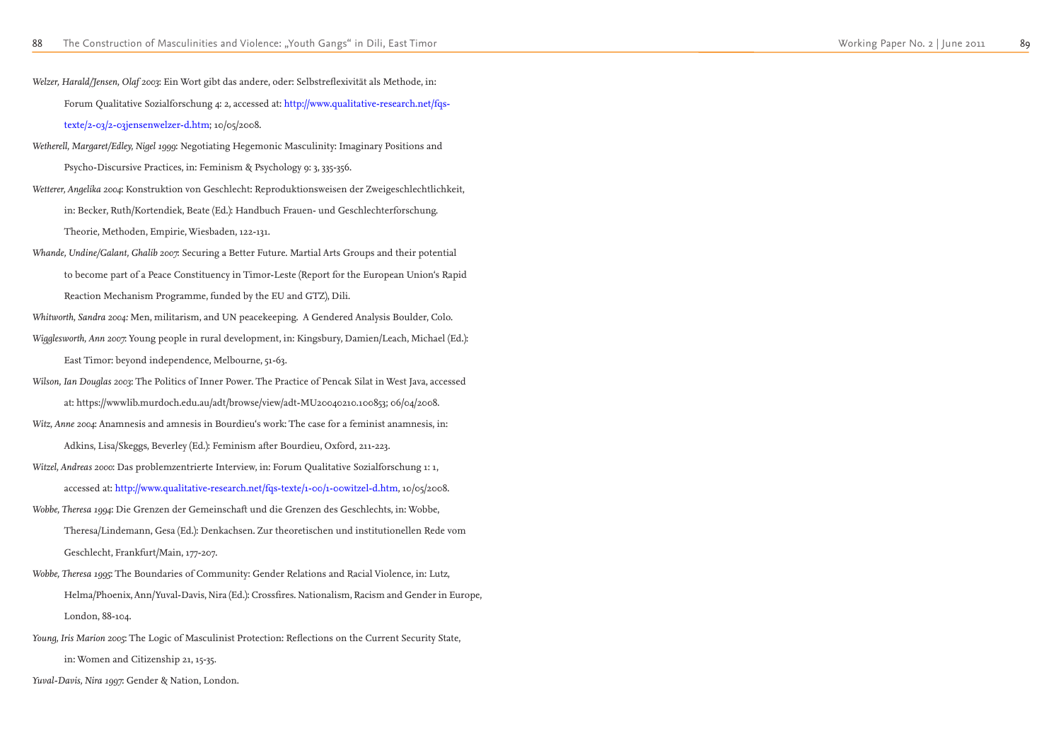*Welzer, Harald/Jensen, Olaf 2003*: Ein Wort gibt das andere, oder: Selbstreflexivität als Methode, in: Forum Qualitative Sozialforschung 4: 2, accessed at: http://www.qualitative-research.net/fqs-texte/2-03/2-03jensenwelzer-d.htm; 10/05/2008.

*Wetherell, Margaret/Edley, Nigel 1999*: Negotiating Hegemonic Masculinity: Imaginary Positions and Psycho-Discursive Practices, in: Feminism & Psychology 9: 3, 335-356.

*Wetterer, Angelika 2004*: Konstruktion von Geschlecht: Reproduktionsweisen der Zweigeschlechtlichkeit, in: Becker, Ruth/Kortendiek, Beate (Ed.): Handbuch Frauen- und Geschlechterforschung. Theorie, Methoden, Empirie, Wiesbaden, 122-131.

*Whande, Undine/Galant, Ghalib 2007*: Securing a Better Future. Martial Arts Groups and their potential to become part of a Peace Constituency in Timor-Leste (Report for the European Union's Rapid Reaction Mechanism Programme, funded by the EU and GTZ), Dili.

*Whitworth, Sandra 2004*: Men, militarism, and UN peacekeeping. A Gendered Analysis Boulder, Colo.

*Wigglesworth, Ann 2007*: Young people in rural development, in: Kingsbury, Damien/Leach, Michael (Ed.): East Timor: beyond independence, Melbourne, 51-63.

*Wilson, Ian Douglas 2003*: The Politics of Inner Power. The Practice of Pencak Silat in West Java, accessed at: https://wwwlib.murdoch.edu.au/adt/browse/view/adt-MU20040210.100853; 06/04/2008.

*Witz, Anne 2004*: Anamnesis and amnesis in Bourdieu's work: The case for a feminist anamnesis, in: Adkins, Lisa/Skeggs, Beverley (Ed.): Feminism after Bourdieu, Oxford, 211-223.

*Witzel, Andreas 2000*: Das problemzentrierte Interview, in: Forum Qualitative Sozialforschung 1: 1, accessed at: http://www.qualitative-research.net/fqs-texte/1-00/1-00witzel-d.htm, 10/05/2008.

*Wobbe, Theresa 1994*: Die Grenzen der Gemeinschaft und die Grenzen des Geschlechts, in: Wobbe, Theresa/Lindemann, Gesa (Ed.): Denkachsen. Zur theoretischen und institutionellen Rede vom Geschlecht, Frankfurt/Main, 177-207.

*Wobbe, Theresa 1995*: The Boundaries of Community: Gender Relations and Racial Violence, in: Lutz, Helma/Phoenix, Ann/Yuval-Davis, Nira (Ed.): Crossfires. Nationalism, Racism and Gender in Europe, London, 88-104.

*Young, Iris Marion 2005*: The Logic of Masculinist Protection: Reflections on the Current Security State, in: Women and Citizenship 21, 15-35.

*Yuval-Davis, Nira 1997*: Gender & Nation, London.